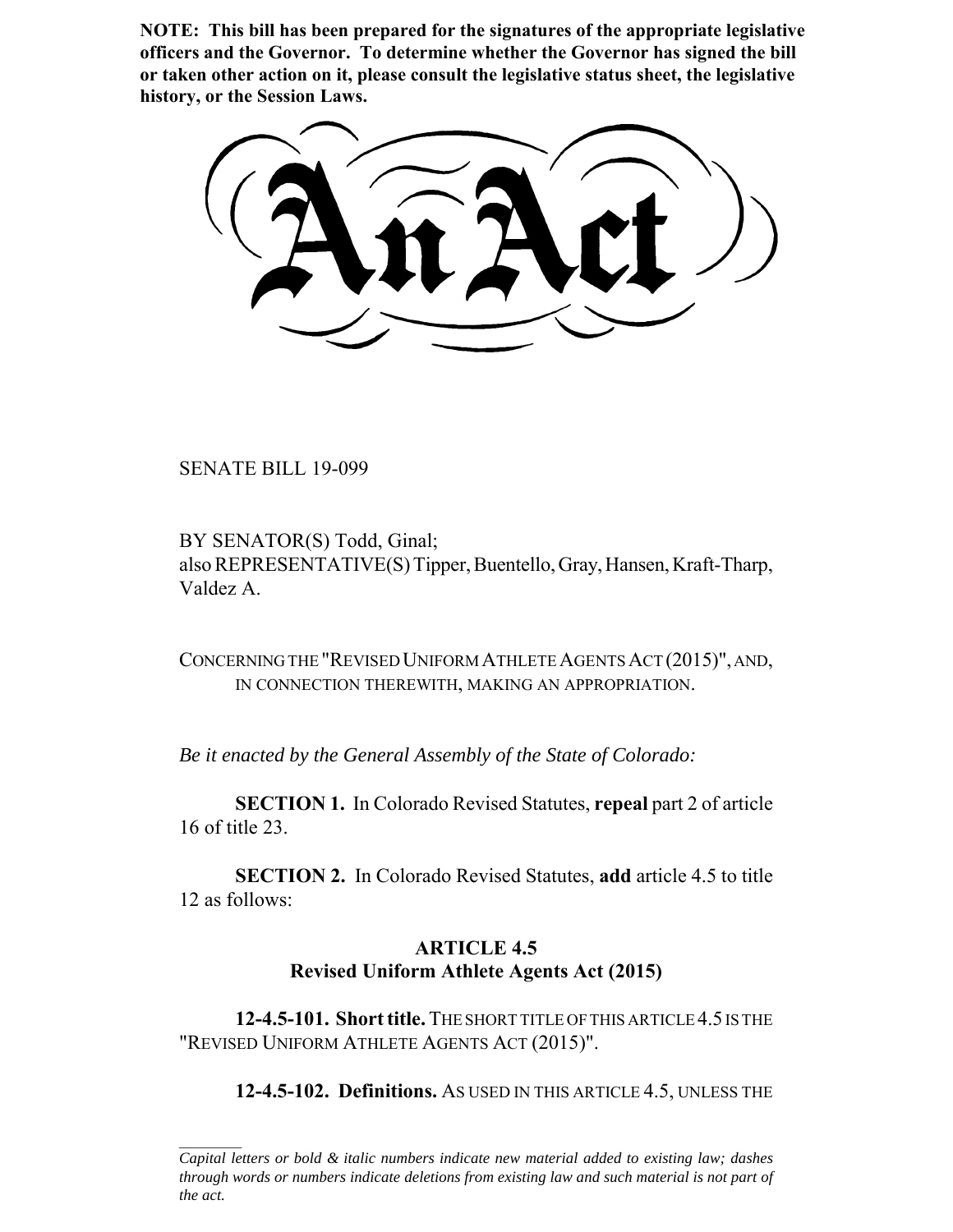**NOTE: This bill has been prepared for the signatures of the appropriate legislative officers and the Governor. To determine whether the Governor has signed the bill or taken other action on it, please consult the legislative status sheet, the legislative history, or the Session Laws.**

# An Act

SENATE BILL 19-099

BY SENATOR(S) Todd, Ginal;
also REPRESENTATIVE(S) Tipper, Buentello, Gray, Hansen, Kraft-Tharp, Valdez A.

CONCERNING THE "REVISED UNIFORM ATHLETE AGENTS ACT (2015)", AND, IN CONNECTION THEREWITH, MAKING AN APPROPRIATION.

*Be it enacted by the General Assembly of the State of Colorado:*

**SECTION 1.** In Colorado Revised Statutes, **repeal** part 2 of article 16 of title 23.

**SECTION 2.** In Colorado Revised Statutes, **add** article 4.5 to title 12 as follows:

## ARTICLE 4.5
## Revised Uniform Athlete Agents Act (2015)

**12-4.5-101. Short title.** THE SHORT TITLE OF THIS ARTICLE 4.5 IS THE "REVISED UNIFORM ATHLETE AGENTS ACT (2015)".

**12-4.5-102. Definitions.** AS USED IN THIS ARTICLE 4.5, UNLESS THE

---

*Capital letters or bold & italic numbers indicate new material added to existing law; dashes through words or numbers indicate deletions from existing law and such material is not part of the act.*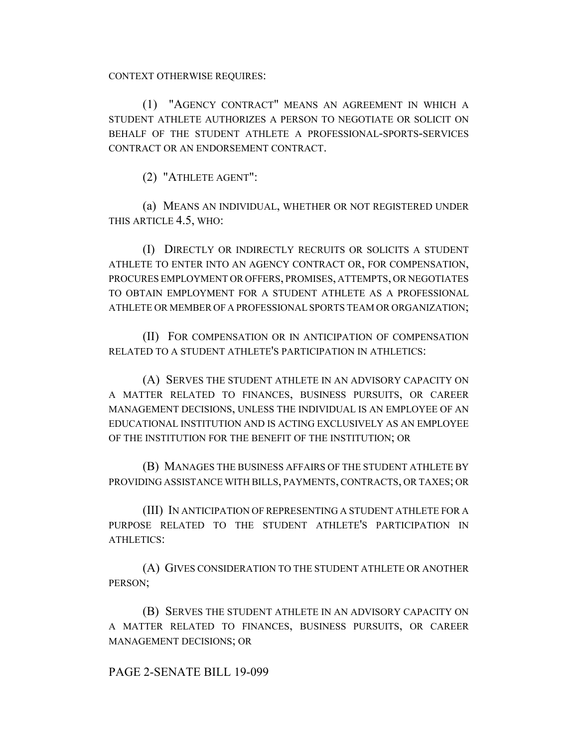CONTEXT OTHERWISE REQUIRES:

(1) "AGENCY CONTRACT" MEANS AN AGREEMENT IN WHICH A STUDENT ATHLETE AUTHORIZES A PERSON TO NEGOTIATE OR SOLICIT ON BEHALF OF THE STUDENT ATHLETE A PROFESSIONAL-SPORTS-SERVICES CONTRACT OR AN ENDORSEMENT CONTRACT.

(2) "ATHLETE AGENT":

(a) MEANS AN INDIVIDUAL, WHETHER OR NOT REGISTERED UNDER THIS ARTICLE 4.5, WHO:

(I) DIRECTLY OR INDIRECTLY RECRUITS OR SOLICITS A STUDENT ATHLETE TO ENTER INTO AN AGENCY CONTRACT OR, FOR COMPENSATION, PROCURES EMPLOYMENT OR OFFERS, PROMISES, ATTEMPTS, OR NEGOTIATES TO OBTAIN EMPLOYMENT FOR A STUDENT ATHLETE AS A PROFESSIONAL ATHLETE OR MEMBER OF A PROFESSIONAL SPORTS TEAM OR ORGANIZATION;

(II) FOR COMPENSATION OR IN ANTICIPATION OF COMPENSATION RELATED TO A STUDENT ATHLETE'S PARTICIPATION IN ATHLETICS:

(A) SERVES THE STUDENT ATHLETE IN AN ADVISORY CAPACITY ON A MATTER RELATED TO FINANCES, BUSINESS PURSUITS, OR CAREER MANAGEMENT DECISIONS, UNLESS THE INDIVIDUAL IS AN EMPLOYEE OF AN EDUCATIONAL INSTITUTION AND IS ACTING EXCLUSIVELY AS AN EMPLOYEE OF THE INSTITUTION FOR THE BENEFIT OF THE INSTITUTION; OR

(B) MANAGES THE BUSINESS AFFAIRS OF THE STUDENT ATHLETE BY PROVIDING ASSISTANCE WITH BILLS, PAYMENTS, CONTRACTS, OR TAXES; OR

(III) IN ANTICIPATION OF REPRESENTING A STUDENT ATHLETE FOR A PURPOSE RELATED TO THE STUDENT ATHLETE'S PARTICIPATION IN ATHLETICS:

(A) GIVES CONSIDERATION TO THE STUDENT ATHLETE OR ANOTHER PERSON;

(B) SERVES THE STUDENT ATHLETE IN AN ADVISORY CAPACITY ON A MATTER RELATED TO FINANCES, BUSINESS PURSUITS, OR CAREER MANAGEMENT DECISIONS; OR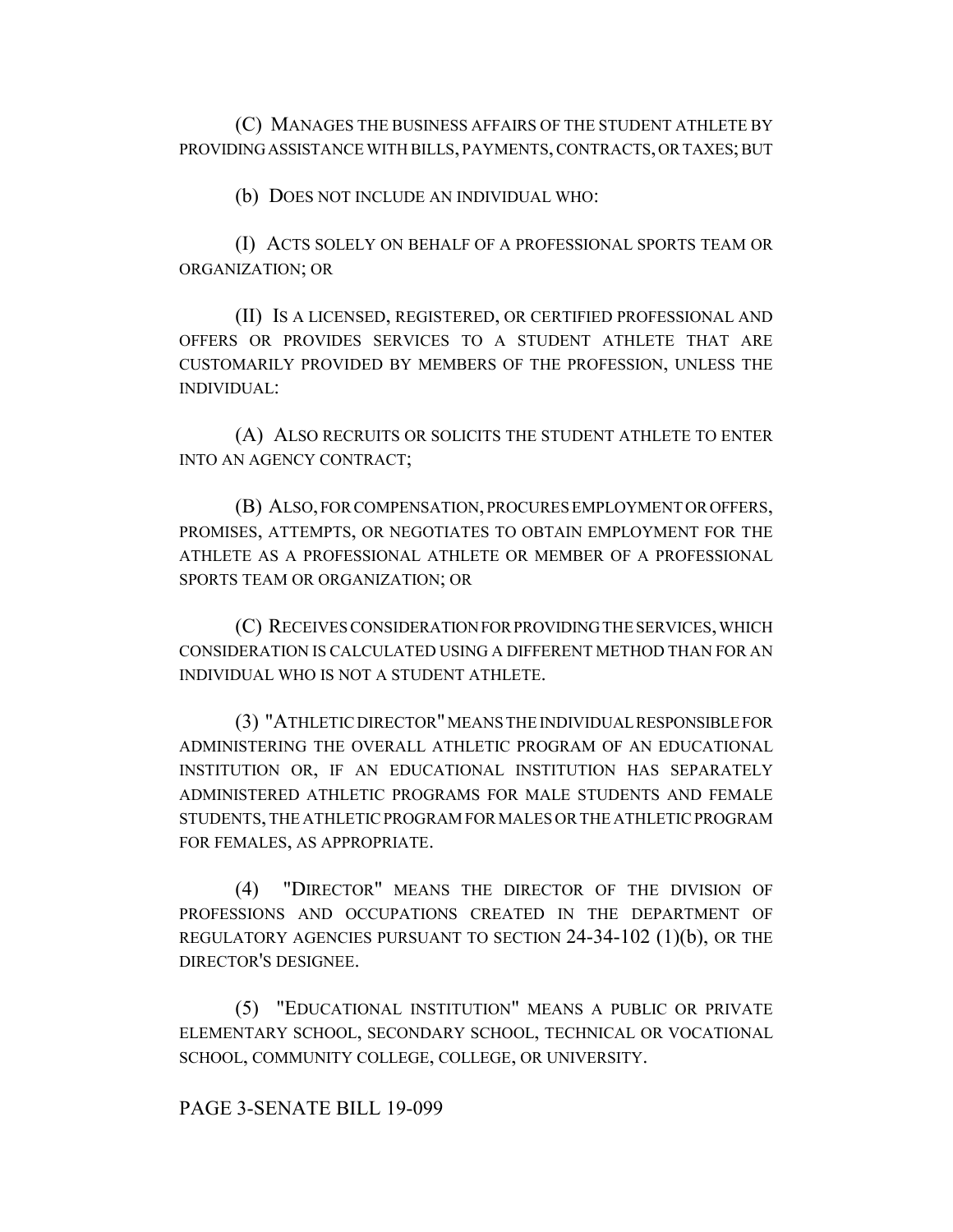(C) MANAGES THE BUSINESS AFFAIRS OF THE STUDENT ATHLETE BY PROVIDING ASSISTANCE WITH BILLS, PAYMENTS, CONTRACTS, OR TAXES; BUT

(b) DOES NOT INCLUDE AN INDIVIDUAL WHO:

(I) ACTS SOLELY ON BEHALF OF A PROFESSIONAL SPORTS TEAM OR ORGANIZATION; OR

(II) IS A LICENSED, REGISTERED, OR CERTIFIED PROFESSIONAL AND OFFERS OR PROVIDES SERVICES TO A STUDENT ATHLETE THAT ARE CUSTOMARILY PROVIDED BY MEMBERS OF THE PROFESSION, UNLESS THE INDIVIDUAL:

(A) ALSO RECRUITS OR SOLICITS THE STUDENT ATHLETE TO ENTER INTO AN AGENCY CONTRACT;

(B) ALSO, FOR COMPENSATION, PROCURES EMPLOYMENT OR OFFERS, PROMISES, ATTEMPTS, OR NEGOTIATES TO OBTAIN EMPLOYMENT FOR THE ATHLETE AS A PROFESSIONAL ATHLETE OR MEMBER OF A PROFESSIONAL SPORTS TEAM OR ORGANIZATION; OR

(C) RECEIVES CONSIDERATION FOR PROVIDING THE SERVICES, WHICH CONSIDERATION IS CALCULATED USING A DIFFERENT METHOD THAN FOR AN INDIVIDUAL WHO IS NOT A STUDENT ATHLETE.

(3) "ATHLETIC DIRECTOR" MEANS THE INDIVIDUAL RESPONSIBLE FOR ADMINISTERING THE OVERALL ATHLETIC PROGRAM OF AN EDUCATIONAL INSTITUTION OR, IF AN EDUCATIONAL INSTITUTION HAS SEPARATELY ADMINISTERED ATHLETIC PROGRAMS FOR MALE STUDENTS AND FEMALE STUDENTS, THE ATHLETIC PROGRAM FOR MALES OR THE ATHLETIC PROGRAM FOR FEMALES, AS APPROPRIATE.

(4) "DIRECTOR" MEANS THE DIRECTOR OF THE DIVISION OF PROFESSIONS AND OCCUPATIONS CREATED IN THE DEPARTMENT OF REGULATORY AGENCIES PURSUANT TO SECTION 24-34-102 (1)(b), OR THE DIRECTOR'S DESIGNEE.

(5) "EDUCATIONAL INSTITUTION" MEANS A PUBLIC OR PRIVATE ELEMENTARY SCHOOL, SECONDARY SCHOOL, TECHNICAL OR VOCATIONAL SCHOOL, COMMUNITY COLLEGE, COLLEGE, OR UNIVERSITY.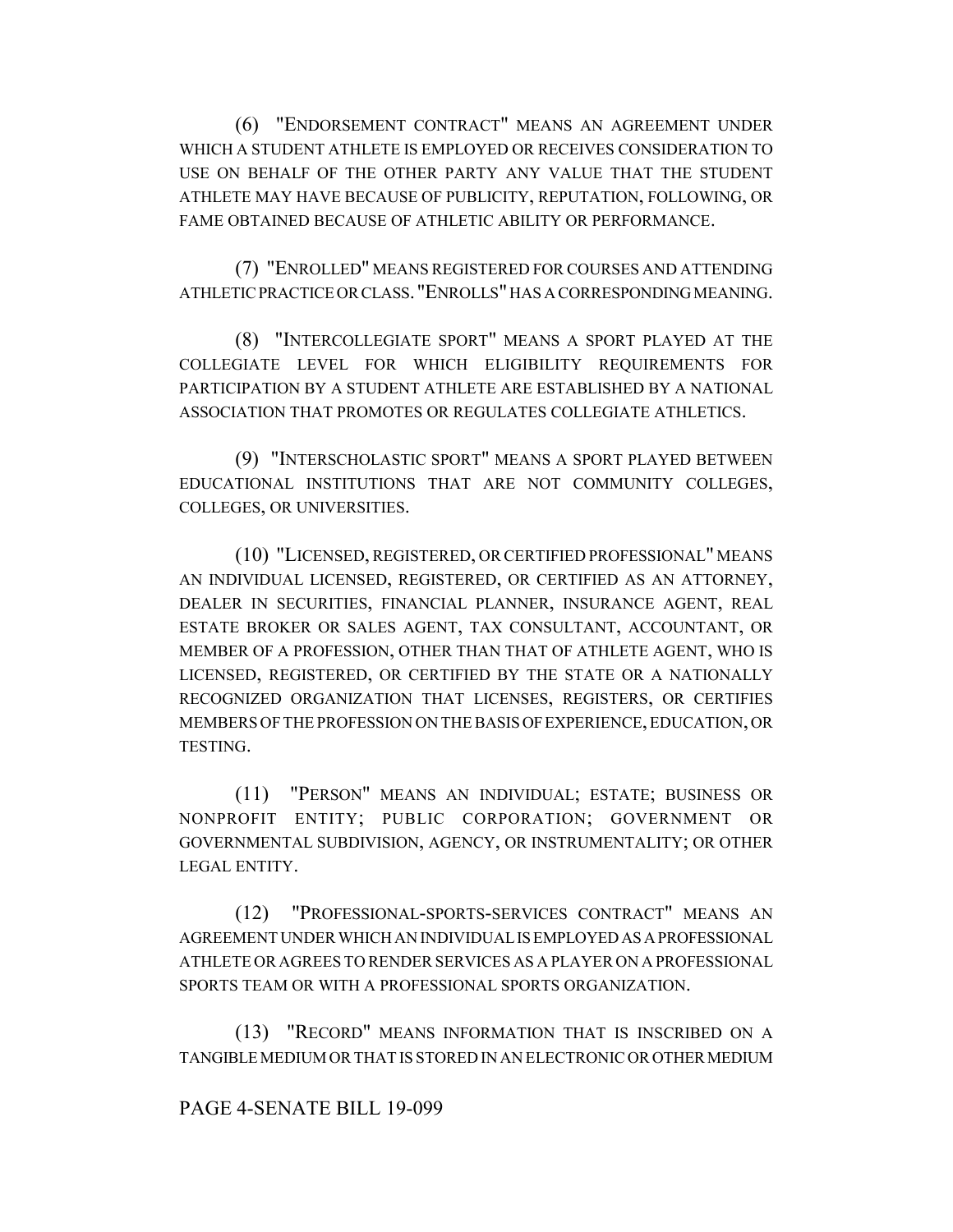(6) "ENDORSEMENT CONTRACT" MEANS AN AGREEMENT UNDER WHICH A STUDENT ATHLETE IS EMPLOYED OR RECEIVES CONSIDERATION TO USE ON BEHALF OF THE OTHER PARTY ANY VALUE THAT THE STUDENT ATHLETE MAY HAVE BECAUSE OF PUBLICITY, REPUTATION, FOLLOWING, OR FAME OBTAINED BECAUSE OF ATHLETIC ABILITY OR PERFORMANCE.

(7) "ENROLLED" MEANS REGISTERED FOR COURSES AND ATTENDING ATHLETIC PRACTICE OR CLASS. "ENROLLS" HAS A CORRESPONDING MEANING.

(8) "INTERCOLLEGIATE SPORT" MEANS A SPORT PLAYED AT THE COLLEGIATE LEVEL FOR WHICH ELIGIBILITY REQUIREMENTS FOR PARTICIPATION BY A STUDENT ATHLETE ARE ESTABLISHED BY A NATIONAL ASSOCIATION THAT PROMOTES OR REGULATES COLLEGIATE ATHLETICS.

(9) "INTERSCHOLASTIC SPORT" MEANS A SPORT PLAYED BETWEEN EDUCATIONAL INSTITUTIONS THAT ARE NOT COMMUNITY COLLEGES, COLLEGES, OR UNIVERSITIES.

(10) "LICENSED, REGISTERED, OR CERTIFIED PROFESSIONAL" MEANS AN INDIVIDUAL LICENSED, REGISTERED, OR CERTIFIED AS AN ATTORNEY, DEALER IN SECURITIES, FINANCIAL PLANNER, INSURANCE AGENT, REAL ESTATE BROKER OR SALES AGENT, TAX CONSULTANT, ACCOUNTANT, OR MEMBER OF A PROFESSION, OTHER THAN THAT OF ATHLETE AGENT, WHO IS LICENSED, REGISTERED, OR CERTIFIED BY THE STATE OR A NATIONALLY RECOGNIZED ORGANIZATION THAT LICENSES, REGISTERS, OR CERTIFIES MEMBERS OF THE PROFESSION ON THE BASIS OF EXPERIENCE, EDUCATION, OR TESTING.

(11) "PERSON" MEANS AN INDIVIDUAL; ESTATE; BUSINESS OR NONPROFIT ENTITY; PUBLIC CORPORATION; GOVERNMENT OR GOVERNMENTAL SUBDIVISION, AGENCY, OR INSTRUMENTALITY; OR OTHER LEGAL ENTITY.

(12) "PROFESSIONAL-SPORTS-SERVICES CONTRACT" MEANS AN AGREEMENT UNDER WHICH AN INDIVIDUAL IS EMPLOYED AS A PROFESSIONAL ATHLETE OR AGREES TO RENDER SERVICES AS A PLAYER ON A PROFESSIONAL SPORTS TEAM OR WITH A PROFESSIONAL SPORTS ORGANIZATION.

(13) "RECORD" MEANS INFORMATION THAT IS INSCRIBED ON A TANGIBLE MEDIUM OR THAT IS STORED IN AN ELECTRONIC OR OTHER MEDIUM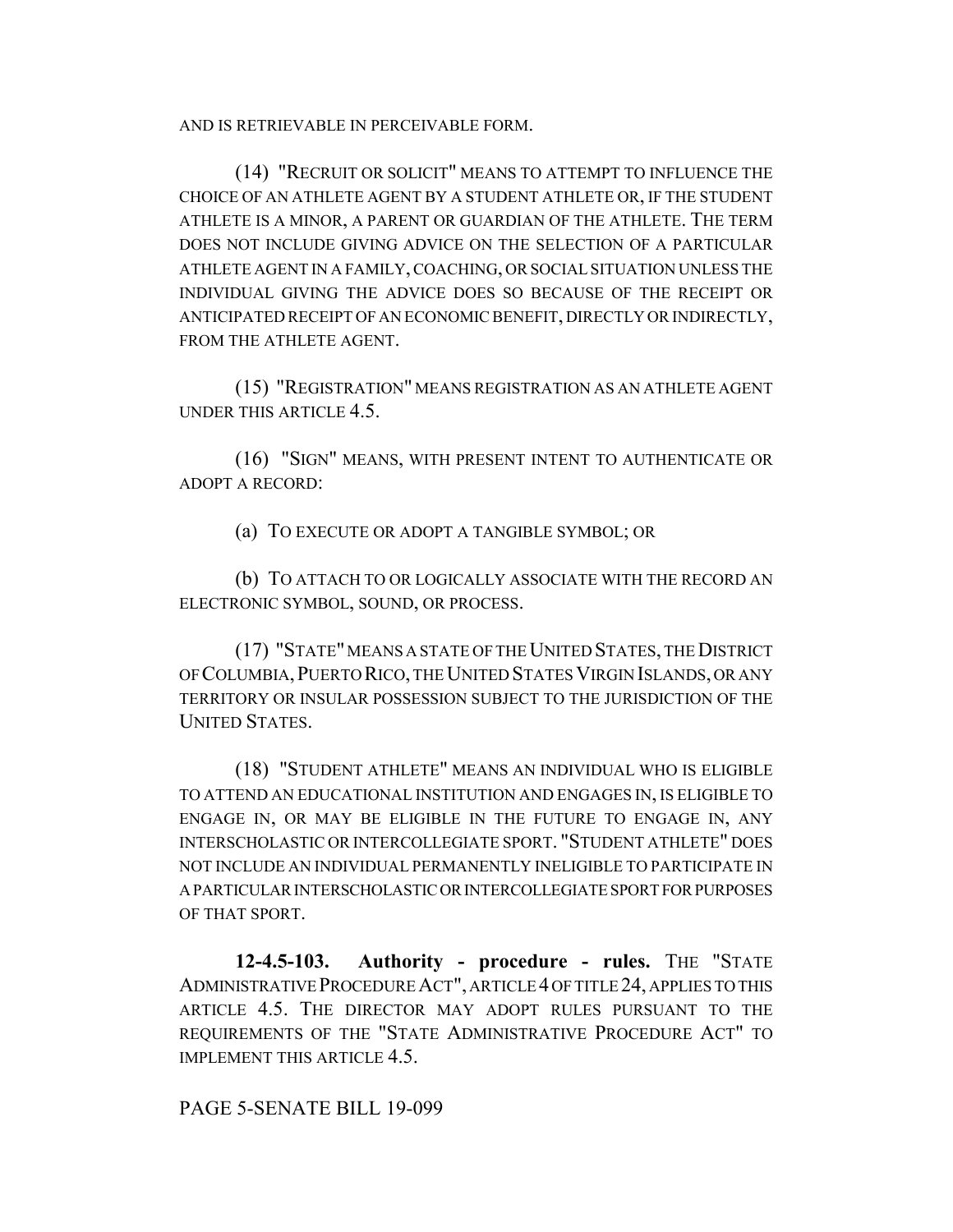AND IS RETRIEVABLE IN PERCEIVABLE FORM.

(14) "RECRUIT OR SOLICIT" MEANS TO ATTEMPT TO INFLUENCE THE CHOICE OF AN ATHLETE AGENT BY A STUDENT ATHLETE OR, IF THE STUDENT ATHLETE IS A MINOR, A PARENT OR GUARDIAN OF THE ATHLETE. THE TERM DOES NOT INCLUDE GIVING ADVICE ON THE SELECTION OF A PARTICULAR ATHLETE AGENT IN A FAMILY, COACHING, OR SOCIAL SITUATION UNLESS THE INDIVIDUAL GIVING THE ADVICE DOES SO BECAUSE OF THE RECEIPT OR ANTICIPATED RECEIPT OF AN ECONOMIC BENEFIT, DIRECTLY OR INDIRECTLY, FROM THE ATHLETE AGENT.

(15) "REGISTRATION" MEANS REGISTRATION AS AN ATHLETE AGENT UNDER THIS ARTICLE 4.5.

(16) "SIGN" MEANS, WITH PRESENT INTENT TO AUTHENTICATE OR ADOPT A RECORD:

(a) TO EXECUTE OR ADOPT A TANGIBLE SYMBOL; OR

(b) TO ATTACH TO OR LOGICALLY ASSOCIATE WITH THE RECORD AN ELECTRONIC SYMBOL, SOUND, OR PROCESS.

(17) "STATE" MEANS A STATE OF THE UNITED STATES, THE DISTRICT OF COLUMBIA, PUERTO RICO, THE UNITED STATES VIRGIN ISLANDS, OR ANY TERRITORY OR INSULAR POSSESSION SUBJECT TO THE JURISDICTION OF THE UNITED STATES.

(18) "STUDENT ATHLETE" MEANS AN INDIVIDUAL WHO IS ELIGIBLE TO ATTEND AN EDUCATIONAL INSTITUTION AND ENGAGES IN, IS ELIGIBLE TO ENGAGE IN, OR MAY BE ELIGIBLE IN THE FUTURE TO ENGAGE IN, ANY INTERSCHOLASTIC OR INTERCOLLEGIATE SPORT. "STUDENT ATHLETE" DOES NOT INCLUDE AN INDIVIDUAL PERMANENTLY INELIGIBLE TO PARTICIPATE IN A PARTICULAR INTERSCHOLASTIC OR INTERCOLLEGIATE SPORT FOR PURPOSES OF THAT SPORT.

**12-4.5-103. Authority - procedure - rules.** THE "STATE ADMINISTRATIVE PROCEDURE ACT", ARTICLE 4 OF TITLE 24, APPLIES TO THIS ARTICLE 4.5. THE DIRECTOR MAY ADOPT RULES PURSUANT TO THE REQUIREMENTS OF THE "STATE ADMINISTRATIVE PROCEDURE ACT" TO IMPLEMENT THIS ARTICLE 4.5.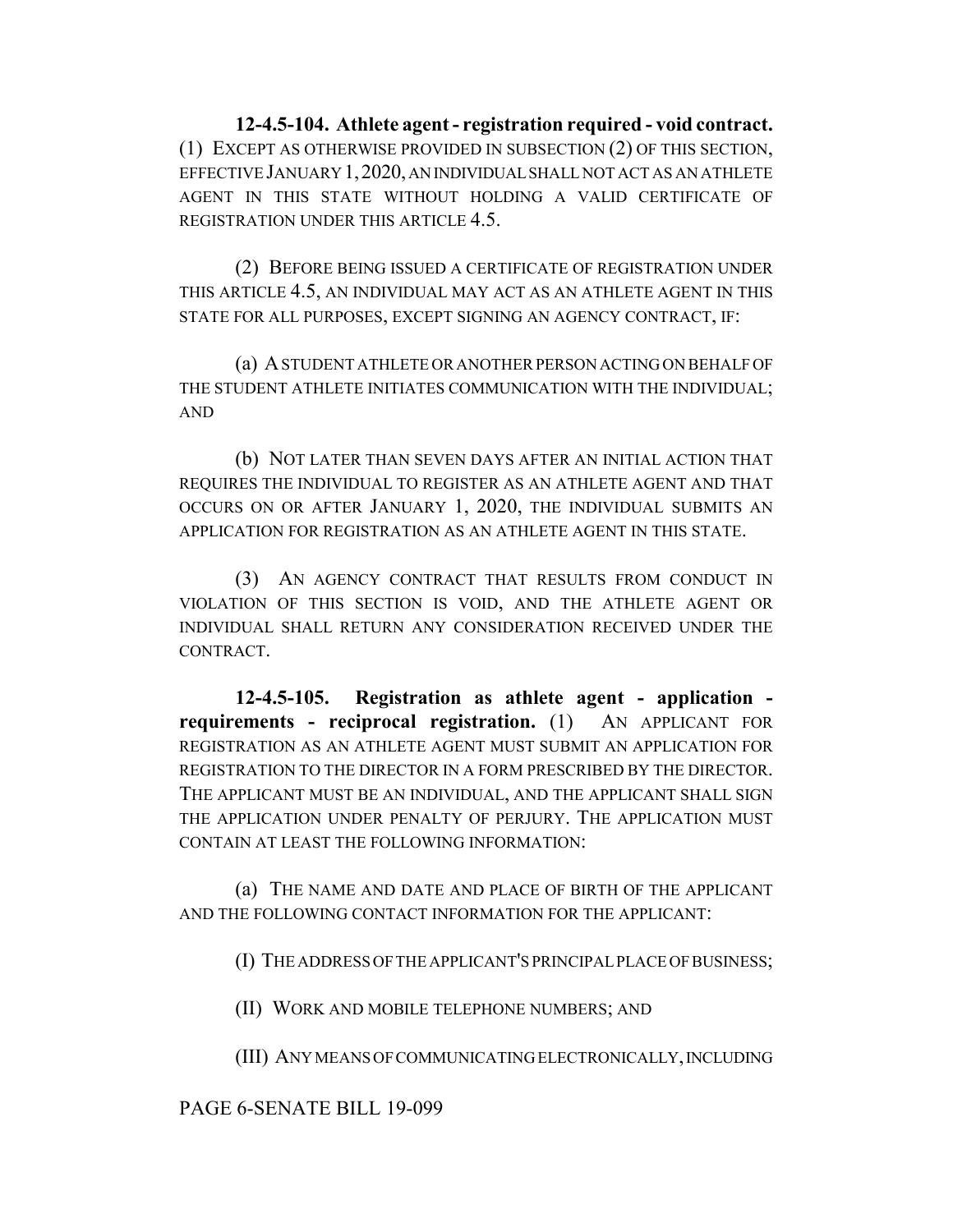**12-4.5-104. Athlete agent - registration required - void contract.** (1) EXCEPT AS OTHERWISE PROVIDED IN SUBSECTION (2) OF THIS SECTION, EFFECTIVE JANUARY 1, 2020, AN INDIVIDUAL SHALL NOT ACT AS AN ATHLETE AGENT IN THIS STATE WITHOUT HOLDING A VALID CERTIFICATE OF REGISTRATION UNDER THIS ARTICLE 4.5.

(2) BEFORE BEING ISSUED A CERTIFICATE OF REGISTRATION UNDER THIS ARTICLE 4.5, AN INDIVIDUAL MAY ACT AS AN ATHLETE AGENT IN THIS STATE FOR ALL PURPOSES, EXCEPT SIGNING AN AGENCY CONTRACT, IF:

(a) A STUDENT ATHLETE OR ANOTHER PERSON ACTING ON BEHALF OF THE STUDENT ATHLETE INITIATES COMMUNICATION WITH THE INDIVIDUAL; AND

(b) NOT LATER THAN SEVEN DAYS AFTER AN INITIAL ACTION THAT REQUIRES THE INDIVIDUAL TO REGISTER AS AN ATHLETE AGENT AND THAT OCCURS ON OR AFTER JANUARY 1, 2020, THE INDIVIDUAL SUBMITS AN APPLICATION FOR REGISTRATION AS AN ATHLETE AGENT IN THIS STATE.

(3) AN AGENCY CONTRACT THAT RESULTS FROM CONDUCT IN VIOLATION OF THIS SECTION IS VOID, AND THE ATHLETE AGENT OR INDIVIDUAL SHALL RETURN ANY CONSIDERATION RECEIVED UNDER THE CONTRACT.

**12-4.5-105. Registration as athlete agent - application - requirements - reciprocal registration.** (1) AN APPLICANT FOR REGISTRATION AS AN ATHLETE AGENT MUST SUBMIT AN APPLICATION FOR REGISTRATION TO THE DIRECTOR IN A FORM PRESCRIBED BY THE DIRECTOR. THE APPLICANT MUST BE AN INDIVIDUAL, AND THE APPLICANT SHALL SIGN THE APPLICATION UNDER PENALTY OF PERJURY. THE APPLICATION MUST CONTAIN AT LEAST THE FOLLOWING INFORMATION:

(a) THE NAME AND DATE AND PLACE OF BIRTH OF THE APPLICANT AND THE FOLLOWING CONTACT INFORMATION FOR THE APPLICANT:

(I) THE ADDRESS OF THE APPLICANT'S PRINCIPAL PLACE OF BUSINESS;

(II) WORK AND MOBILE TELEPHONE NUMBERS; AND

(III) ANY MEANS OF COMMUNICATING ELECTRONICALLY, INCLUDING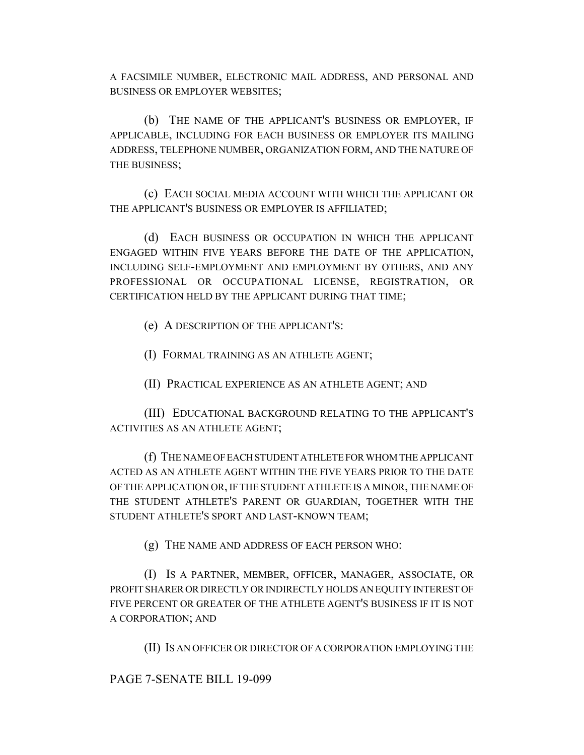A FACSIMILE NUMBER, ELECTRONIC MAIL ADDRESS, AND PERSONAL AND BUSINESS OR EMPLOYER WEBSITES;

(b) THE NAME OF THE APPLICANT'S BUSINESS OR EMPLOYER, IF APPLICABLE, INCLUDING FOR EACH BUSINESS OR EMPLOYER ITS MAILING ADDRESS, TELEPHONE NUMBER, ORGANIZATION FORM, AND THE NATURE OF THE BUSINESS;

(c) EACH SOCIAL MEDIA ACCOUNT WITH WHICH THE APPLICANT OR THE APPLICANT'S BUSINESS OR EMPLOYER IS AFFILIATED;

(d) EACH BUSINESS OR OCCUPATION IN WHICH THE APPLICANT ENGAGED WITHIN FIVE YEARS BEFORE THE DATE OF THE APPLICATION, INCLUDING SELF-EMPLOYMENT AND EMPLOYMENT BY OTHERS, AND ANY PROFESSIONAL OR OCCUPATIONAL LICENSE, REGISTRATION, OR CERTIFICATION HELD BY THE APPLICANT DURING THAT TIME;

(e) A DESCRIPTION OF THE APPLICANT'S:

(I) FORMAL TRAINING AS AN ATHLETE AGENT;

(II) PRACTICAL EXPERIENCE AS AN ATHLETE AGENT; AND

(III) EDUCATIONAL BACKGROUND RELATING TO THE APPLICANT'S ACTIVITIES AS AN ATHLETE AGENT;

(f) THE NAME OF EACH STUDENT ATHLETE FOR WHOM THE APPLICANT ACTED AS AN ATHLETE AGENT WITHIN THE FIVE YEARS PRIOR TO THE DATE OF THE APPLICATION OR, IF THE STUDENT ATHLETE IS A MINOR, THE NAME OF THE STUDENT ATHLETE'S PARENT OR GUARDIAN, TOGETHER WITH THE STUDENT ATHLETE'S SPORT AND LAST-KNOWN TEAM;

(g) THE NAME AND ADDRESS OF EACH PERSON WHO:

(I) IS A PARTNER, MEMBER, OFFICER, MANAGER, ASSOCIATE, OR PROFIT SHARER OR DIRECTLY OR INDIRECTLY HOLDS AN EQUITY INTEREST OF FIVE PERCENT OR GREATER OF THE ATHLETE AGENT'S BUSINESS IF IT IS NOT A CORPORATION; AND

(II) IS AN OFFICER OR DIRECTOR OF A CORPORATION EMPLOYING THE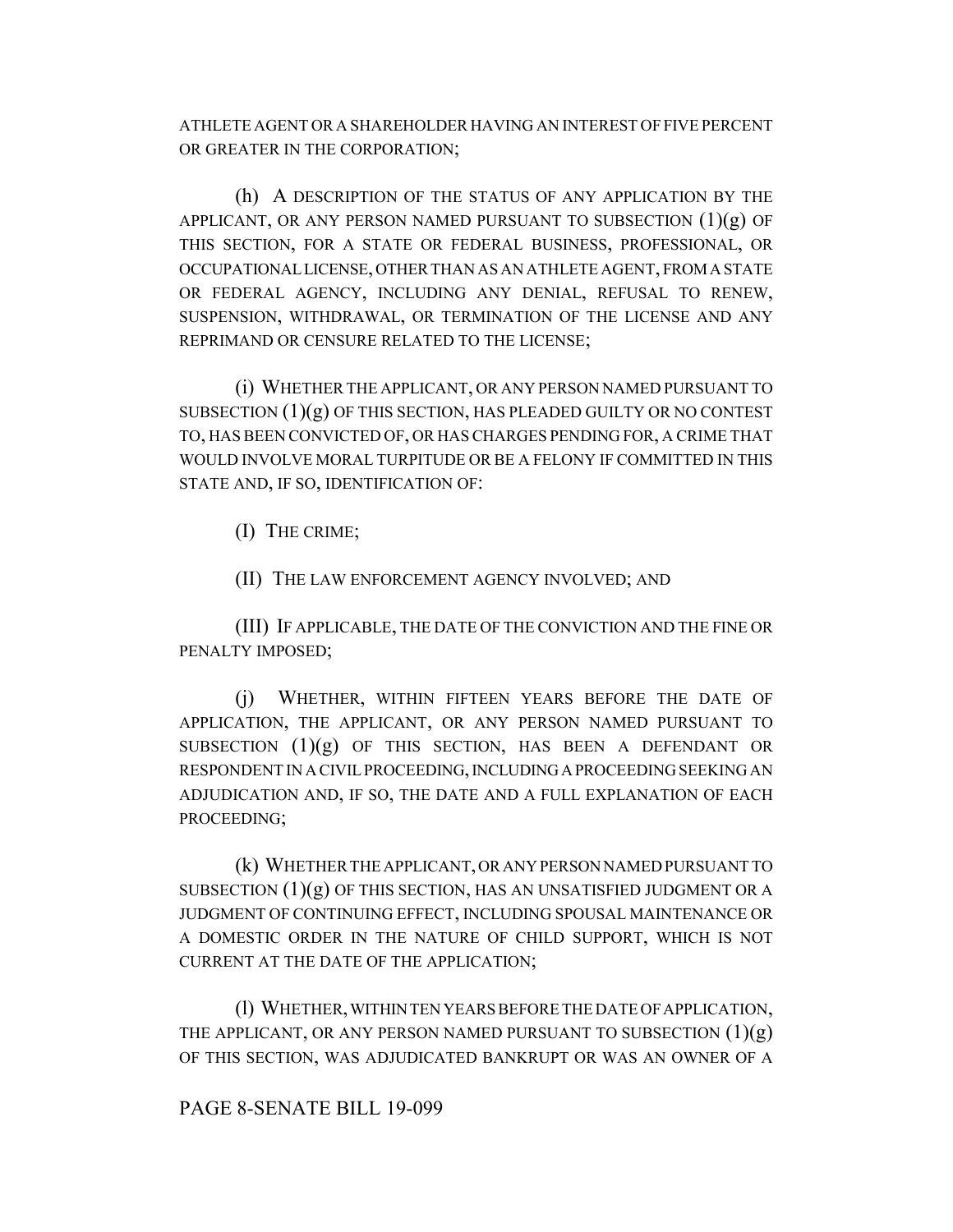ATHLETE AGENT OR A SHAREHOLDER HAVING AN INTEREST OF FIVE PERCENT OR GREATER IN THE CORPORATION;

(h) A DESCRIPTION OF THE STATUS OF ANY APPLICATION BY THE APPLICANT, OR ANY PERSON NAMED PURSUANT TO SUBSECTION (1)(g) OF THIS SECTION, FOR A STATE OR FEDERAL BUSINESS, PROFESSIONAL, OR OCCUPATIONAL LICENSE, OTHER THAN AS AN ATHLETE AGENT, FROM A STATE OR FEDERAL AGENCY, INCLUDING ANY DENIAL, REFUSAL TO RENEW, SUSPENSION, WITHDRAWAL, OR TERMINATION OF THE LICENSE AND ANY REPRIMAND OR CENSURE RELATED TO THE LICENSE;

(i) WHETHER THE APPLICANT, OR ANY PERSON NAMED PURSUANT TO SUBSECTION (1)(g) OF THIS SECTION, HAS PLEADED GUILTY OR NO CONTEST TO, HAS BEEN CONVICTED OF, OR HAS CHARGES PENDING FOR, A CRIME THAT WOULD INVOLVE MORAL TURPITUDE OR BE A FELONY IF COMMITTED IN THIS STATE AND, IF SO, IDENTIFICATION OF:

(I) THE CRIME;

(II) THE LAW ENFORCEMENT AGENCY INVOLVED; AND

(III) IF APPLICABLE, THE DATE OF THE CONVICTION AND THE FINE OR PENALTY IMPOSED;

(j) WHETHER, WITHIN FIFTEEN YEARS BEFORE THE DATE OF APPLICATION, THE APPLICANT, OR ANY PERSON NAMED PURSUANT TO SUBSECTION (1)(g) OF THIS SECTION, HAS BEEN A DEFENDANT OR RESPONDENT IN A CIVIL PROCEEDING, INCLUDING A PROCEEDING SEEKING AN ADJUDICATION AND, IF SO, THE DATE AND A FULL EXPLANATION OF EACH PROCEEDING;

(k) WHETHER THE APPLICANT, OR ANY PERSON NAMED PURSUANT TO SUBSECTION (1)(g) OF THIS SECTION, HAS AN UNSATISFIED JUDGMENT OR A JUDGMENT OF CONTINUING EFFECT, INCLUDING SPOUSAL MAINTENANCE OR A DOMESTIC ORDER IN THE NATURE OF CHILD SUPPORT, WHICH IS NOT CURRENT AT THE DATE OF THE APPLICATION;

(l) WHETHER, WITHIN TEN YEARS BEFORE THE DATE OF APPLICATION, THE APPLICANT, OR ANY PERSON NAMED PURSUANT TO SUBSECTION (1)(g) OF THIS SECTION, WAS ADJUDICATED BANKRUPT OR WAS AN OWNER OF A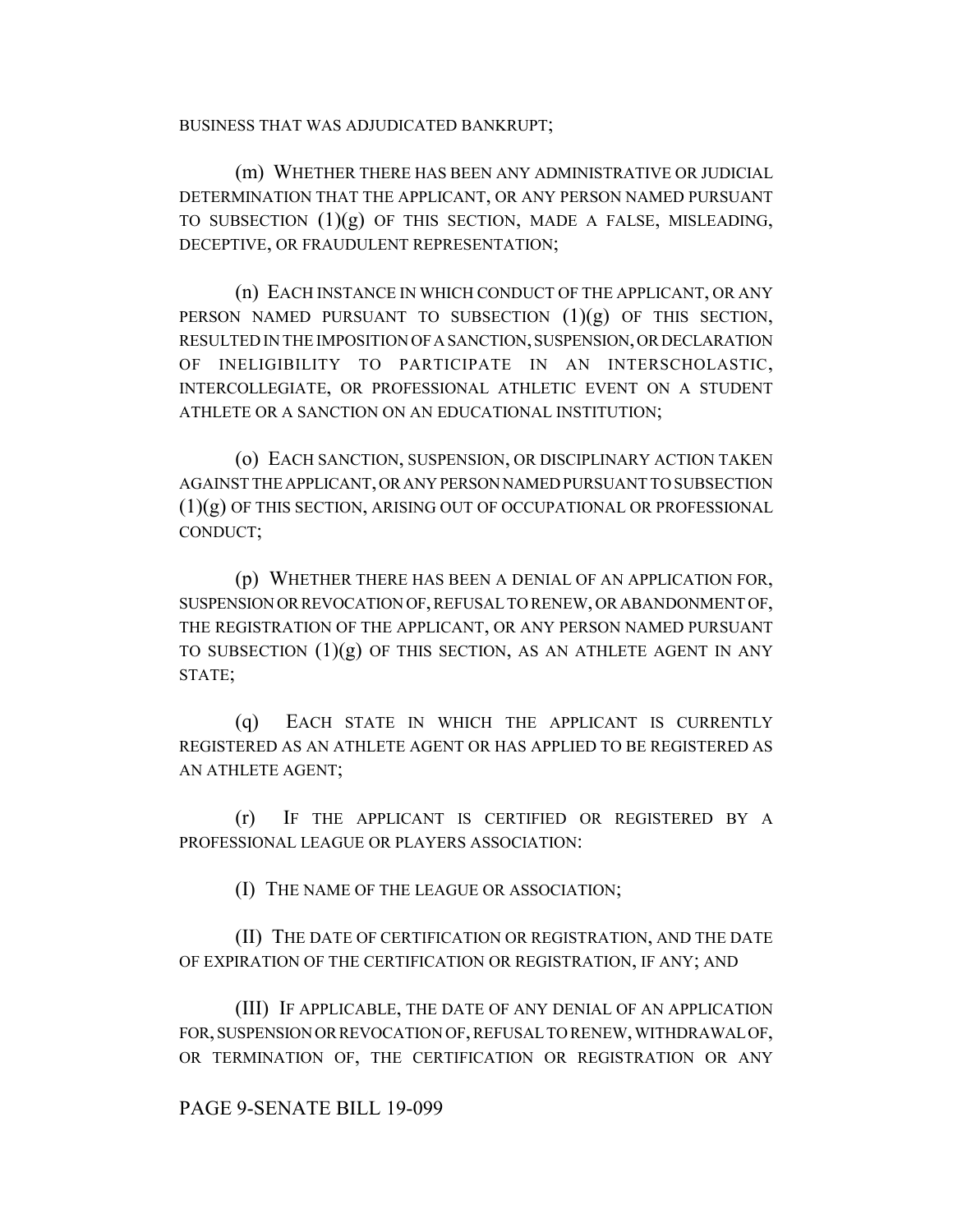BUSINESS THAT WAS ADJUDICATED BANKRUPT;

(m) WHETHER THERE HAS BEEN ANY ADMINISTRATIVE OR JUDICIAL DETERMINATION THAT THE APPLICANT, OR ANY PERSON NAMED PURSUANT TO SUBSECTION (1)(g) OF THIS SECTION, MADE A FALSE, MISLEADING, DECEPTIVE, OR FRAUDULENT REPRESENTATION;

(n) EACH INSTANCE IN WHICH CONDUCT OF THE APPLICANT, OR ANY PERSON NAMED PURSUANT TO SUBSECTION (1)(g) OF THIS SECTION, RESULTED IN THE IMPOSITION OF A SANCTION, SUSPENSION, OR DECLARATION OF INELIGIBILITY TO PARTICIPATE IN AN INTERSCHOLASTIC, INTERCOLLEGIATE, OR PROFESSIONAL ATHLETIC EVENT ON A STUDENT ATHLETE OR A SANCTION ON AN EDUCATIONAL INSTITUTION;

(o) EACH SANCTION, SUSPENSION, OR DISCIPLINARY ACTION TAKEN AGAINST THE APPLICANT, OR ANY PERSON NAMED PURSUANT TO SUBSECTION (1)(g) OF THIS SECTION, ARISING OUT OF OCCUPATIONAL OR PROFESSIONAL CONDUCT;

(p) WHETHER THERE HAS BEEN A DENIAL OF AN APPLICATION FOR, SUSPENSION OR REVOCATION OF, REFUSAL TO RENEW, OR ABANDONMENT OF, THE REGISTRATION OF THE APPLICANT, OR ANY PERSON NAMED PURSUANT TO SUBSECTION (1)(g) OF THIS SECTION, AS AN ATHLETE AGENT IN ANY STATE;

(q) EACH STATE IN WHICH THE APPLICANT IS CURRENTLY REGISTERED AS AN ATHLETE AGENT OR HAS APPLIED TO BE REGISTERED AS AN ATHLETE AGENT;

(r) IF THE APPLICANT IS CERTIFIED OR REGISTERED BY A PROFESSIONAL LEAGUE OR PLAYERS ASSOCIATION:

(I) THE NAME OF THE LEAGUE OR ASSOCIATION;

(II) THE DATE OF CERTIFICATION OR REGISTRATION, AND THE DATE OF EXPIRATION OF THE CERTIFICATION OR REGISTRATION, IF ANY; AND

(III) IF APPLICABLE, THE DATE OF ANY DENIAL OF AN APPLICATION FOR, SUSPENSION OR REVOCATION OF, REFUSAL TO RENEW, WITHDRAWAL OF, OR TERMINATION OF, THE CERTIFICATION OR REGISTRATION OR ANY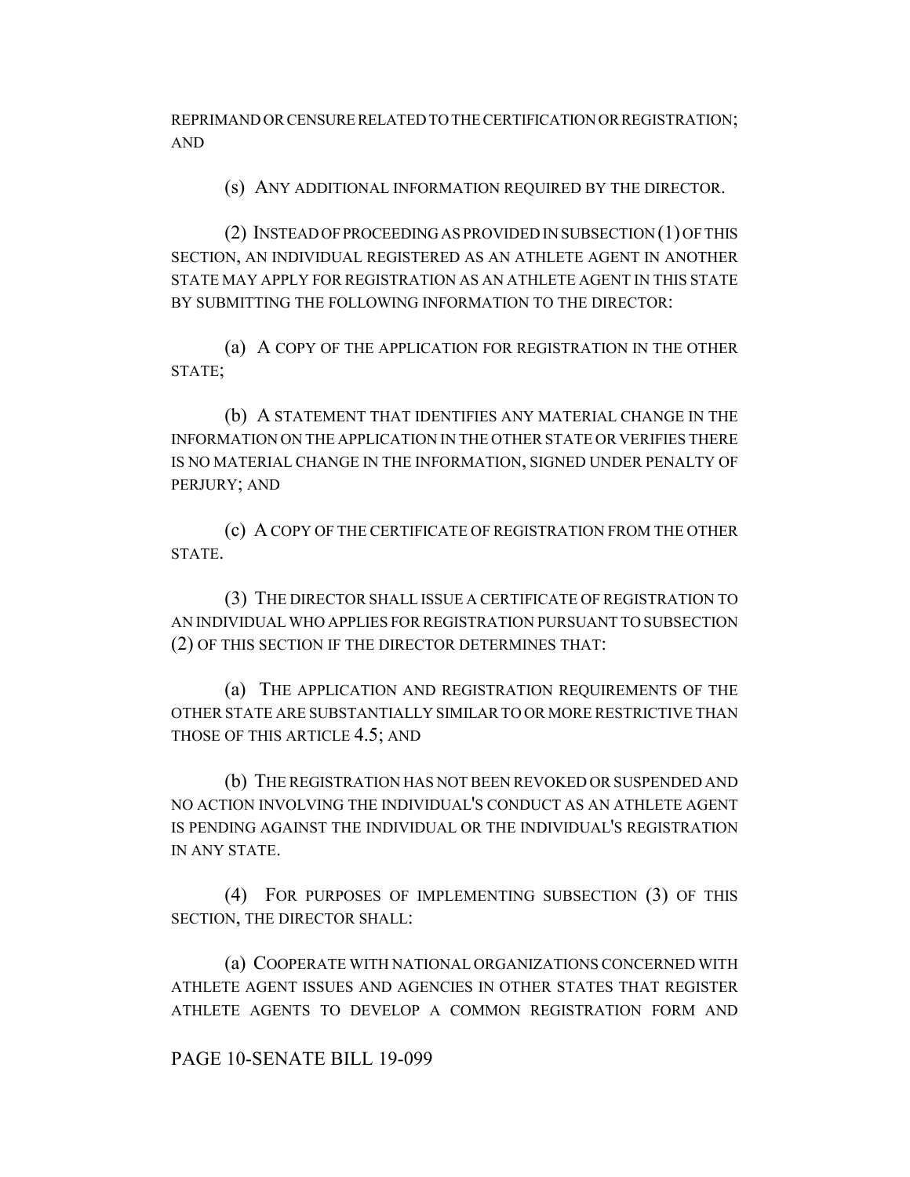REPRIMAND OR CENSURE RELATED TO THE CERTIFICATION OR REGISTRATION; AND

(s) ANY ADDITIONAL INFORMATION REQUIRED BY THE DIRECTOR.

(2) INSTEAD OF PROCEEDING AS PROVIDED IN SUBSECTION (1) OF THIS SECTION, AN INDIVIDUAL REGISTERED AS AN ATHLETE AGENT IN ANOTHER STATE MAY APPLY FOR REGISTRATION AS AN ATHLETE AGENT IN THIS STATE BY SUBMITTING THE FOLLOWING INFORMATION TO THE DIRECTOR:

(a) A COPY OF THE APPLICATION FOR REGISTRATION IN THE OTHER STATE;

(b) A STATEMENT THAT IDENTIFIES ANY MATERIAL CHANGE IN THE INFORMATION ON THE APPLICATION IN THE OTHER STATE OR VERIFIES THERE IS NO MATERIAL CHANGE IN THE INFORMATION, SIGNED UNDER PENALTY OF PERJURY; AND

(c) A COPY OF THE CERTIFICATE OF REGISTRATION FROM THE OTHER STATE.

(3) THE DIRECTOR SHALL ISSUE A CERTIFICATE OF REGISTRATION TO AN INDIVIDUAL WHO APPLIES FOR REGISTRATION PURSUANT TO SUBSECTION (2) OF THIS SECTION IF THE DIRECTOR DETERMINES THAT:

(a) THE APPLICATION AND REGISTRATION REQUIREMENTS OF THE OTHER STATE ARE SUBSTANTIALLY SIMILAR TO OR MORE RESTRICTIVE THAN THOSE OF THIS ARTICLE 4.5; AND

(b) THE REGISTRATION HAS NOT BEEN REVOKED OR SUSPENDED AND NO ACTION INVOLVING THE INDIVIDUAL'S CONDUCT AS AN ATHLETE AGENT IS PENDING AGAINST THE INDIVIDUAL OR THE INDIVIDUAL'S REGISTRATION IN ANY STATE.

(4) FOR PURPOSES OF IMPLEMENTING SUBSECTION (3) OF THIS SECTION, THE DIRECTOR SHALL:

(a) COOPERATE WITH NATIONAL ORGANIZATIONS CONCERNED WITH ATHLETE AGENT ISSUES AND AGENCIES IN OTHER STATES THAT REGISTER ATHLETE AGENTS TO DEVELOP A COMMON REGISTRATION FORM AND

PAGE 10-SENATE BILL 19-099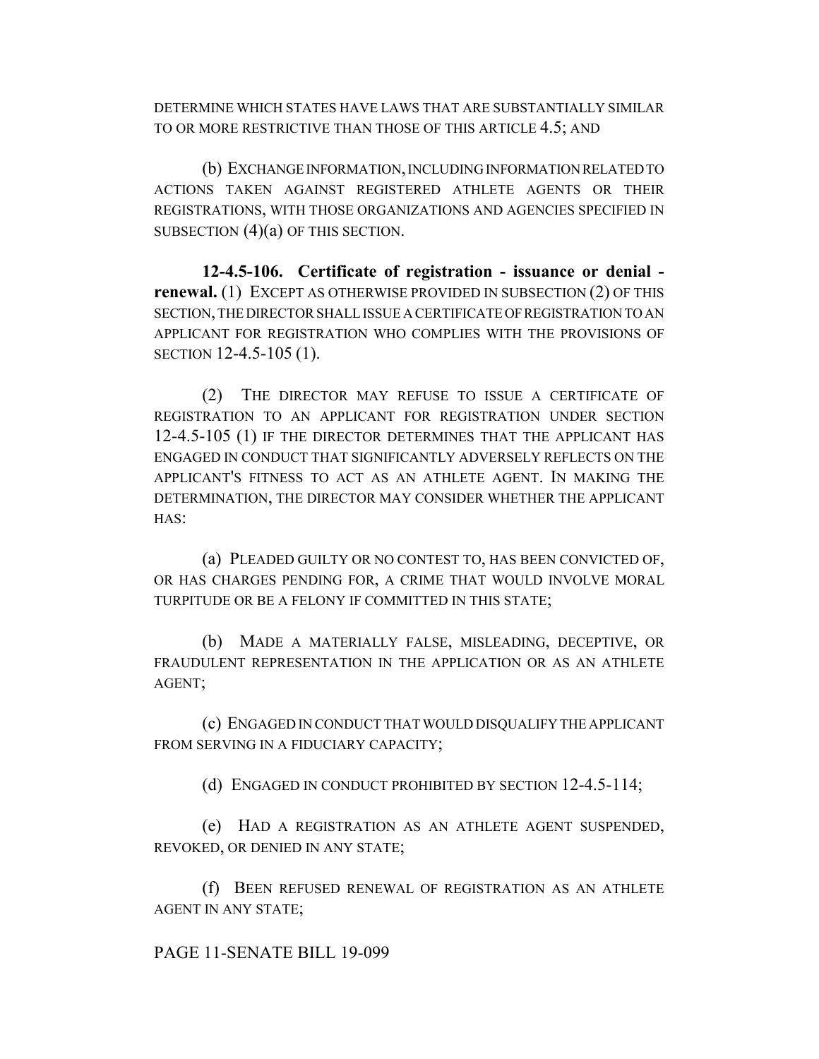DETERMINE WHICH STATES HAVE LAWS THAT ARE SUBSTANTIALLY SIMILAR TO OR MORE RESTRICTIVE THAN THOSE OF THIS ARTICLE 4.5; AND

(b) EXCHANGE INFORMATION, INCLUDING INFORMATION RELATED TO ACTIONS TAKEN AGAINST REGISTERED ATHLETE AGENTS OR THEIR REGISTRATIONS, WITH THOSE ORGANIZATIONS AND AGENCIES SPECIFIED IN SUBSECTION (4)(a) OF THIS SECTION.

**12-4.5-106. Certificate of registration - issuance or denial - renewal.** (1) EXCEPT AS OTHERWISE PROVIDED IN SUBSECTION (2) OF THIS SECTION, THE DIRECTOR SHALL ISSUE A CERTIFICATE OF REGISTRATION TO AN APPLICANT FOR REGISTRATION WHO COMPLIES WITH THE PROVISIONS OF SECTION 12-4.5-105 (1).

(2) THE DIRECTOR MAY REFUSE TO ISSUE A CERTIFICATE OF REGISTRATION TO AN APPLICANT FOR REGISTRATION UNDER SECTION 12-4.5-105 (1) IF THE DIRECTOR DETERMINES THAT THE APPLICANT HAS ENGAGED IN CONDUCT THAT SIGNIFICANTLY ADVERSELY REFLECTS ON THE APPLICANT'S FITNESS TO ACT AS AN ATHLETE AGENT. IN MAKING THE DETERMINATION, THE DIRECTOR MAY CONSIDER WHETHER THE APPLICANT HAS:

(a) PLEADED GUILTY OR NO CONTEST TO, HAS BEEN CONVICTED OF, OR HAS CHARGES PENDING FOR, A CRIME THAT WOULD INVOLVE MORAL TURPITUDE OR BE A FELONY IF COMMITTED IN THIS STATE;

(b) MADE A MATERIALLY FALSE, MISLEADING, DECEPTIVE, OR FRAUDULENT REPRESENTATION IN THE APPLICATION OR AS AN ATHLETE AGENT;

(c) ENGAGED IN CONDUCT THAT WOULD DISQUALIFY THE APPLICANT FROM SERVING IN A FIDUCIARY CAPACITY;

(d) ENGAGED IN CONDUCT PROHIBITED BY SECTION 12-4.5-114;

(e) HAD A REGISTRATION AS AN ATHLETE AGENT SUSPENDED, REVOKED, OR DENIED IN ANY STATE;

(f) BEEN REFUSED RENEWAL OF REGISTRATION AS AN ATHLETE AGENT IN ANY STATE;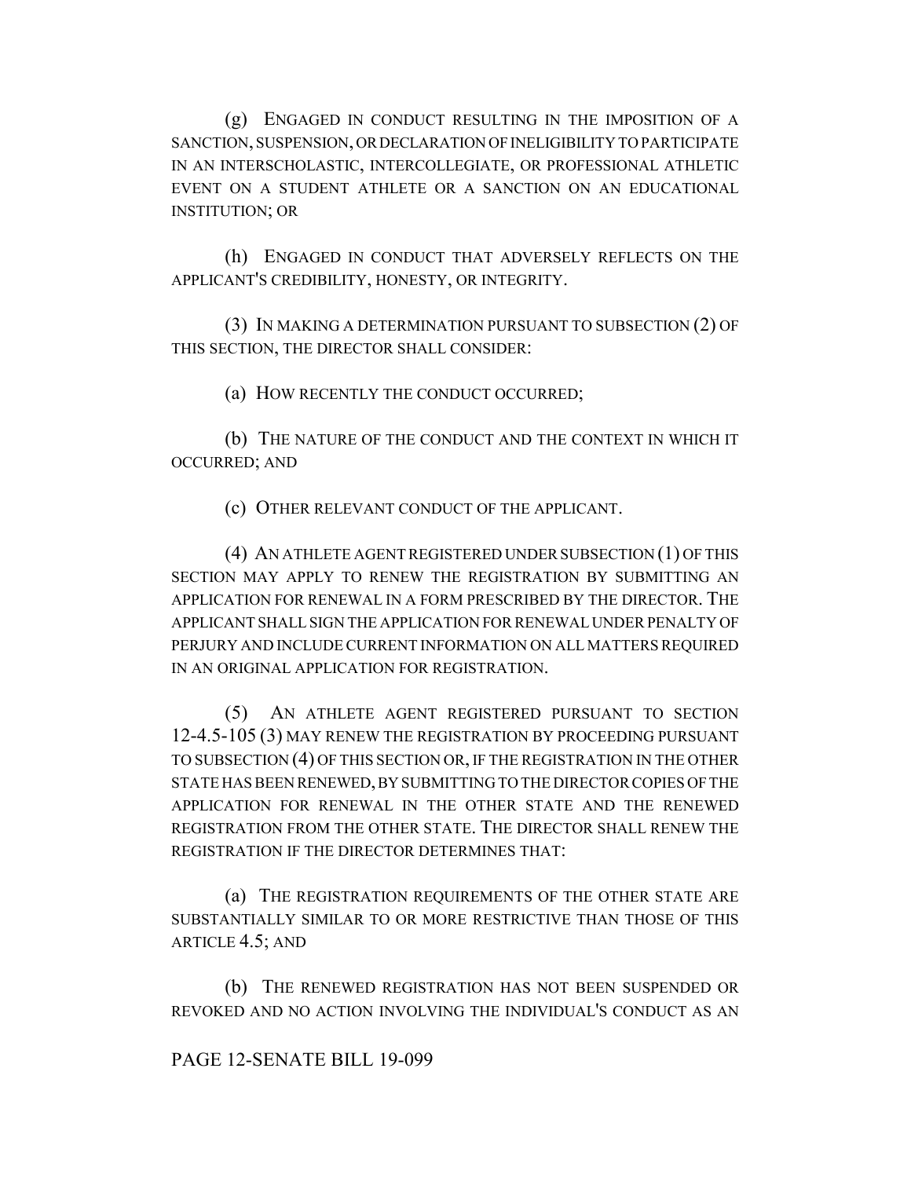(g) ENGAGED IN CONDUCT RESULTING IN THE IMPOSITION OF A SANCTION, SUSPENSION, OR DECLARATION OF INELIGIBILITY TO PARTICIPATE IN AN INTERSCHOLASTIC, INTERCOLLEGIATE, OR PROFESSIONAL ATHLETIC EVENT ON A STUDENT ATHLETE OR A SANCTION ON AN EDUCATIONAL INSTITUTION; OR

(h) ENGAGED IN CONDUCT THAT ADVERSELY REFLECTS ON THE APPLICANT'S CREDIBILITY, HONESTY, OR INTEGRITY.

(3) IN MAKING A DETERMINATION PURSUANT TO SUBSECTION (2) OF THIS SECTION, THE DIRECTOR SHALL CONSIDER:

(a) HOW RECENTLY THE CONDUCT OCCURRED;

(b) THE NATURE OF THE CONDUCT AND THE CONTEXT IN WHICH IT OCCURRED; AND

(c) OTHER RELEVANT CONDUCT OF THE APPLICANT.

(4) AN ATHLETE AGENT REGISTERED UNDER SUBSECTION (1) OF THIS SECTION MAY APPLY TO RENEW THE REGISTRATION BY SUBMITTING AN APPLICATION FOR RENEWAL IN A FORM PRESCRIBED BY THE DIRECTOR. THE APPLICANT SHALL SIGN THE APPLICATION FOR RENEWAL UNDER PENALTY OF PERJURY AND INCLUDE CURRENT INFORMATION ON ALL MATTERS REQUIRED IN AN ORIGINAL APPLICATION FOR REGISTRATION.

(5) AN ATHLETE AGENT REGISTERED PURSUANT TO SECTION 12-4.5-105 (3) MAY RENEW THE REGISTRATION BY PROCEEDING PURSUANT TO SUBSECTION (4) OF THIS SECTION OR, IF THE REGISTRATION IN THE OTHER STATE HAS BEEN RENEWED, BY SUBMITTING TO THE DIRECTOR COPIES OF THE APPLICATION FOR RENEWAL IN THE OTHER STATE AND THE RENEWED REGISTRATION FROM THE OTHER STATE. THE DIRECTOR SHALL RENEW THE REGISTRATION IF THE DIRECTOR DETERMINES THAT:

(a) THE REGISTRATION REQUIREMENTS OF THE OTHER STATE ARE SUBSTANTIALLY SIMILAR TO OR MORE RESTRICTIVE THAN THOSE OF THIS ARTICLE 4.5; AND

(b) THE RENEWED REGISTRATION HAS NOT BEEN SUSPENDED OR REVOKED AND NO ACTION INVOLVING THE INDIVIDUAL'S CONDUCT AS AN

PAGE 12-SENATE BILL 19-099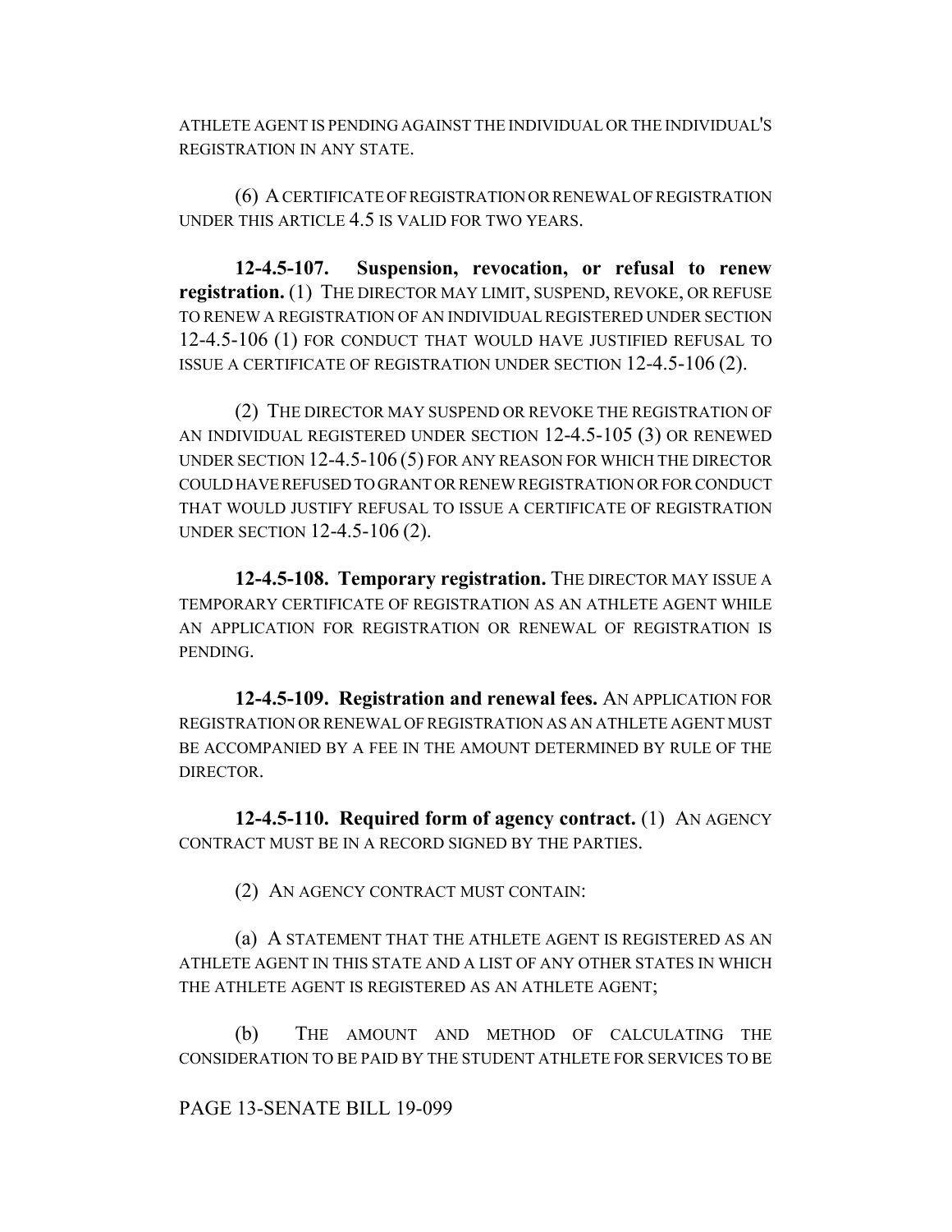ATHLETE AGENT IS PENDING AGAINST THE INDIVIDUAL OR THE INDIVIDUAL'S REGISTRATION IN ANY STATE.

(6) A CERTIFICATE OF REGISTRATION OR RENEWAL OF REGISTRATION UNDER THIS ARTICLE 4.5 IS VALID FOR TWO YEARS.

**12-4.5-107. Suspension, revocation, or refusal to renew registration.** (1) THE DIRECTOR MAY LIMIT, SUSPEND, REVOKE, OR REFUSE TO RENEW A REGISTRATION OF AN INDIVIDUAL REGISTERED UNDER SECTION 12-4.5-106 (1) FOR CONDUCT THAT WOULD HAVE JUSTIFIED REFUSAL TO ISSUE A CERTIFICATE OF REGISTRATION UNDER SECTION 12-4.5-106 (2).

(2) THE DIRECTOR MAY SUSPEND OR REVOKE THE REGISTRATION OF AN INDIVIDUAL REGISTERED UNDER SECTION 12-4.5-105 (3) OR RENEWED UNDER SECTION 12-4.5-106 (5) FOR ANY REASON FOR WHICH THE DIRECTOR COULD HAVE REFUSED TO GRANT OR RENEW REGISTRATION OR FOR CONDUCT THAT WOULD JUSTIFY REFUSAL TO ISSUE A CERTIFICATE OF REGISTRATION UNDER SECTION 12-4.5-106 (2).

**12-4.5-108. Temporary registration.** THE DIRECTOR MAY ISSUE A TEMPORARY CERTIFICATE OF REGISTRATION AS AN ATHLETE AGENT WHILE AN APPLICATION FOR REGISTRATION OR RENEWAL OF REGISTRATION IS PENDING.

**12-4.5-109. Registration and renewal fees.** AN APPLICATION FOR REGISTRATION OR RENEWAL OF REGISTRATION AS AN ATHLETE AGENT MUST BE ACCOMPANIED BY A FEE IN THE AMOUNT DETERMINED BY RULE OF THE DIRECTOR.

**12-4.5-110. Required form of agency contract.** (1) AN AGENCY CONTRACT MUST BE IN A RECORD SIGNED BY THE PARTIES.

(2) AN AGENCY CONTRACT MUST CONTAIN:

(a) A STATEMENT THAT THE ATHLETE AGENT IS REGISTERED AS AN ATHLETE AGENT IN THIS STATE AND A LIST OF ANY OTHER STATES IN WHICH THE ATHLETE AGENT IS REGISTERED AS AN ATHLETE AGENT;

(b) THE AMOUNT AND METHOD OF CALCULATING THE CONSIDERATION TO BE PAID BY THE STUDENT ATHLETE FOR SERVICES TO BE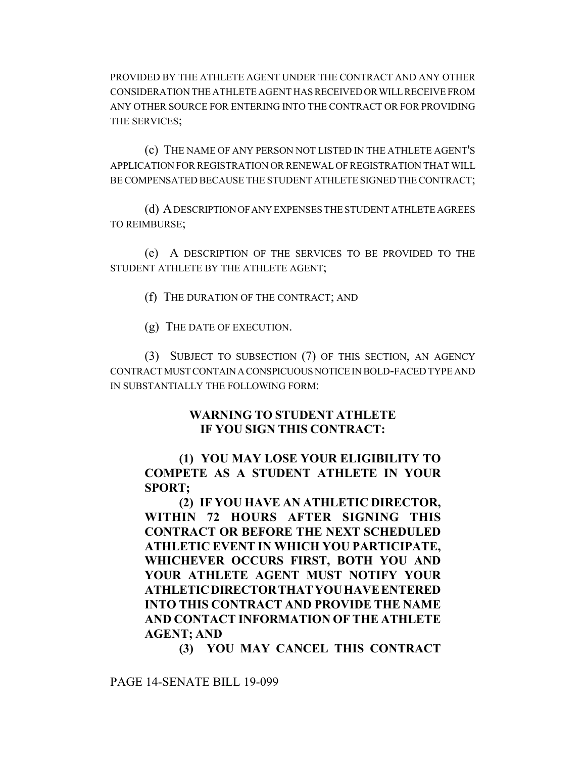PROVIDED BY THE ATHLETE AGENT UNDER THE CONTRACT AND ANY OTHER CONSIDERATION THE ATHLETE AGENT HAS RECEIVED OR WILL RECEIVE FROM ANY OTHER SOURCE FOR ENTERING INTO THE CONTRACT OR FOR PROVIDING THE SERVICES;

(c) THE NAME OF ANY PERSON NOT LISTED IN THE ATHLETE AGENT'S APPLICATION FOR REGISTRATION OR RENEWAL OF REGISTRATION THAT WILL BE COMPENSATED BECAUSE THE STUDENT ATHLETE SIGNED THE CONTRACT;

(d) A DESCRIPTION OF ANY EXPENSES THE STUDENT ATHLETE AGREES TO REIMBURSE;

(e) A DESCRIPTION OF THE SERVICES TO BE PROVIDED TO THE STUDENT ATHLETE BY THE ATHLETE AGENT;

(f) THE DURATION OF THE CONTRACT; AND

(g) THE DATE OF EXECUTION.

(3) SUBJECT TO SUBSECTION (7) OF THIS SECTION, AN AGENCY CONTRACT MUST CONTAIN A CONSPICUOUS NOTICE IN BOLD-FACED TYPE AND IN SUBSTANTIALLY THE FOLLOWING FORM:

**WARNING TO STUDENT ATHLETE**
**IF YOU SIGN THIS CONTRACT:**

**(1) YOU MAY LOSE YOUR ELIGIBILITY TO COMPETE AS A STUDENT ATHLETE IN YOUR SPORT;**

**(2) IF YOU HAVE AN ATHLETIC DIRECTOR, WITHIN 72 HOURS AFTER SIGNING THIS CONTRACT OR BEFORE THE NEXT SCHEDULED ATHLETIC EVENT IN WHICH YOU PARTICIPATE, WHICHEVER OCCURS FIRST, BOTH YOU AND YOUR ATHLETE AGENT MUST NOTIFY YOUR ATHLETIC DIRECTOR THAT YOU HAVE ENTERED INTO THIS CONTRACT AND PROVIDE THE NAME AND CONTACT INFORMATION OF THE ATHLETE AGENT; AND**

**(3) YOU MAY CANCEL THIS CONTRACT**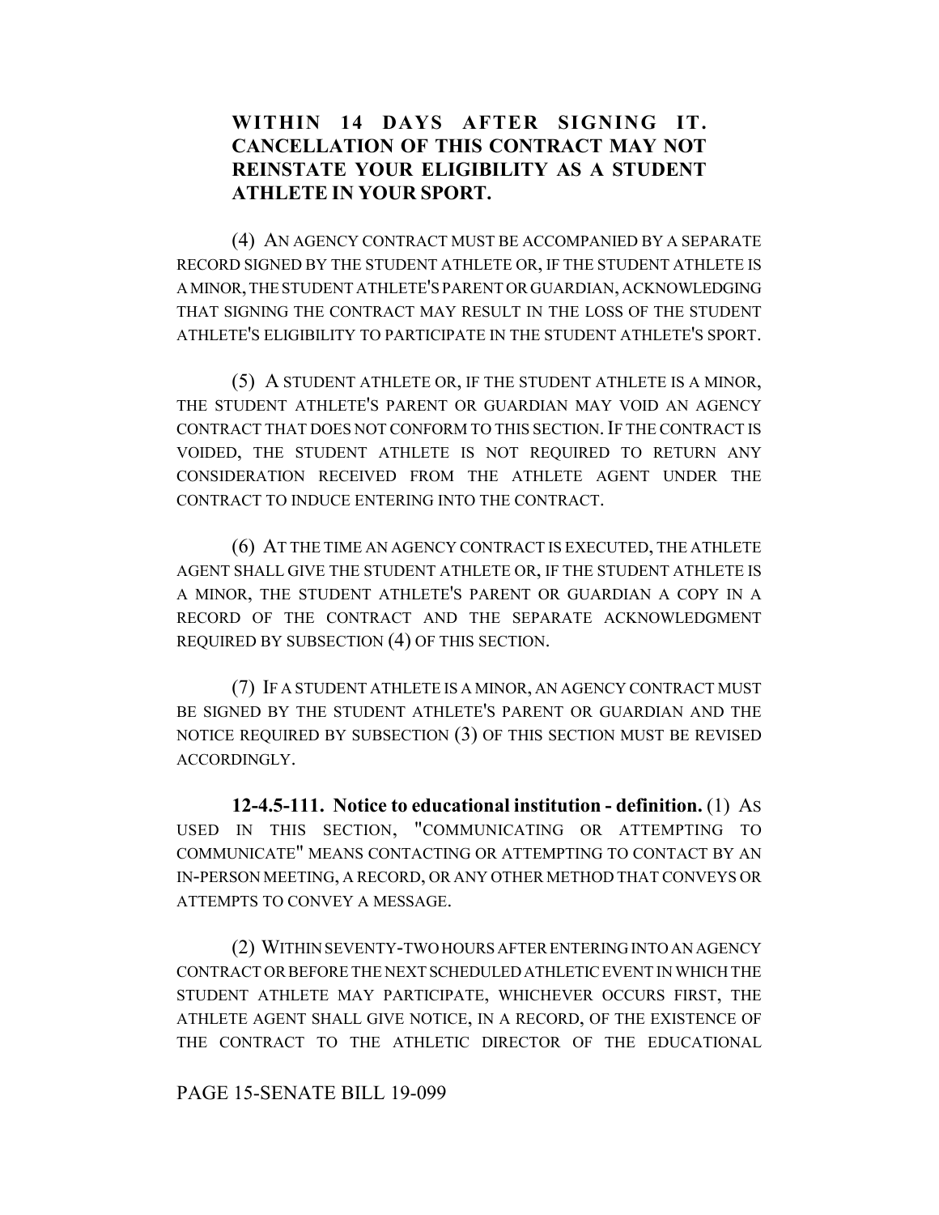**WITHIN 14 DAYS AFTER SIGNING IT. CANCELLATION OF THIS CONTRACT MAY NOT REINSTATE YOUR ELIGIBILITY AS A STUDENT ATHLETE IN YOUR SPORT.**

(4) AN AGENCY CONTRACT MUST BE ACCOMPANIED BY A SEPARATE RECORD SIGNED BY THE STUDENT ATHLETE OR, IF THE STUDENT ATHLETE IS A MINOR, THE STUDENT ATHLETE'S PARENT OR GUARDIAN, ACKNOWLEDGING THAT SIGNING THE CONTRACT MAY RESULT IN THE LOSS OF THE STUDENT ATHLETE'S ELIGIBILITY TO PARTICIPATE IN THE STUDENT ATHLETE'S SPORT.

(5) A STUDENT ATHLETE OR, IF THE STUDENT ATHLETE IS A MINOR, THE STUDENT ATHLETE'S PARENT OR GUARDIAN MAY VOID AN AGENCY CONTRACT THAT DOES NOT CONFORM TO THIS SECTION. IF THE CONTRACT IS VOIDED, THE STUDENT ATHLETE IS NOT REQUIRED TO RETURN ANY CONSIDERATION RECEIVED FROM THE ATHLETE AGENT UNDER THE CONTRACT TO INDUCE ENTERING INTO THE CONTRACT.

(6) AT THE TIME AN AGENCY CONTRACT IS EXECUTED, THE ATHLETE AGENT SHALL GIVE THE STUDENT ATHLETE OR, IF THE STUDENT ATHLETE IS A MINOR, THE STUDENT ATHLETE'S PARENT OR GUARDIAN A COPY IN A RECORD OF THE CONTRACT AND THE SEPARATE ACKNOWLEDGMENT REQUIRED BY SUBSECTION (4) OF THIS SECTION.

(7) IF A STUDENT ATHLETE IS A MINOR, AN AGENCY CONTRACT MUST BE SIGNED BY THE STUDENT ATHLETE'S PARENT OR GUARDIAN AND THE NOTICE REQUIRED BY SUBSECTION (3) OF THIS SECTION MUST BE REVISED ACCORDINGLY.

**12-4.5-111. Notice to educational institution - definition.** (1) AS USED IN THIS SECTION, "COMMUNICATING OR ATTEMPTING TO COMMUNICATE" MEANS CONTACTING OR ATTEMPTING TO CONTACT BY AN IN-PERSON MEETING, A RECORD, OR ANY OTHER METHOD THAT CONVEYS OR ATTEMPTS TO CONVEY A MESSAGE.

(2) WITHIN SEVENTY-TWO HOURS AFTER ENTERING INTO AN AGENCY CONTRACT OR BEFORE THE NEXT SCHEDULED ATHLETIC EVENT IN WHICH THE STUDENT ATHLETE MAY PARTICIPATE, WHICHEVER OCCURS FIRST, THE ATHLETE AGENT SHALL GIVE NOTICE, IN A RECORD, OF THE EXISTENCE OF THE CONTRACT TO THE ATHLETIC DIRECTOR OF THE EDUCATIONAL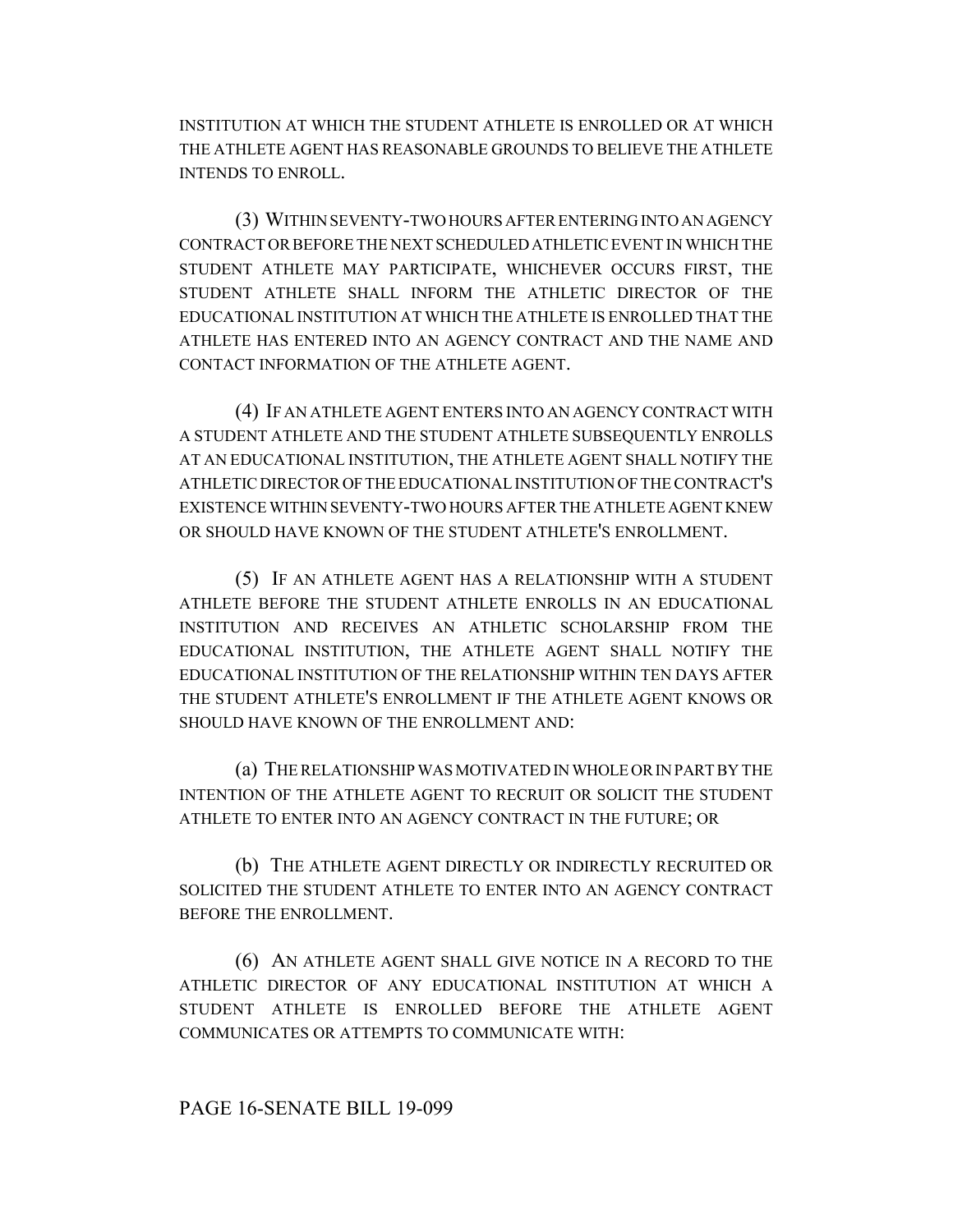INSTITUTION AT WHICH THE STUDENT ATHLETE IS ENROLLED OR AT WHICH THE ATHLETE AGENT HAS REASONABLE GROUNDS TO BELIEVE THE ATHLETE INTENDS TO ENROLL.

(3) WITHIN SEVENTY-TWO HOURS AFTER ENTERING INTO AN AGENCY CONTRACT OR BEFORE THE NEXT SCHEDULED ATHLETIC EVENT IN WHICH THE STUDENT ATHLETE MAY PARTICIPATE, WHICHEVER OCCURS FIRST, THE STUDENT ATHLETE SHALL INFORM THE ATHLETIC DIRECTOR OF THE EDUCATIONAL INSTITUTION AT WHICH THE ATHLETE IS ENROLLED THAT THE ATHLETE HAS ENTERED INTO AN AGENCY CONTRACT AND THE NAME AND CONTACT INFORMATION OF THE ATHLETE AGENT.

(4) IF AN ATHLETE AGENT ENTERS INTO AN AGENCY CONTRACT WITH A STUDENT ATHLETE AND THE STUDENT ATHLETE SUBSEQUENTLY ENROLLS AT AN EDUCATIONAL INSTITUTION, THE ATHLETE AGENT SHALL NOTIFY THE ATHLETIC DIRECTOR OF THE EDUCATIONAL INSTITUTION OF THE CONTRACT'S EXISTENCE WITHIN SEVENTY-TWO HOURS AFTER THE ATHLETE AGENT KNEW OR SHOULD HAVE KNOWN OF THE STUDENT ATHLETE'S ENROLLMENT.

(5) IF AN ATHLETE AGENT HAS A RELATIONSHIP WITH A STUDENT ATHLETE BEFORE THE STUDENT ATHLETE ENROLLS IN AN EDUCATIONAL INSTITUTION AND RECEIVES AN ATHLETIC SCHOLARSHIP FROM THE EDUCATIONAL INSTITUTION, THE ATHLETE AGENT SHALL NOTIFY THE EDUCATIONAL INSTITUTION OF THE RELATIONSHIP WITHIN TEN DAYS AFTER THE STUDENT ATHLETE'S ENROLLMENT IF THE ATHLETE AGENT KNOWS OR SHOULD HAVE KNOWN OF THE ENROLLMENT AND:

(a) THE RELATIONSHIP WAS MOTIVATED IN WHOLE OR IN PART BY THE INTENTION OF THE ATHLETE AGENT TO RECRUIT OR SOLICIT THE STUDENT ATHLETE TO ENTER INTO AN AGENCY CONTRACT IN THE FUTURE; OR

(b) THE ATHLETE AGENT DIRECTLY OR INDIRECTLY RECRUITED OR SOLICITED THE STUDENT ATHLETE TO ENTER INTO AN AGENCY CONTRACT BEFORE THE ENROLLMENT.

(6) AN ATHLETE AGENT SHALL GIVE NOTICE IN A RECORD TO THE ATHLETIC DIRECTOR OF ANY EDUCATIONAL INSTITUTION AT WHICH A STUDENT ATHLETE IS ENROLLED BEFORE THE ATHLETE AGENT COMMUNICATES OR ATTEMPTS TO COMMUNICATE WITH: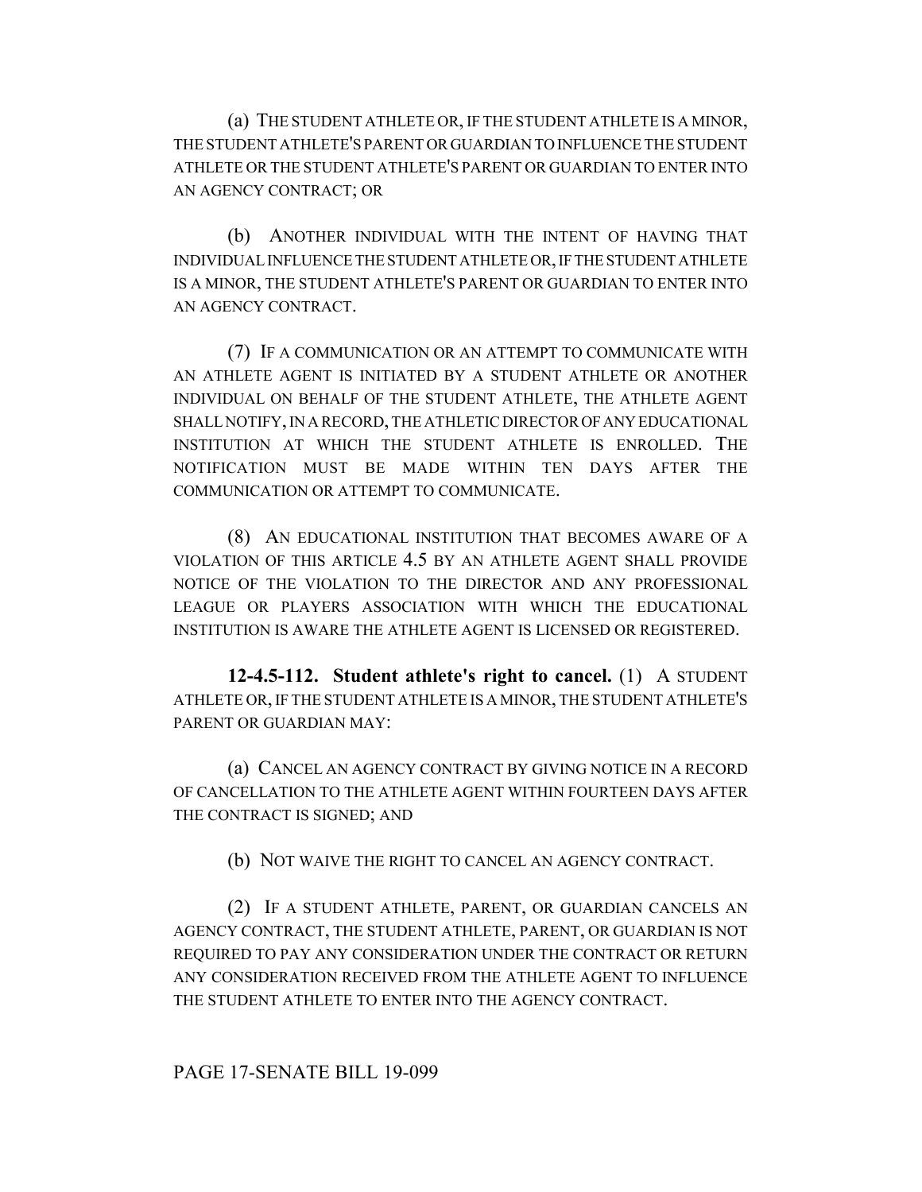(a) THE STUDENT ATHLETE OR, IF THE STUDENT ATHLETE IS A MINOR, THE STUDENT ATHLETE'S PARENT OR GUARDIAN TO INFLUENCE THE STUDENT ATHLETE OR THE STUDENT ATHLETE'S PARENT OR GUARDIAN TO ENTER INTO AN AGENCY CONTRACT; OR

(b) ANOTHER INDIVIDUAL WITH THE INTENT OF HAVING THAT INDIVIDUAL INFLUENCE THE STUDENT ATHLETE OR, IF THE STUDENT ATHLETE IS A MINOR, THE STUDENT ATHLETE'S PARENT OR GUARDIAN TO ENTER INTO AN AGENCY CONTRACT.

(7) IF A COMMUNICATION OR AN ATTEMPT TO COMMUNICATE WITH AN ATHLETE AGENT IS INITIATED BY A STUDENT ATHLETE OR ANOTHER INDIVIDUAL ON BEHALF OF THE STUDENT ATHLETE, THE ATHLETE AGENT SHALL NOTIFY, IN A RECORD, THE ATHLETIC DIRECTOR OF ANY EDUCATIONAL INSTITUTION AT WHICH THE STUDENT ATHLETE IS ENROLLED. THE NOTIFICATION MUST BE MADE WITHIN TEN DAYS AFTER THE COMMUNICATION OR ATTEMPT TO COMMUNICATE.

(8) AN EDUCATIONAL INSTITUTION THAT BECOMES AWARE OF A VIOLATION OF THIS ARTICLE 4.5 BY AN ATHLETE AGENT SHALL PROVIDE NOTICE OF THE VIOLATION TO THE DIRECTOR AND ANY PROFESSIONAL LEAGUE OR PLAYERS ASSOCIATION WITH WHICH THE EDUCATIONAL INSTITUTION IS AWARE THE ATHLETE AGENT IS LICENSED OR REGISTERED.

**12-4.5-112. Student athlete's right to cancel.** (1) A STUDENT ATHLETE OR, IF THE STUDENT ATHLETE IS A MINOR, THE STUDENT ATHLETE'S PARENT OR GUARDIAN MAY:

(a) CANCEL AN AGENCY CONTRACT BY GIVING NOTICE IN A RECORD OF CANCELLATION TO THE ATHLETE AGENT WITHIN FOURTEEN DAYS AFTER THE CONTRACT IS SIGNED; AND

(b) NOT WAIVE THE RIGHT TO CANCEL AN AGENCY CONTRACT.

(2) IF A STUDENT ATHLETE, PARENT, OR GUARDIAN CANCELS AN AGENCY CONTRACT, THE STUDENT ATHLETE, PARENT, OR GUARDIAN IS NOT REQUIRED TO PAY ANY CONSIDERATION UNDER THE CONTRACT OR RETURN ANY CONSIDERATION RECEIVED FROM THE ATHLETE AGENT TO INFLUENCE THE STUDENT ATHLETE TO ENTER INTO THE AGENCY CONTRACT.

PAGE 17-SENATE BILL 19-099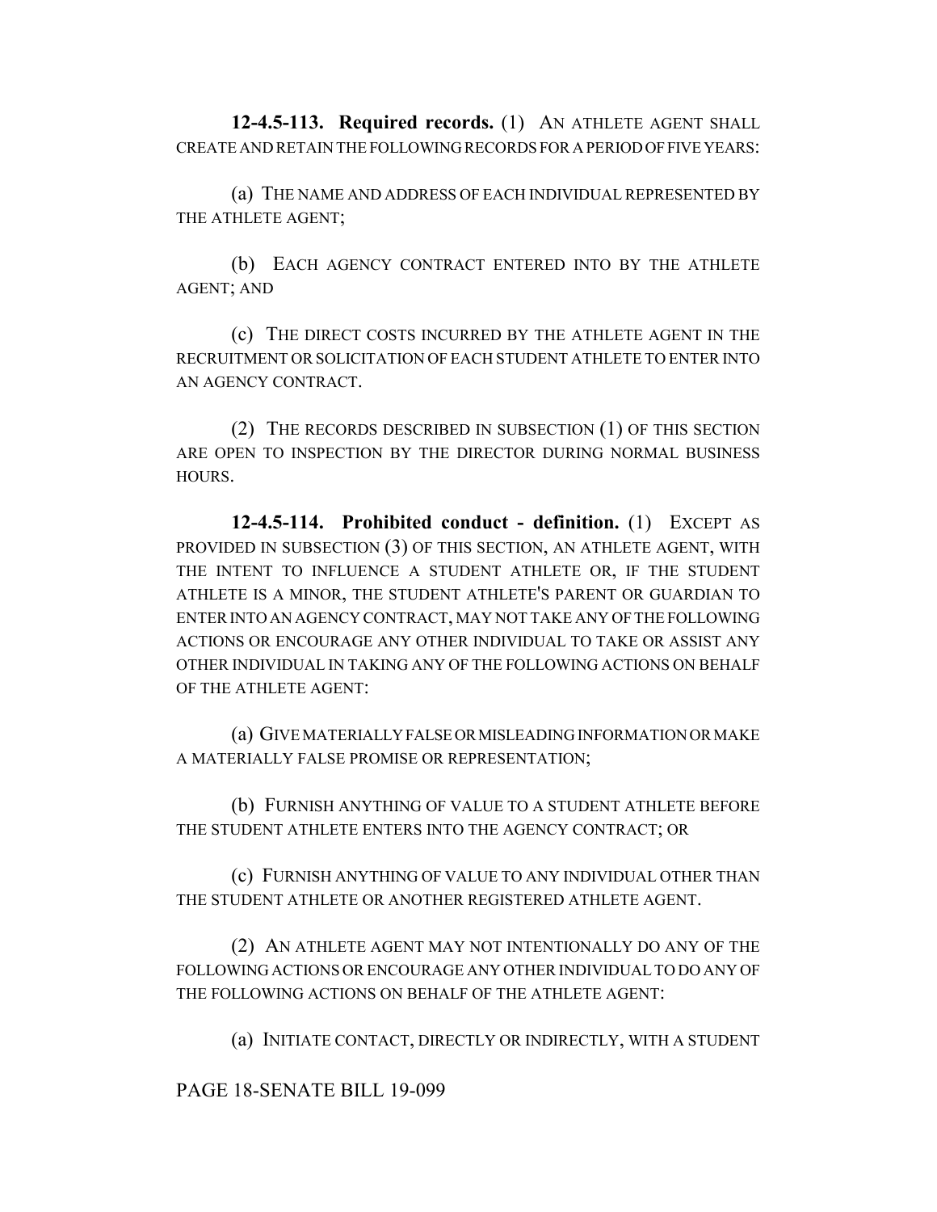**12-4.5-113. Required records.** (1) AN ATHLETE AGENT SHALL CREATE AND RETAIN THE FOLLOWING RECORDS FOR A PERIOD OF FIVE YEARS:

(a) THE NAME AND ADDRESS OF EACH INDIVIDUAL REPRESENTED BY THE ATHLETE AGENT;

(b) EACH AGENCY CONTRACT ENTERED INTO BY THE ATHLETE AGENT; AND

(c) THE DIRECT COSTS INCURRED BY THE ATHLETE AGENT IN THE RECRUITMENT OR SOLICITATION OF EACH STUDENT ATHLETE TO ENTER INTO AN AGENCY CONTRACT.

(2) THE RECORDS DESCRIBED IN SUBSECTION (1) OF THIS SECTION ARE OPEN TO INSPECTION BY THE DIRECTOR DURING NORMAL BUSINESS HOURS.

**12-4.5-114. Prohibited conduct - definition.** (1) EXCEPT AS PROVIDED IN SUBSECTION (3) OF THIS SECTION, AN ATHLETE AGENT, WITH THE INTENT TO INFLUENCE A STUDENT ATHLETE OR, IF THE STUDENT ATHLETE IS A MINOR, THE STUDENT ATHLETE'S PARENT OR GUARDIAN TO ENTER INTO AN AGENCY CONTRACT, MAY NOT TAKE ANY OF THE FOLLOWING ACTIONS OR ENCOURAGE ANY OTHER INDIVIDUAL TO TAKE OR ASSIST ANY OTHER INDIVIDUAL IN TAKING ANY OF THE FOLLOWING ACTIONS ON BEHALF OF THE ATHLETE AGENT:

(a) GIVE MATERIALLY FALSE OR MISLEADING INFORMATION OR MAKE A MATERIALLY FALSE PROMISE OR REPRESENTATION;

(b) FURNISH ANYTHING OF VALUE TO A STUDENT ATHLETE BEFORE THE STUDENT ATHLETE ENTERS INTO THE AGENCY CONTRACT; OR

(c) FURNISH ANYTHING OF VALUE TO ANY INDIVIDUAL OTHER THAN THE STUDENT ATHLETE OR ANOTHER REGISTERED ATHLETE AGENT.

(2) AN ATHLETE AGENT MAY NOT INTENTIONALLY DO ANY OF THE FOLLOWING ACTIONS OR ENCOURAGE ANY OTHER INDIVIDUAL TO DO ANY OF THE FOLLOWING ACTIONS ON BEHALF OF THE ATHLETE AGENT:

(a) INITIATE CONTACT, DIRECTLY OR INDIRECTLY, WITH A STUDENT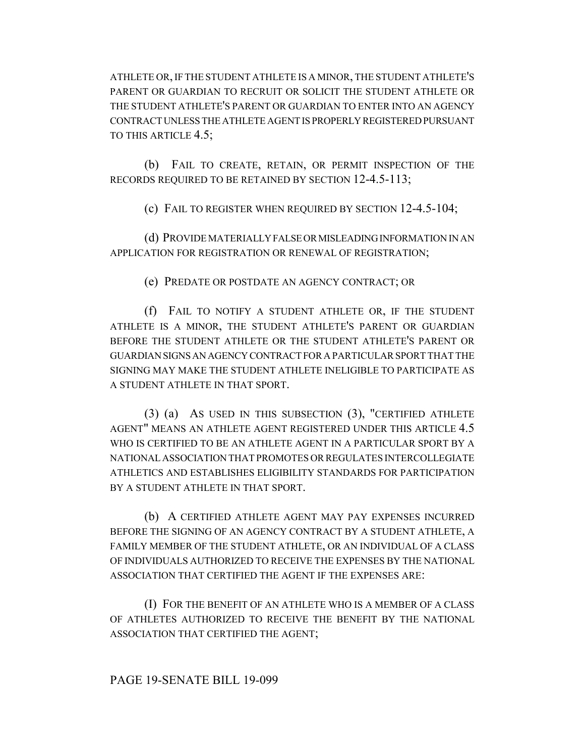ATHLETE OR, IF THE STUDENT ATHLETE IS A MINOR, THE STUDENT ATHLETE'S PARENT OR GUARDIAN TO RECRUIT OR SOLICIT THE STUDENT ATHLETE OR THE STUDENT ATHLETE'S PARENT OR GUARDIAN TO ENTER INTO AN AGENCY CONTRACT UNLESS THE ATHLETE AGENT IS PROPERLY REGISTERED PURSUANT TO THIS ARTICLE 4.5;

(b) FAIL TO CREATE, RETAIN, OR PERMIT INSPECTION OF THE RECORDS REQUIRED TO BE RETAINED BY SECTION 12-4.5-113;

(c) FAIL TO REGISTER WHEN REQUIRED BY SECTION 12-4.5-104;

(d) PROVIDE MATERIALLY FALSE OR MISLEADING INFORMATION IN AN APPLICATION FOR REGISTRATION OR RENEWAL OF REGISTRATION;

(e) PREDATE OR POSTDATE AN AGENCY CONTRACT; OR

(f) FAIL TO NOTIFY A STUDENT ATHLETE OR, IF THE STUDENT ATHLETE IS A MINOR, THE STUDENT ATHLETE'S PARENT OR GUARDIAN BEFORE THE STUDENT ATHLETE OR THE STUDENT ATHLETE'S PARENT OR GUARDIAN SIGNS AN AGENCY CONTRACT FOR A PARTICULAR SPORT THAT THE SIGNING MAY MAKE THE STUDENT ATHLETE INELIGIBLE TO PARTICIPATE AS A STUDENT ATHLETE IN THAT SPORT.

(3) (a) AS USED IN THIS SUBSECTION (3), "CERTIFIED ATHLETE AGENT" MEANS AN ATHLETE AGENT REGISTERED UNDER THIS ARTICLE 4.5 WHO IS CERTIFIED TO BE AN ATHLETE AGENT IN A PARTICULAR SPORT BY A NATIONAL ASSOCIATION THAT PROMOTES OR REGULATES INTERCOLLEGIATE ATHLETICS AND ESTABLISHES ELIGIBILITY STANDARDS FOR PARTICIPATION BY A STUDENT ATHLETE IN THAT SPORT.

(b) A CERTIFIED ATHLETE AGENT MAY PAY EXPENSES INCURRED BEFORE THE SIGNING OF AN AGENCY CONTRACT BY A STUDENT ATHLETE, A FAMILY MEMBER OF THE STUDENT ATHLETE, OR AN INDIVIDUAL OF A CLASS OF INDIVIDUALS AUTHORIZED TO RECEIVE THE EXPENSES BY THE NATIONAL ASSOCIATION THAT CERTIFIED THE AGENT IF THE EXPENSES ARE:

(I) FOR THE BENEFIT OF AN ATHLETE WHO IS A MEMBER OF A CLASS OF ATHLETES AUTHORIZED TO RECEIVE THE BENEFIT BY THE NATIONAL ASSOCIATION THAT CERTIFIED THE AGENT;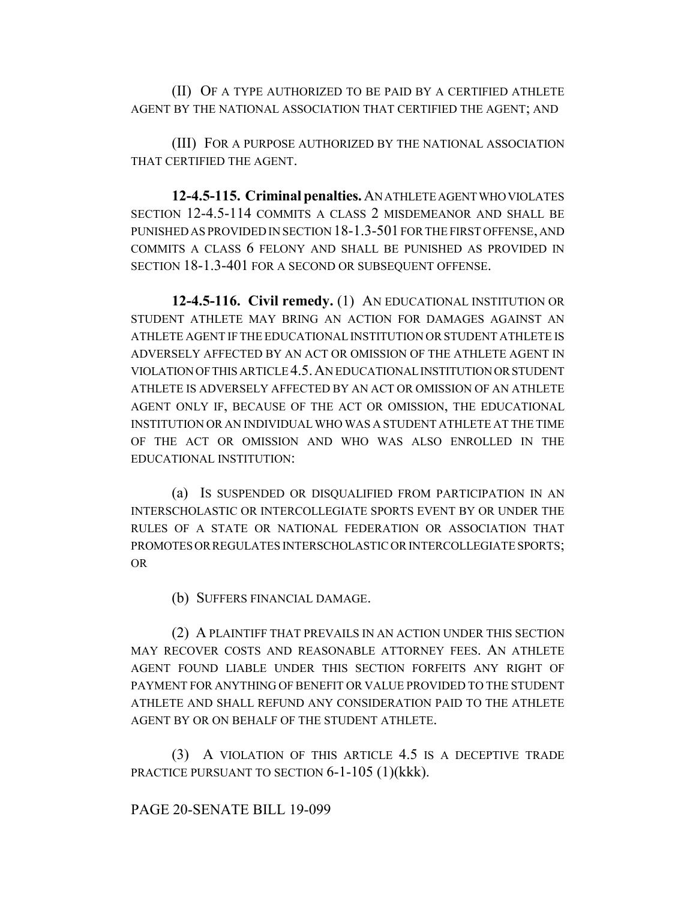(II) OF A TYPE AUTHORIZED TO BE PAID BY A CERTIFIED ATHLETE AGENT BY THE NATIONAL ASSOCIATION THAT CERTIFIED THE AGENT; AND

(III) FOR A PURPOSE AUTHORIZED BY THE NATIONAL ASSOCIATION THAT CERTIFIED THE AGENT.

**12-4.5-115. Criminal penalties.** AN ATHLETE AGENT WHO VIOLATES SECTION 12-4.5-114 COMMITS A CLASS 2 MISDEMEANOR AND SHALL BE PUNISHED AS PROVIDED IN SECTION 18-1.3-501 FOR THE FIRST OFFENSE, AND COMMITS A CLASS 6 FELONY AND SHALL BE PUNISHED AS PROVIDED IN SECTION 18-1.3-401 FOR A SECOND OR SUBSEQUENT OFFENSE.

**12-4.5-116. Civil remedy.** (1) AN EDUCATIONAL INSTITUTION OR STUDENT ATHLETE MAY BRING AN ACTION FOR DAMAGES AGAINST AN ATHLETE AGENT IF THE EDUCATIONAL INSTITUTION OR STUDENT ATHLETE IS ADVERSELY AFFECTED BY AN ACT OR OMISSION OF THE ATHLETE AGENT IN VIOLATION OF THIS ARTICLE 4.5. AN EDUCATIONAL INSTITUTION OR STUDENT ATHLETE IS ADVERSELY AFFECTED BY AN ACT OR OMISSION OF AN ATHLETE AGENT ONLY IF, BECAUSE OF THE ACT OR OMISSION, THE EDUCATIONAL INSTITUTION OR AN INDIVIDUAL WHO WAS A STUDENT ATHLETE AT THE TIME OF THE ACT OR OMISSION AND WHO WAS ALSO ENROLLED IN THE EDUCATIONAL INSTITUTION:

(a) IS SUSPENDED OR DISQUALIFIED FROM PARTICIPATION IN AN INTERSCHOLASTIC OR INTERCOLLEGIATE SPORTS EVENT BY OR UNDER THE RULES OF A STATE OR NATIONAL FEDERATION OR ASSOCIATION THAT PROMOTES OR REGULATES INTERSCHOLASTIC OR INTERCOLLEGIATE SPORTS; OR

(b) SUFFERS FINANCIAL DAMAGE.

(2) A PLAINTIFF THAT PREVAILS IN AN ACTION UNDER THIS SECTION MAY RECOVER COSTS AND REASONABLE ATTORNEY FEES. AN ATHLETE AGENT FOUND LIABLE UNDER THIS SECTION FORFEITS ANY RIGHT OF PAYMENT FOR ANYTHING OF BENEFIT OR VALUE PROVIDED TO THE STUDENT ATHLETE AND SHALL REFUND ANY CONSIDERATION PAID TO THE ATHLETE AGENT BY OR ON BEHALF OF THE STUDENT ATHLETE.

(3) A VIOLATION OF THIS ARTICLE 4.5 IS A DECEPTIVE TRADE PRACTICE PURSUANT TO SECTION 6-1-105 (1)(kkk).

PAGE 20-SENATE BILL 19-099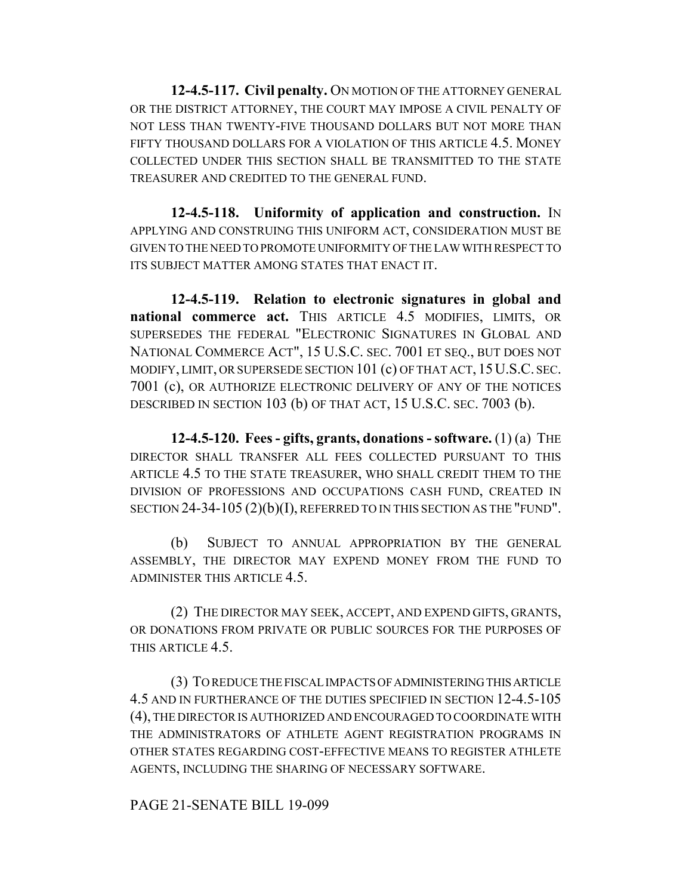**12-4.5-117. Civil penalty.** ON MOTION OF THE ATTORNEY GENERAL OR THE DISTRICT ATTORNEY, THE COURT MAY IMPOSE A CIVIL PENALTY OF NOT LESS THAN TWENTY-FIVE THOUSAND DOLLARS BUT NOT MORE THAN FIFTY THOUSAND DOLLARS FOR A VIOLATION OF THIS ARTICLE 4.5. MONEY COLLECTED UNDER THIS SECTION SHALL BE TRANSMITTED TO THE STATE TREASURER AND CREDITED TO THE GENERAL FUND.

**12-4.5-118. Uniformity of application and construction.** IN APPLYING AND CONSTRUING THIS UNIFORM ACT, CONSIDERATION MUST BE GIVEN TO THE NEED TO PROMOTE UNIFORMITY OF THE LAW WITH RESPECT TO ITS SUBJECT MATTER AMONG STATES THAT ENACT IT.

**12-4.5-119. Relation to electronic signatures in global and national commerce act.** THIS ARTICLE 4.5 MODIFIES, LIMITS, OR SUPERSEDES THE FEDERAL "ELECTRONIC SIGNATURES IN GLOBAL AND NATIONAL COMMERCE ACT", 15 U.S.C. SEC. 7001 ET SEQ., BUT DOES NOT MODIFY, LIMIT, OR SUPERSEDE SECTION 101 (c) OF THAT ACT, 15 U.S.C. SEC. 7001 (c), OR AUTHORIZE ELECTRONIC DELIVERY OF ANY OF THE NOTICES DESCRIBED IN SECTION 103 (b) OF THAT ACT, 15 U.S.C. SEC. 7003 (b).

**12-4.5-120. Fees - gifts, grants, donations - software.** (1) (a) THE DIRECTOR SHALL TRANSFER ALL FEES COLLECTED PURSUANT TO THIS ARTICLE 4.5 TO THE STATE TREASURER, WHO SHALL CREDIT THEM TO THE DIVISION OF PROFESSIONS AND OCCUPATIONS CASH FUND, CREATED IN SECTION 24-34-105 (2)(b)(I), REFERRED TO IN THIS SECTION AS THE "FUND".

(b) SUBJECT TO ANNUAL APPROPRIATION BY THE GENERAL ASSEMBLY, THE DIRECTOR MAY EXPEND MONEY FROM THE FUND TO ADMINISTER THIS ARTICLE 4.5.

(2) THE DIRECTOR MAY SEEK, ACCEPT, AND EXPEND GIFTS, GRANTS, OR DONATIONS FROM PRIVATE OR PUBLIC SOURCES FOR THE PURPOSES OF THIS ARTICLE 4.5.

(3) TO REDUCE THE FISCAL IMPACTS OF ADMINISTERING THIS ARTICLE 4.5 AND IN FURTHERANCE OF THE DUTIES SPECIFIED IN SECTION 12-4.5-105 (4), THE DIRECTOR IS AUTHORIZED AND ENCOURAGED TO COORDINATE WITH THE ADMINISTRATORS OF ATHLETE AGENT REGISTRATION PROGRAMS IN OTHER STATES REGARDING COST-EFFECTIVE MEANS TO REGISTER ATHLETE AGENTS, INCLUDING THE SHARING OF NECESSARY SOFTWARE.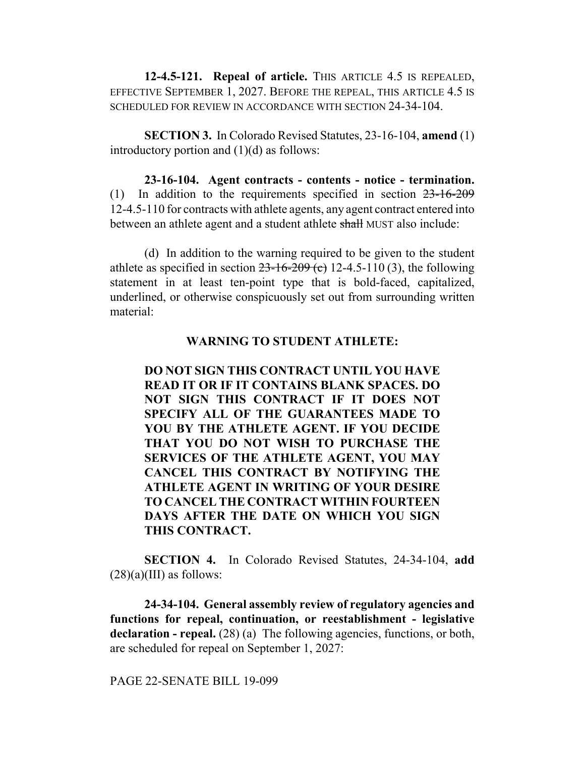**12-4.5-121. Repeal of article.** THIS ARTICLE 4.5 IS REPEALED, EFFECTIVE SEPTEMBER 1, 2027. BEFORE THE REPEAL, THIS ARTICLE 4.5 IS SCHEDULED FOR REVIEW IN ACCORDANCE WITH SECTION 24-34-104.

**SECTION 3.** In Colorado Revised Statutes, 23-16-104, **amend** (1) introductory portion and (1)(d) as follows:

**23-16-104. Agent contracts - contents - notice - termination.** (1) In addition to the requirements specified in section ~~23-16-209~~ 12-4.5-110 for contracts with athlete agents, any agent contract entered into between an athlete agent and a student athlete ~~shall~~ MUST also include:

(d) In addition to the warning required to be given to the student athlete as specified in section ~~23-16-209 (c)~~ 12-4.5-110 (3), the following statement in at least ten-point type that is bold-faced, capitalized, underlined, or otherwise conspicuously set out from surrounding written material:

**WARNING TO STUDENT ATHLETE:**

**DO NOT SIGN THIS CONTRACT UNTIL YOU HAVE READ IT OR IF IT CONTAINS BLANK SPACES. DO NOT SIGN THIS CONTRACT IF IT DOES NOT SPECIFY ALL OF THE GUARANTEES MADE TO YOU BY THE ATHLETE AGENT. IF YOU DECIDE THAT YOU DO NOT WISH TO PURCHASE THE SERVICES OF THE ATHLETE AGENT, YOU MAY CANCEL THIS CONTRACT BY NOTIFYING THE ATHLETE AGENT IN WRITING OF YOUR DESIRE TO CANCEL THE CONTRACT WITHIN FOURTEEN DAYS AFTER THE DATE ON WHICH YOU SIGN THIS CONTRACT.**

**SECTION 4.** In Colorado Revised Statutes, 24-34-104, **add** (28)(a)(III) as follows:

**24-34-104. General assembly review of regulatory agencies and functions for repeal, continuation, or reestablishment - legislative declaration - repeal.** (28) (a) The following agencies, functions, or both, are scheduled for repeal on September 1, 2027: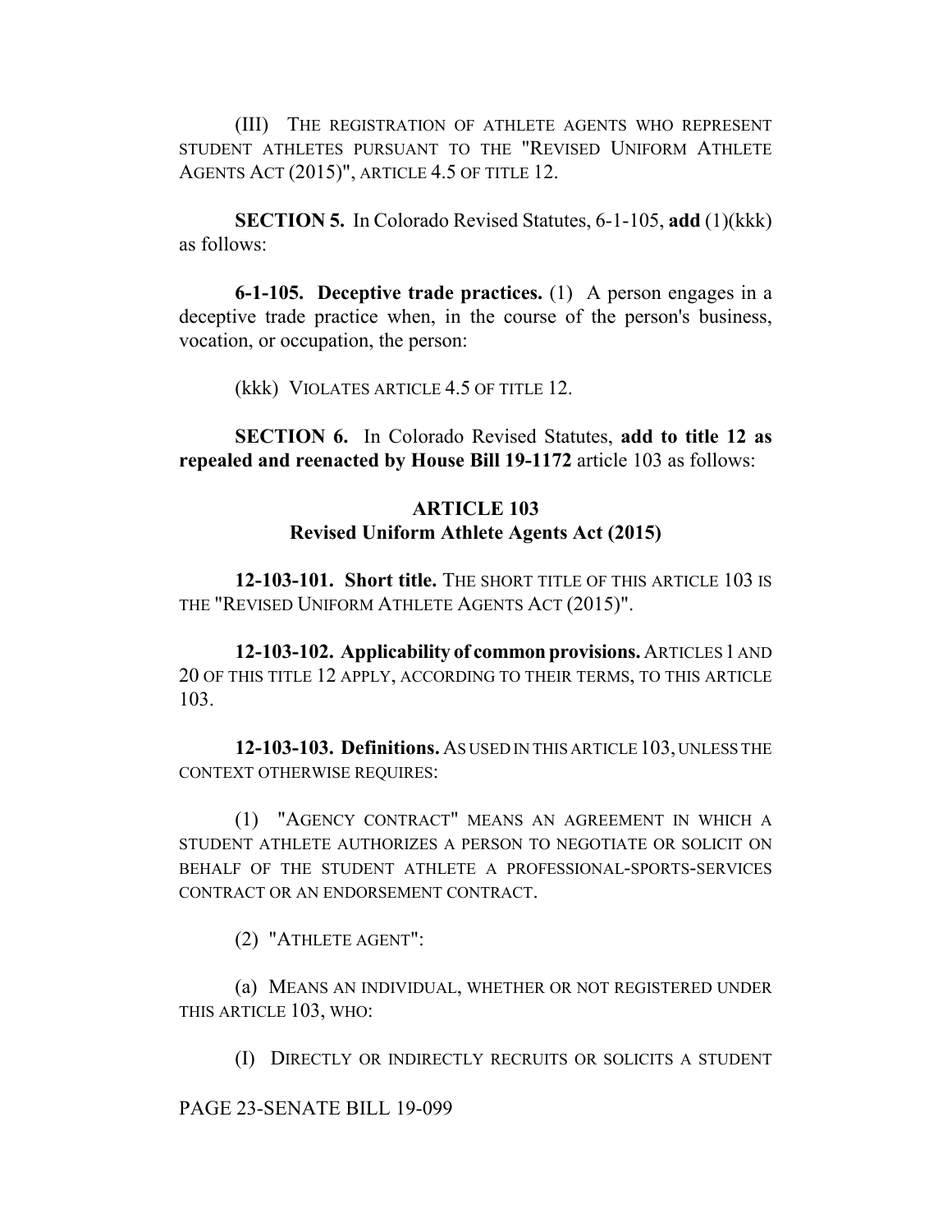(III) THE REGISTRATION OF ATHLETE AGENTS WHO REPRESENT STUDENT ATHLETES PURSUANT TO THE "REVISED UNIFORM ATHLETE AGENTS ACT (2015)", ARTICLE 4.5 OF TITLE 12.

**SECTION 5.** In Colorado Revised Statutes, 6-1-105, **add** (1)(kkk) as follows:

**6-1-105. Deceptive trade practices.** (1) A person engages in a deceptive trade practice when, in the course of the person's business, vocation, or occupation, the person:

(kkk) VIOLATES ARTICLE 4.5 OF TITLE 12.

**SECTION 6.** In Colorado Revised Statutes, **add to title 12 as repealed and reenacted by House Bill 19-1172** article 103 as follows:

## ARTICLE 103
## Revised Uniform Athlete Agents Act (2015)

**12-103-101. Short title.** THE SHORT TITLE OF THIS ARTICLE 103 IS THE "REVISED UNIFORM ATHLETE AGENTS ACT (2015)".

**12-103-102. Applicability of common provisions.** ARTICLES 1 AND 20 OF THIS TITLE 12 APPLY, ACCORDING TO THEIR TERMS, TO THIS ARTICLE 103.

**12-103-103. Definitions.** AS USED IN THIS ARTICLE 103, UNLESS THE CONTEXT OTHERWISE REQUIRES:

(1) "AGENCY CONTRACT" MEANS AN AGREEMENT IN WHICH A STUDENT ATHLETE AUTHORIZES A PERSON TO NEGOTIATE OR SOLICIT ON BEHALF OF THE STUDENT ATHLETE A PROFESSIONAL-SPORTS-SERVICES CONTRACT OR AN ENDORSEMENT CONTRACT.

(2) "ATHLETE AGENT":

(a) MEANS AN INDIVIDUAL, WHETHER OR NOT REGISTERED UNDER THIS ARTICLE 103, WHO:

(I) DIRECTLY OR INDIRECTLY RECRUITS OR SOLICITS A STUDENT

PAGE 23-SENATE BILL 19-099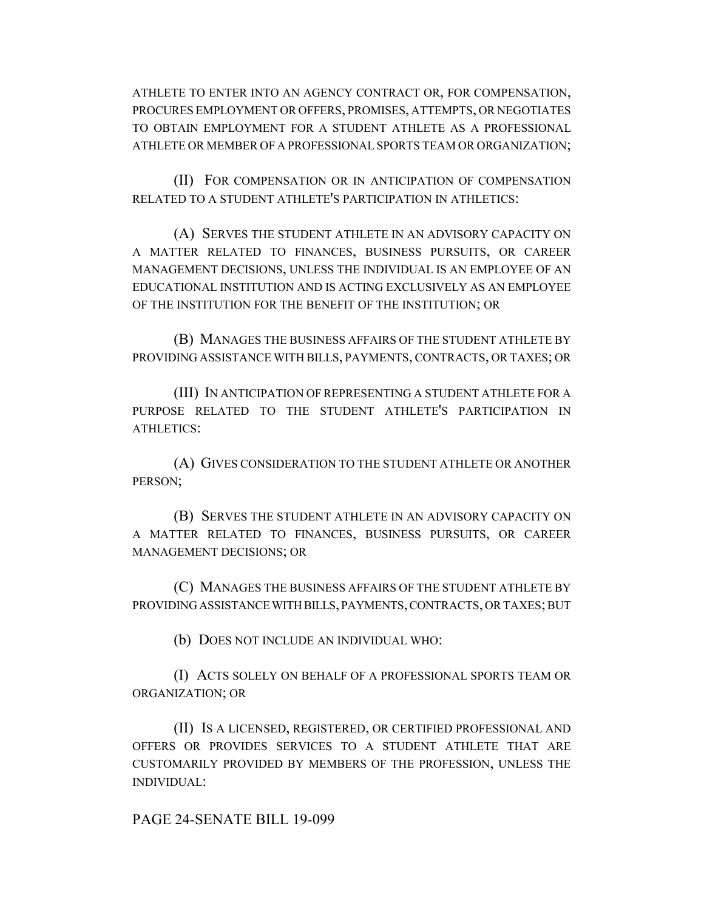ATHLETE TO ENTER INTO AN AGENCY CONTRACT OR, FOR COMPENSATION, PROCURES EMPLOYMENT OR OFFERS, PROMISES, ATTEMPTS, OR NEGOTIATES TO OBTAIN EMPLOYMENT FOR A STUDENT ATHLETE AS A PROFESSIONAL ATHLETE OR MEMBER OF A PROFESSIONAL SPORTS TEAM OR ORGANIZATION;

(II) FOR COMPENSATION OR IN ANTICIPATION OF COMPENSATION RELATED TO A STUDENT ATHLETE'S PARTICIPATION IN ATHLETICS:

(A) SERVES THE STUDENT ATHLETE IN AN ADVISORY CAPACITY ON A MATTER RELATED TO FINANCES, BUSINESS PURSUITS, OR CAREER MANAGEMENT DECISIONS, UNLESS THE INDIVIDUAL IS AN EMPLOYEE OF AN EDUCATIONAL INSTITUTION AND IS ACTING EXCLUSIVELY AS AN EMPLOYEE OF THE INSTITUTION FOR THE BENEFIT OF THE INSTITUTION; OR

(B) MANAGES THE BUSINESS AFFAIRS OF THE STUDENT ATHLETE BY PROVIDING ASSISTANCE WITH BILLS, PAYMENTS, CONTRACTS, OR TAXES; OR

(III) IN ANTICIPATION OF REPRESENTING A STUDENT ATHLETE FOR A PURPOSE RELATED TO THE STUDENT ATHLETE'S PARTICIPATION IN ATHLETICS:

(A) GIVES CONSIDERATION TO THE STUDENT ATHLETE OR ANOTHER PERSON;

(B) SERVES THE STUDENT ATHLETE IN AN ADVISORY CAPACITY ON A MATTER RELATED TO FINANCES, BUSINESS PURSUITS, OR CAREER MANAGEMENT DECISIONS; OR

(C) MANAGES THE BUSINESS AFFAIRS OF THE STUDENT ATHLETE BY PROVIDING ASSISTANCE WITH BILLS, PAYMENTS, CONTRACTS, OR TAXES; BUT

(b) DOES NOT INCLUDE AN INDIVIDUAL WHO:

(I) ACTS SOLELY ON BEHALF OF A PROFESSIONAL SPORTS TEAM OR ORGANIZATION; OR

(II) IS A LICENSED, REGISTERED, OR CERTIFIED PROFESSIONAL AND OFFERS OR PROVIDES SERVICES TO A STUDENT ATHLETE THAT ARE CUSTOMARILY PROVIDED BY MEMBERS OF THE PROFESSION, UNLESS THE INDIVIDUAL: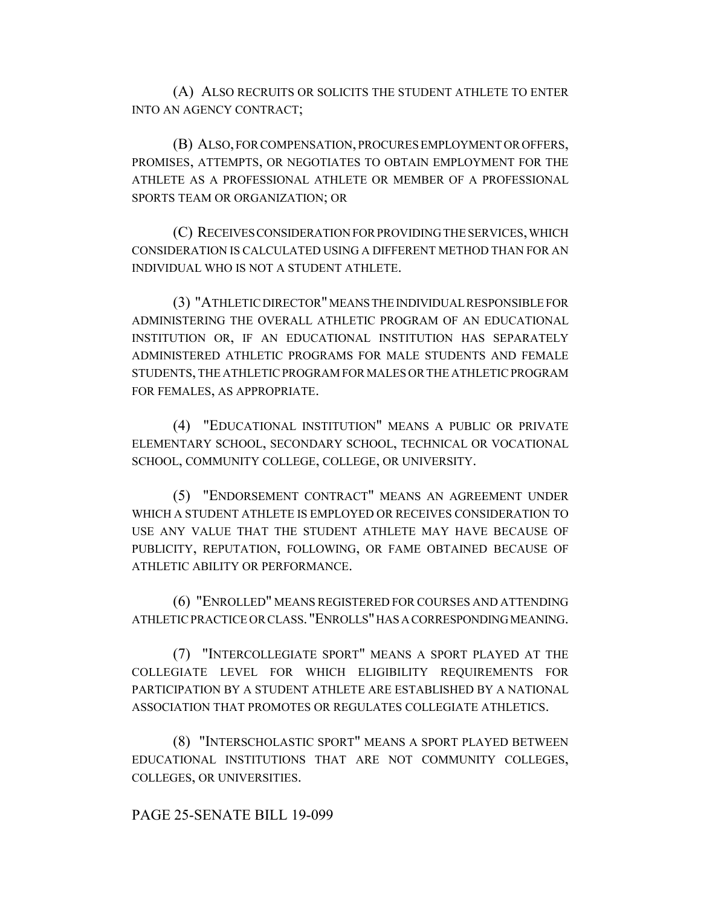(A) ALSO RECRUITS OR SOLICITS THE STUDENT ATHLETE TO ENTER INTO AN AGENCY CONTRACT;

(B) ALSO, FOR COMPENSATION, PROCURES EMPLOYMENT OR OFFERS, PROMISES, ATTEMPTS, OR NEGOTIATES TO OBTAIN EMPLOYMENT FOR THE ATHLETE AS A PROFESSIONAL ATHLETE OR MEMBER OF A PROFESSIONAL SPORTS TEAM OR ORGANIZATION; OR

(C) RECEIVES CONSIDERATION FOR PROVIDING THE SERVICES, WHICH CONSIDERATION IS CALCULATED USING A DIFFERENT METHOD THAN FOR AN INDIVIDUAL WHO IS NOT A STUDENT ATHLETE.

(3) "ATHLETIC DIRECTOR" MEANS THE INDIVIDUAL RESPONSIBLE FOR ADMINISTERING THE OVERALL ATHLETIC PROGRAM OF AN EDUCATIONAL INSTITUTION OR, IF AN EDUCATIONAL INSTITUTION HAS SEPARATELY ADMINISTERED ATHLETIC PROGRAMS FOR MALE STUDENTS AND FEMALE STUDENTS, THE ATHLETIC PROGRAM FOR MALES OR THE ATHLETIC PROGRAM FOR FEMALES, AS APPROPRIATE.

(4) "EDUCATIONAL INSTITUTION" MEANS A PUBLIC OR PRIVATE ELEMENTARY SCHOOL, SECONDARY SCHOOL, TECHNICAL OR VOCATIONAL SCHOOL, COMMUNITY COLLEGE, COLLEGE, OR UNIVERSITY.

(5) "ENDORSEMENT CONTRACT" MEANS AN AGREEMENT UNDER WHICH A STUDENT ATHLETE IS EMPLOYED OR RECEIVES CONSIDERATION TO USE ANY VALUE THAT THE STUDENT ATHLETE MAY HAVE BECAUSE OF PUBLICITY, REPUTATION, FOLLOWING, OR FAME OBTAINED BECAUSE OF ATHLETIC ABILITY OR PERFORMANCE.

(6) "ENROLLED" MEANS REGISTERED FOR COURSES AND ATTENDING ATHLETIC PRACTICE OR CLASS. "ENROLLS" HAS A CORRESPONDING MEANING.

(7) "INTERCOLLEGIATE SPORT" MEANS A SPORT PLAYED AT THE COLLEGIATE LEVEL FOR WHICH ELIGIBILITY REQUIREMENTS FOR PARTICIPATION BY A STUDENT ATHLETE ARE ESTABLISHED BY A NATIONAL ASSOCIATION THAT PROMOTES OR REGULATES COLLEGIATE ATHLETICS.

(8) "INTERSCHOLASTIC SPORT" MEANS A SPORT PLAYED BETWEEN EDUCATIONAL INSTITUTIONS THAT ARE NOT COMMUNITY COLLEGES, COLLEGES, OR UNIVERSITIES.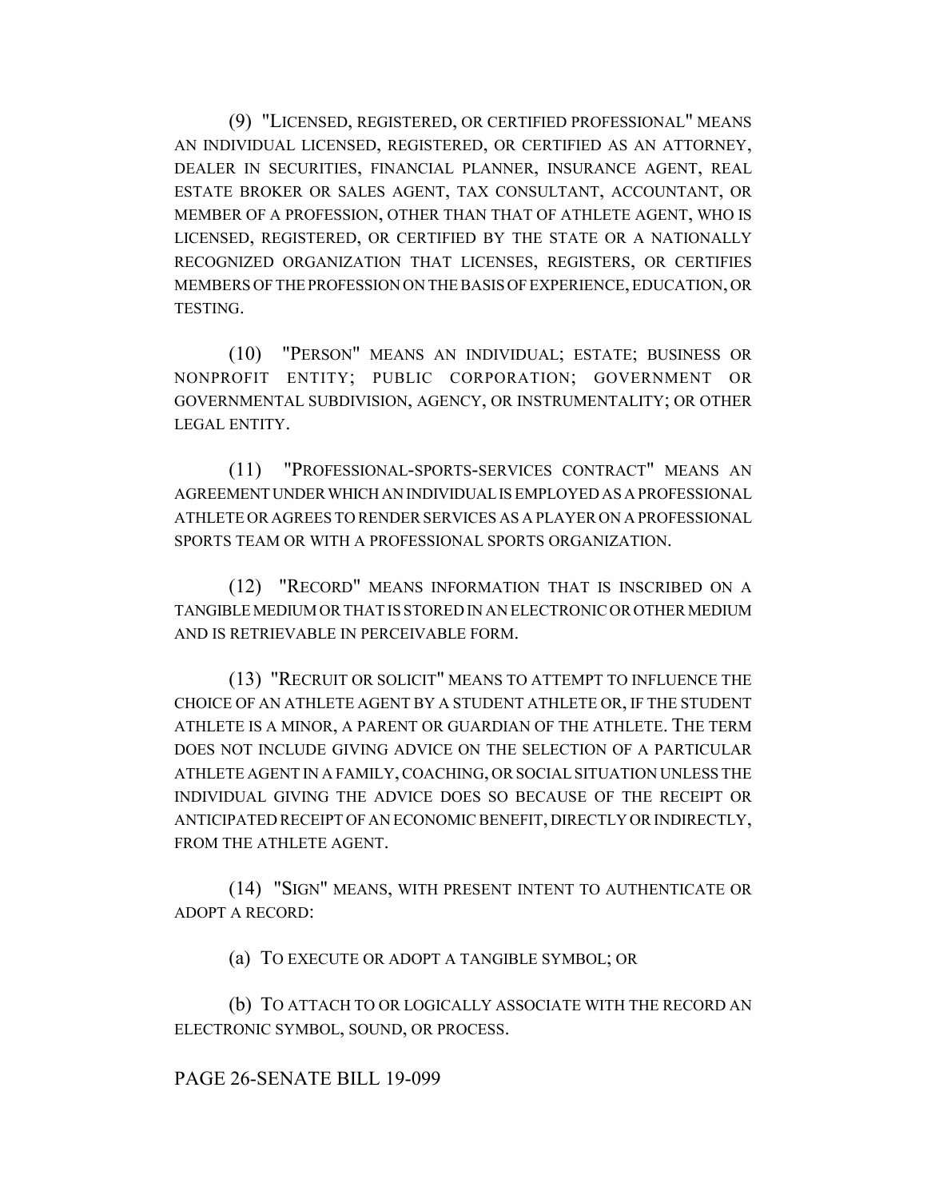(9) "LICENSED, REGISTERED, OR CERTIFIED PROFESSIONAL" MEANS AN INDIVIDUAL LICENSED, REGISTERED, OR CERTIFIED AS AN ATTORNEY, DEALER IN SECURITIES, FINANCIAL PLANNER, INSURANCE AGENT, REAL ESTATE BROKER OR SALES AGENT, TAX CONSULTANT, ACCOUNTANT, OR MEMBER OF A PROFESSION, OTHER THAN THAT OF ATHLETE AGENT, WHO IS LICENSED, REGISTERED, OR CERTIFIED BY THE STATE OR A NATIONALLY RECOGNIZED ORGANIZATION THAT LICENSES, REGISTERS, OR CERTIFIES MEMBERS OF THE PROFESSION ON THE BASIS OF EXPERIENCE, EDUCATION, OR TESTING.

(10) "PERSON" MEANS AN INDIVIDUAL; ESTATE; BUSINESS OR NONPROFIT ENTITY; PUBLIC CORPORATION; GOVERNMENT OR GOVERNMENTAL SUBDIVISION, AGENCY, OR INSTRUMENTALITY; OR OTHER LEGAL ENTITY.

(11) "PROFESSIONAL-SPORTS-SERVICES CONTRACT" MEANS AN AGREEMENT UNDER WHICH AN INDIVIDUAL IS EMPLOYED AS A PROFESSIONAL ATHLETE OR AGREES TO RENDER SERVICES AS A PLAYER ON A PROFESSIONAL SPORTS TEAM OR WITH A PROFESSIONAL SPORTS ORGANIZATION.

(12) "RECORD" MEANS INFORMATION THAT IS INSCRIBED ON A TANGIBLE MEDIUM OR THAT IS STORED IN AN ELECTRONIC OR OTHER MEDIUM AND IS RETRIEVABLE IN PERCEIVABLE FORM.

(13) "RECRUIT OR SOLICIT" MEANS TO ATTEMPT TO INFLUENCE THE CHOICE OF AN ATHLETE AGENT BY A STUDENT ATHLETE OR, IF THE STUDENT ATHLETE IS A MINOR, A PARENT OR GUARDIAN OF THE ATHLETE. THE TERM DOES NOT INCLUDE GIVING ADVICE ON THE SELECTION OF A PARTICULAR ATHLETE AGENT IN A FAMILY, COACHING, OR SOCIAL SITUATION UNLESS THE INDIVIDUAL GIVING THE ADVICE DOES SO BECAUSE OF THE RECEIPT OR ANTICIPATED RECEIPT OF AN ECONOMIC BENEFIT, DIRECTLY OR INDIRECTLY, FROM THE ATHLETE AGENT.

(14) "SIGN" MEANS, WITH PRESENT INTENT TO AUTHENTICATE OR ADOPT A RECORD:

(a) TO EXECUTE OR ADOPT A TANGIBLE SYMBOL; OR

(b) TO ATTACH TO OR LOGICALLY ASSOCIATE WITH THE RECORD AN ELECTRONIC SYMBOL, SOUND, OR PROCESS.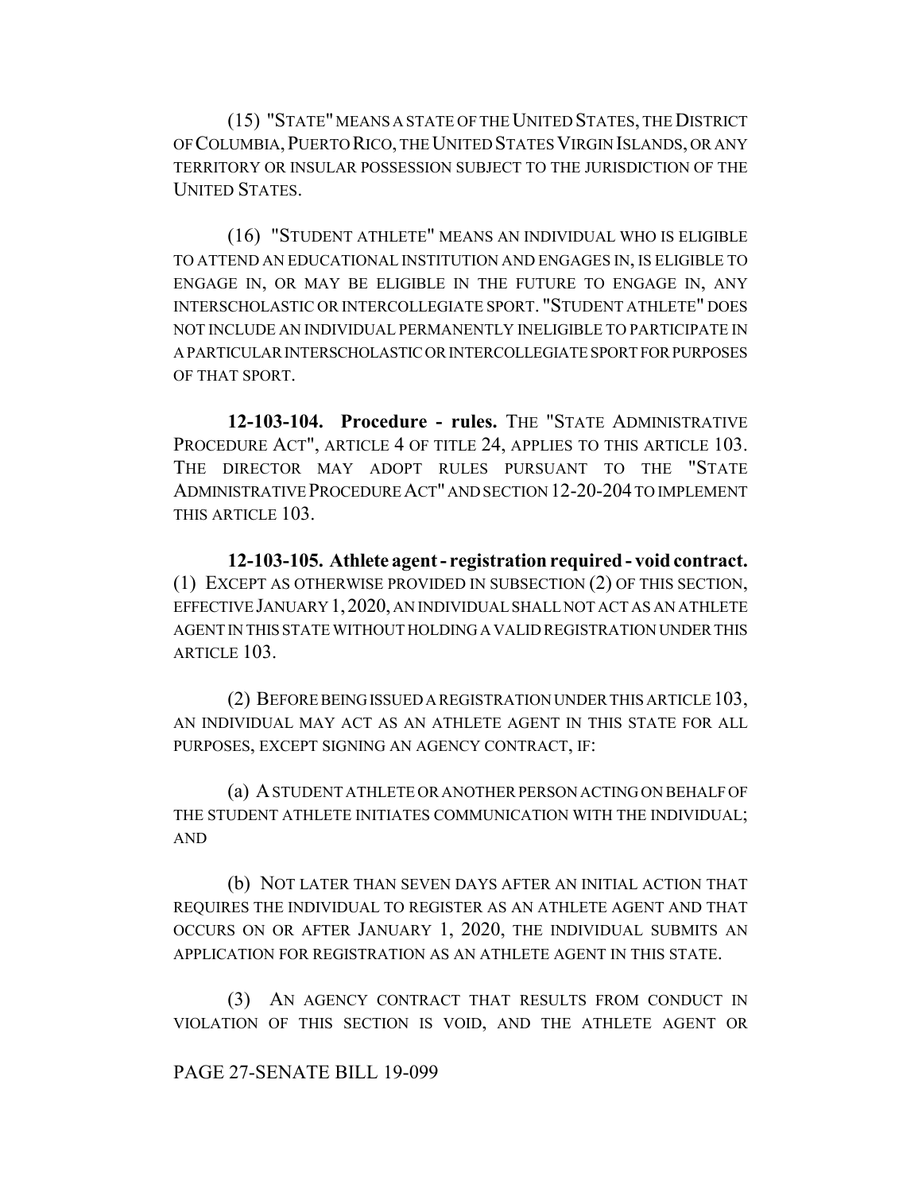(15) "STATE" MEANS A STATE OF THE UNITED STATES, THE DISTRICT OF COLUMBIA, PUERTO RICO, THE UNITED STATES VIRGIN ISLANDS, OR ANY TERRITORY OR INSULAR POSSESSION SUBJECT TO THE JURISDICTION OF THE UNITED STATES.

(16) "STUDENT ATHLETE" MEANS AN INDIVIDUAL WHO IS ELIGIBLE TO ATTEND AN EDUCATIONAL INSTITUTION AND ENGAGES IN, IS ELIGIBLE TO ENGAGE IN, OR MAY BE ELIGIBLE IN THE FUTURE TO ENGAGE IN, ANY INTERSCHOLASTIC OR INTERCOLLEGIATE SPORT. "STUDENT ATHLETE" DOES NOT INCLUDE AN INDIVIDUAL PERMANENTLY INELIGIBLE TO PARTICIPATE IN A PARTICULAR INTERSCHOLASTIC OR INTERCOLLEGIATE SPORT FOR PURPOSES OF THAT SPORT.

**12-103-104. Procedure - rules.** THE "STATE ADMINISTRATIVE PROCEDURE ACT", ARTICLE 4 OF TITLE 24, APPLIES TO THIS ARTICLE 103. THE DIRECTOR MAY ADOPT RULES PURSUANT TO THE "STATE ADMINISTRATIVE PROCEDURE ACT" AND SECTION 12-20-204 TO IMPLEMENT THIS ARTICLE 103.

**12-103-105. Athlete agent - registration required - void contract.** (1) EXCEPT AS OTHERWISE PROVIDED IN SUBSECTION (2) OF THIS SECTION, EFFECTIVE JANUARY 1, 2020, AN INDIVIDUAL SHALL NOT ACT AS AN ATHLETE AGENT IN THIS STATE WITHOUT HOLDING A VALID REGISTRATION UNDER THIS ARTICLE 103.

(2) BEFORE BEING ISSUED A REGISTRATION UNDER THIS ARTICLE 103, AN INDIVIDUAL MAY ACT AS AN ATHLETE AGENT IN THIS STATE FOR ALL PURPOSES, EXCEPT SIGNING AN AGENCY CONTRACT, IF:

(a) A STUDENT ATHLETE OR ANOTHER PERSON ACTING ON BEHALF OF THE STUDENT ATHLETE INITIATES COMMUNICATION WITH THE INDIVIDUAL; AND

(b) NOT LATER THAN SEVEN DAYS AFTER AN INITIAL ACTION THAT REQUIRES THE INDIVIDUAL TO REGISTER AS AN ATHLETE AGENT AND THAT OCCURS ON OR AFTER JANUARY 1, 2020, THE INDIVIDUAL SUBMITS AN APPLICATION FOR REGISTRATION AS AN ATHLETE AGENT IN THIS STATE.

(3) AN AGENCY CONTRACT THAT RESULTS FROM CONDUCT IN VIOLATION OF THIS SECTION IS VOID, AND THE ATHLETE AGENT OR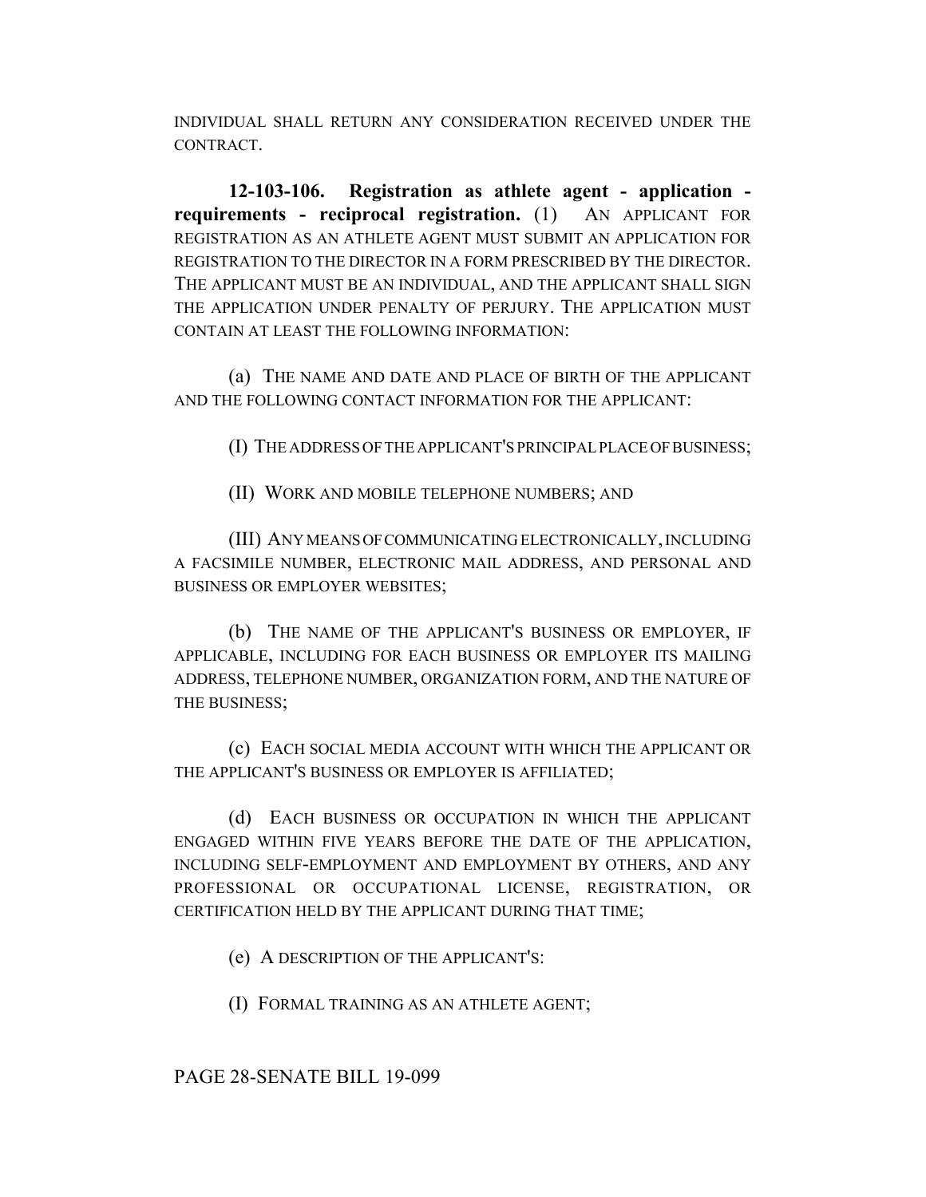INDIVIDUAL SHALL RETURN ANY CONSIDERATION RECEIVED UNDER THE CONTRACT.

**12-103-106. Registration as athlete agent - application - requirements - reciprocal registration.** (1) AN APPLICANT FOR REGISTRATION AS AN ATHLETE AGENT MUST SUBMIT AN APPLICATION FOR REGISTRATION TO THE DIRECTOR IN A FORM PRESCRIBED BY THE DIRECTOR. THE APPLICANT MUST BE AN INDIVIDUAL, AND THE APPLICANT SHALL SIGN THE APPLICATION UNDER PENALTY OF PERJURY. THE APPLICATION MUST CONTAIN AT LEAST THE FOLLOWING INFORMATION:

(a) THE NAME AND DATE AND PLACE OF BIRTH OF THE APPLICANT AND THE FOLLOWING CONTACT INFORMATION FOR THE APPLICANT:

(I) THE ADDRESS OF THE APPLICANT'S PRINCIPAL PLACE OF BUSINESS;

(II) WORK AND MOBILE TELEPHONE NUMBERS; AND

(III) ANY MEANS OF COMMUNICATING ELECTRONICALLY, INCLUDING A FACSIMILE NUMBER, ELECTRONIC MAIL ADDRESS, AND PERSONAL AND BUSINESS OR EMPLOYER WEBSITES;

(b) THE NAME OF THE APPLICANT'S BUSINESS OR EMPLOYER, IF APPLICABLE, INCLUDING FOR EACH BUSINESS OR EMPLOYER ITS MAILING ADDRESS, TELEPHONE NUMBER, ORGANIZATION FORM, AND THE NATURE OF THE BUSINESS;

(c) EACH SOCIAL MEDIA ACCOUNT WITH WHICH THE APPLICANT OR THE APPLICANT'S BUSINESS OR EMPLOYER IS AFFILIATED;

(d) EACH BUSINESS OR OCCUPATION IN WHICH THE APPLICANT ENGAGED WITHIN FIVE YEARS BEFORE THE DATE OF THE APPLICATION, INCLUDING SELF-EMPLOYMENT AND EMPLOYMENT BY OTHERS, AND ANY PROFESSIONAL OR OCCUPATIONAL LICENSE, REGISTRATION, OR CERTIFICATION HELD BY THE APPLICANT DURING THAT TIME;

(e) A DESCRIPTION OF THE APPLICANT'S:

(I) FORMAL TRAINING AS AN ATHLETE AGENT;

PAGE 28-SENATE BILL 19-099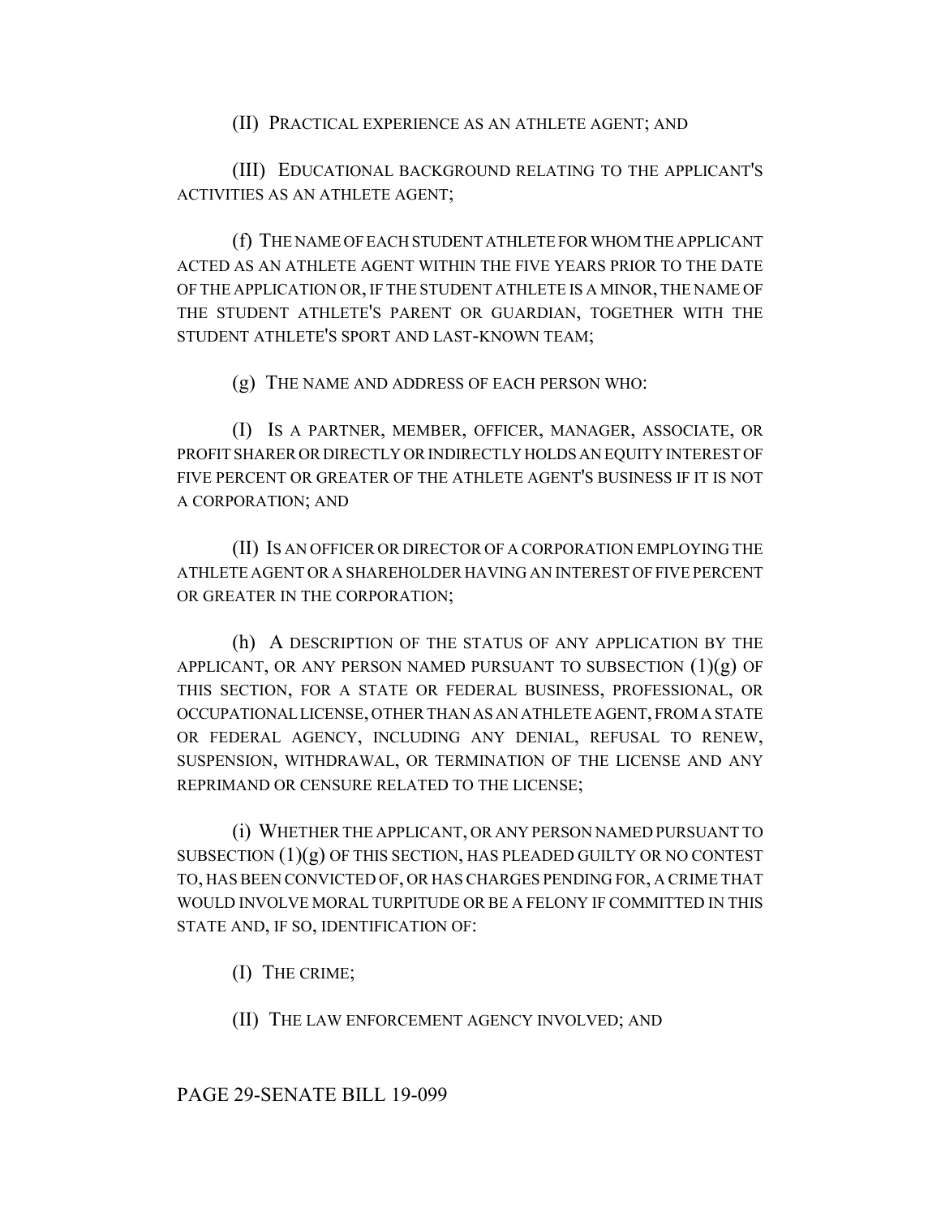(II) PRACTICAL EXPERIENCE AS AN ATHLETE AGENT; AND

(III) EDUCATIONAL BACKGROUND RELATING TO THE APPLICANT'S ACTIVITIES AS AN ATHLETE AGENT;

(f) THE NAME OF EACH STUDENT ATHLETE FOR WHOM THE APPLICANT ACTED AS AN ATHLETE AGENT WITHIN THE FIVE YEARS PRIOR TO THE DATE OF THE APPLICATION OR, IF THE STUDENT ATHLETE IS A MINOR, THE NAME OF THE STUDENT ATHLETE'S PARENT OR GUARDIAN, TOGETHER WITH THE STUDENT ATHLETE'S SPORT AND LAST-KNOWN TEAM;

(g) THE NAME AND ADDRESS OF EACH PERSON WHO:

(I) IS A PARTNER, MEMBER, OFFICER, MANAGER, ASSOCIATE, OR PROFIT SHARER OR DIRECTLY OR INDIRECTLY HOLDS AN EQUITY INTEREST OF FIVE PERCENT OR GREATER OF THE ATHLETE AGENT'S BUSINESS IF IT IS NOT A CORPORATION; AND

(II) IS AN OFFICER OR DIRECTOR OF A CORPORATION EMPLOYING THE ATHLETE AGENT OR A SHAREHOLDER HAVING AN INTEREST OF FIVE PERCENT OR GREATER IN THE CORPORATION;

(h) A DESCRIPTION OF THE STATUS OF ANY APPLICATION BY THE APPLICANT, OR ANY PERSON NAMED PURSUANT TO SUBSECTION (1)(g) OF THIS SECTION, FOR A STATE OR FEDERAL BUSINESS, PROFESSIONAL, OR OCCUPATIONAL LICENSE, OTHER THAN AS AN ATHLETE AGENT, FROM A STATE OR FEDERAL AGENCY, INCLUDING ANY DENIAL, REFUSAL TO RENEW, SUSPENSION, WITHDRAWAL, OR TERMINATION OF THE LICENSE AND ANY REPRIMAND OR CENSURE RELATED TO THE LICENSE;

(i) WHETHER THE APPLICANT, OR ANY PERSON NAMED PURSUANT TO SUBSECTION (1)(g) OF THIS SECTION, HAS PLEADED GUILTY OR NO CONTEST TO, HAS BEEN CONVICTED OF, OR HAS CHARGES PENDING FOR, A CRIME THAT WOULD INVOLVE MORAL TURPITUDE OR BE A FELONY IF COMMITTED IN THIS STATE AND, IF SO, IDENTIFICATION OF:

(I) THE CRIME;

(II) THE LAW ENFORCEMENT AGENCY INVOLVED; AND

PAGE 29-SENATE BILL 19-099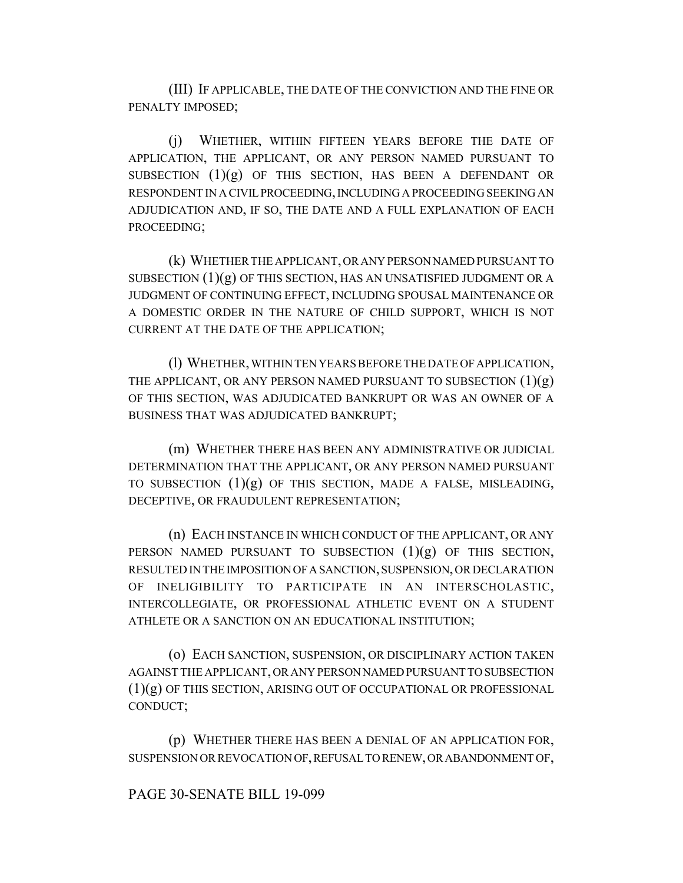(III) IF APPLICABLE, THE DATE OF THE CONVICTION AND THE FINE OR PENALTY IMPOSED;

(j) WHETHER, WITHIN FIFTEEN YEARS BEFORE THE DATE OF APPLICATION, THE APPLICANT, OR ANY PERSON NAMED PURSUANT TO SUBSECTION (1)(g) OF THIS SECTION, HAS BEEN A DEFENDANT OR RESPONDENT IN A CIVIL PROCEEDING, INCLUDING A PROCEEDING SEEKING AN ADJUDICATION AND, IF SO, THE DATE AND A FULL EXPLANATION OF EACH PROCEEDING;

(k) WHETHER THE APPLICANT, OR ANY PERSON NAMED PURSUANT TO SUBSECTION (1)(g) OF THIS SECTION, HAS AN UNSATISFIED JUDGMENT OR A JUDGMENT OF CONTINUING EFFECT, INCLUDING SPOUSAL MAINTENANCE OR A DOMESTIC ORDER IN THE NATURE OF CHILD SUPPORT, WHICH IS NOT CURRENT AT THE DATE OF THE APPLICATION;

(l) WHETHER, WITHIN TEN YEARS BEFORE THE DATE OF APPLICATION, THE APPLICANT, OR ANY PERSON NAMED PURSUANT TO SUBSECTION (1)(g) OF THIS SECTION, WAS ADJUDICATED BANKRUPT OR WAS AN OWNER OF A BUSINESS THAT WAS ADJUDICATED BANKRUPT;

(m) WHETHER THERE HAS BEEN ANY ADMINISTRATIVE OR JUDICIAL DETERMINATION THAT THE APPLICANT, OR ANY PERSON NAMED PURSUANT TO SUBSECTION (1)(g) OF THIS SECTION, MADE A FALSE, MISLEADING, DECEPTIVE, OR FRAUDULENT REPRESENTATION;

(n) EACH INSTANCE IN WHICH CONDUCT OF THE APPLICANT, OR ANY PERSON NAMED PURSUANT TO SUBSECTION (1)(g) OF THIS SECTION, RESULTED IN THE IMPOSITION OF A SANCTION, SUSPENSION, OR DECLARATION OF INELIGIBILITY TO PARTICIPATE IN AN INTERSCHOLASTIC, INTERCOLLEGIATE, OR PROFESSIONAL ATHLETIC EVENT ON A STUDENT ATHLETE OR A SANCTION ON AN EDUCATIONAL INSTITUTION;

(o) EACH SANCTION, SUSPENSION, OR DISCIPLINARY ACTION TAKEN AGAINST THE APPLICANT, OR ANY PERSON NAMED PURSUANT TO SUBSECTION (1)(g) OF THIS SECTION, ARISING OUT OF OCCUPATIONAL OR PROFESSIONAL CONDUCT;

(p) WHETHER THERE HAS BEEN A DENIAL OF AN APPLICATION FOR, SUSPENSION OR REVOCATION OF, REFUSAL TO RENEW, OR ABANDONMENT OF,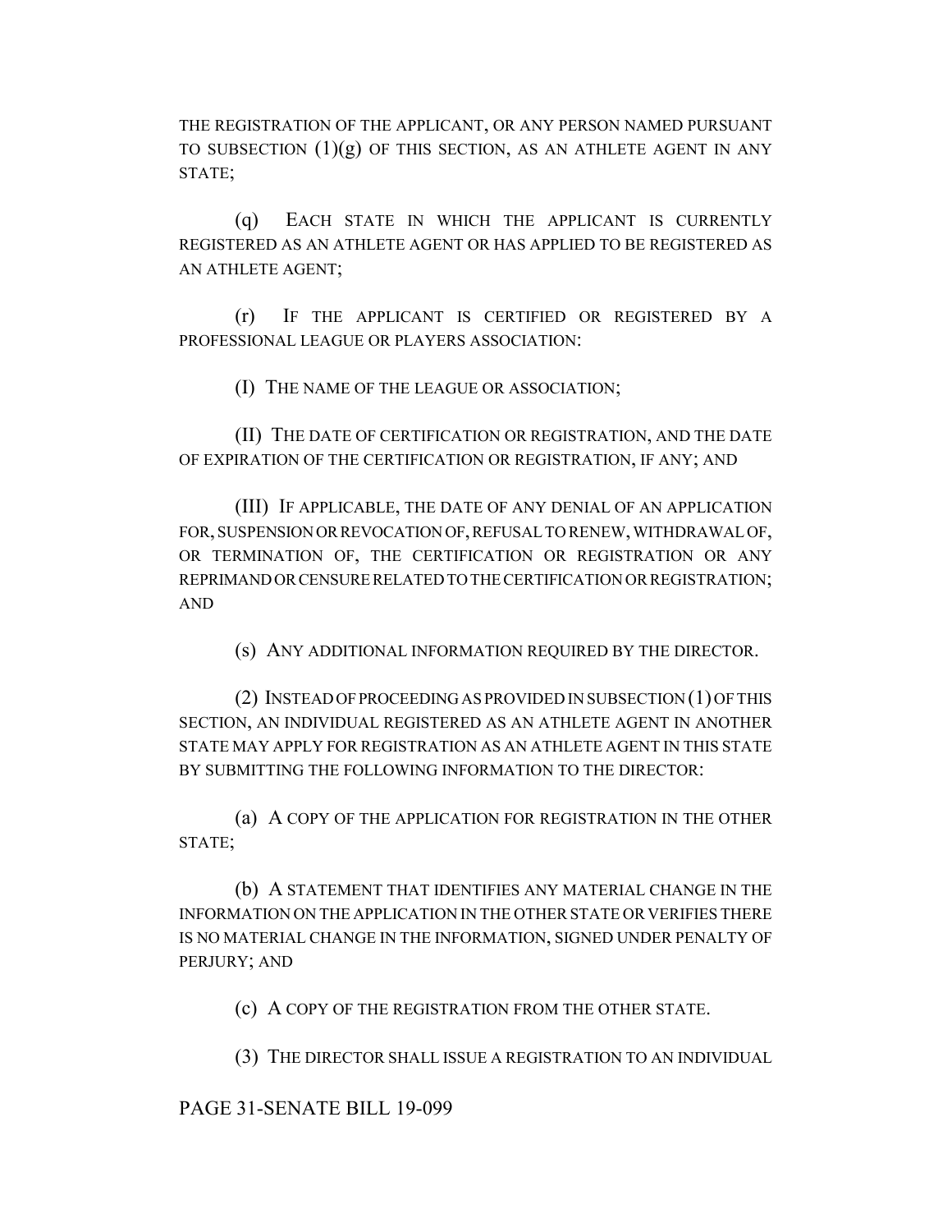THE REGISTRATION OF THE APPLICANT, OR ANY PERSON NAMED PURSUANT TO SUBSECTION (1)(g) OF THIS SECTION, AS AN ATHLETE AGENT IN ANY STATE;

(q) EACH STATE IN WHICH THE APPLICANT IS CURRENTLY REGISTERED AS AN ATHLETE AGENT OR HAS APPLIED TO BE REGISTERED AS AN ATHLETE AGENT;

(r) IF THE APPLICANT IS CERTIFIED OR REGISTERED BY A PROFESSIONAL LEAGUE OR PLAYERS ASSOCIATION:

(I) THE NAME OF THE LEAGUE OR ASSOCIATION;

(II) THE DATE OF CERTIFICATION OR REGISTRATION, AND THE DATE OF EXPIRATION OF THE CERTIFICATION OR REGISTRATION, IF ANY; AND

(III) IF APPLICABLE, THE DATE OF ANY DENIAL OF AN APPLICATION FOR, SUSPENSION OR REVOCATION OF, REFUSAL TO RENEW, WITHDRAWAL OF, OR TERMINATION OF, THE CERTIFICATION OR REGISTRATION OR ANY REPRIMAND OR CENSURE RELATED TO THE CERTIFICATION OR REGISTRATION; AND

(s) ANY ADDITIONAL INFORMATION REQUIRED BY THE DIRECTOR.

(2) INSTEAD OF PROCEEDING AS PROVIDED IN SUBSECTION (1) OF THIS SECTION, AN INDIVIDUAL REGISTERED AS AN ATHLETE AGENT IN ANOTHER STATE MAY APPLY FOR REGISTRATION AS AN ATHLETE AGENT IN THIS STATE BY SUBMITTING THE FOLLOWING INFORMATION TO THE DIRECTOR:

(a) A COPY OF THE APPLICATION FOR REGISTRATION IN THE OTHER STATE;

(b) A STATEMENT THAT IDENTIFIES ANY MATERIAL CHANGE IN THE INFORMATION ON THE APPLICATION IN THE OTHER STATE OR VERIFIES THERE IS NO MATERIAL CHANGE IN THE INFORMATION, SIGNED UNDER PENALTY OF PERJURY; AND

(c) A COPY OF THE REGISTRATION FROM THE OTHER STATE.

(3) THE DIRECTOR SHALL ISSUE A REGISTRATION TO AN INDIVIDUAL

PAGE 31-SENATE BILL 19-099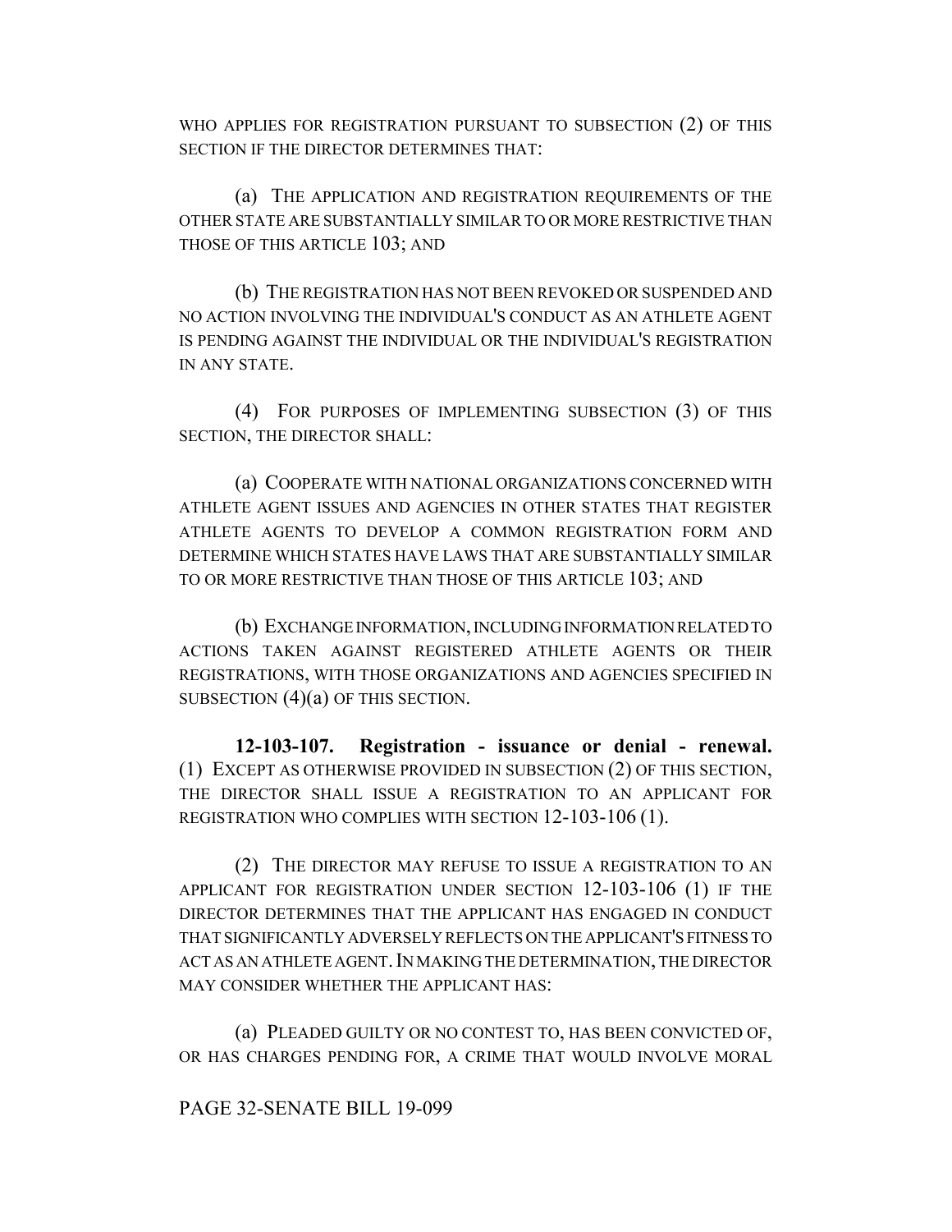WHO APPLIES FOR REGISTRATION PURSUANT TO SUBSECTION (2) OF THIS SECTION IF THE DIRECTOR DETERMINES THAT:

(a) THE APPLICATION AND REGISTRATION REQUIREMENTS OF THE OTHER STATE ARE SUBSTANTIALLY SIMILAR TO OR MORE RESTRICTIVE THAN THOSE OF THIS ARTICLE 103; AND

(b) THE REGISTRATION HAS NOT BEEN REVOKED OR SUSPENDED AND NO ACTION INVOLVING THE INDIVIDUAL'S CONDUCT AS AN ATHLETE AGENT IS PENDING AGAINST THE INDIVIDUAL OR THE INDIVIDUAL'S REGISTRATION IN ANY STATE.

(4) FOR PURPOSES OF IMPLEMENTING SUBSECTION (3) OF THIS SECTION, THE DIRECTOR SHALL:

(a) COOPERATE WITH NATIONAL ORGANIZATIONS CONCERNED WITH ATHLETE AGENT ISSUES AND AGENCIES IN OTHER STATES THAT REGISTER ATHLETE AGENTS TO DEVELOP A COMMON REGISTRATION FORM AND DETERMINE WHICH STATES HAVE LAWS THAT ARE SUBSTANTIALLY SIMILAR TO OR MORE RESTRICTIVE THAN THOSE OF THIS ARTICLE 103; AND

(b) EXCHANGE INFORMATION, INCLUDING INFORMATION RELATED TO ACTIONS TAKEN AGAINST REGISTERED ATHLETE AGENTS OR THEIR REGISTRATIONS, WITH THOSE ORGANIZATIONS AND AGENCIES SPECIFIED IN SUBSECTION (4)(a) OF THIS SECTION.

**12-103-107. Registration - issuance or denial - renewal.** (1) EXCEPT AS OTHERWISE PROVIDED IN SUBSECTION (2) OF THIS SECTION, THE DIRECTOR SHALL ISSUE A REGISTRATION TO AN APPLICANT FOR REGISTRATION WHO COMPLIES WITH SECTION 12-103-106 (1).

(2) THE DIRECTOR MAY REFUSE TO ISSUE A REGISTRATION TO AN APPLICANT FOR REGISTRATION UNDER SECTION 12-103-106 (1) IF THE DIRECTOR DETERMINES THAT THE APPLICANT HAS ENGAGED IN CONDUCT THAT SIGNIFICANTLY ADVERSELY REFLECTS ON THE APPLICANT'S FITNESS TO ACT AS AN ATHLETE AGENT. IN MAKING THE DETERMINATION, THE DIRECTOR MAY CONSIDER WHETHER THE APPLICANT HAS:

(a) PLEADED GUILTY OR NO CONTEST TO, HAS BEEN CONVICTED OF, OR HAS CHARGES PENDING FOR, A CRIME THAT WOULD INVOLVE MORAL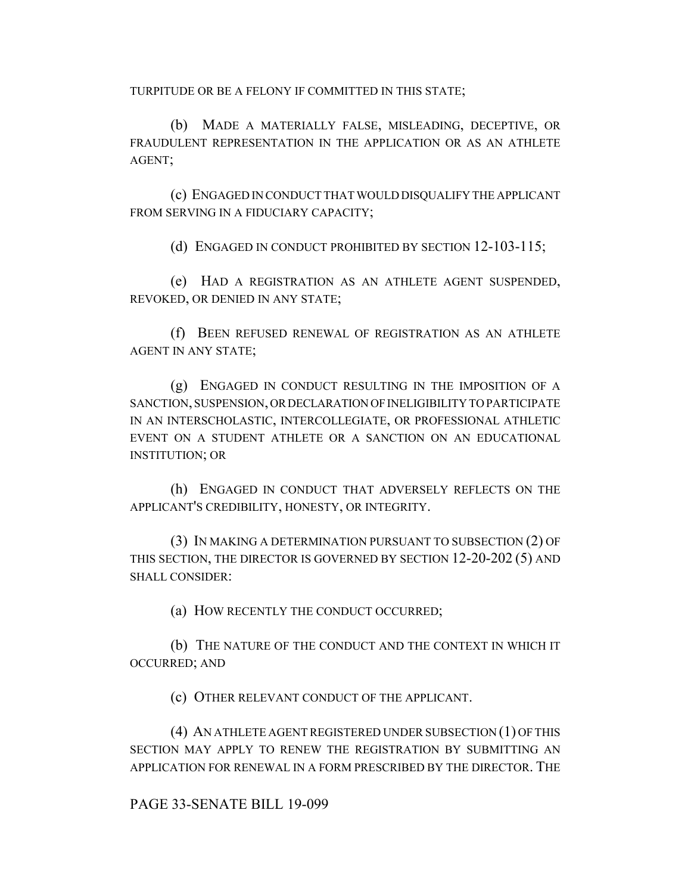TURPITUDE OR BE A FELONY IF COMMITTED IN THIS STATE;

(b) MADE A MATERIALLY FALSE, MISLEADING, DECEPTIVE, OR FRAUDULENT REPRESENTATION IN THE APPLICATION OR AS AN ATHLETE AGENT;

(c) ENGAGED IN CONDUCT THAT WOULD DISQUALIFY THE APPLICANT FROM SERVING IN A FIDUCIARY CAPACITY;

(d) ENGAGED IN CONDUCT PROHIBITED BY SECTION 12-103-115;

(e) HAD A REGISTRATION AS AN ATHLETE AGENT SUSPENDED, REVOKED, OR DENIED IN ANY STATE;

(f) BEEN REFUSED RENEWAL OF REGISTRATION AS AN ATHLETE AGENT IN ANY STATE;

(g) ENGAGED IN CONDUCT RESULTING IN THE IMPOSITION OF A SANCTION, SUSPENSION, OR DECLARATION OF INELIGIBILITY TO PARTICIPATE IN AN INTERSCHOLASTIC, INTERCOLLEGIATE, OR PROFESSIONAL ATHLETIC EVENT ON A STUDENT ATHLETE OR A SANCTION ON AN EDUCATIONAL INSTITUTION; OR

(h) ENGAGED IN CONDUCT THAT ADVERSELY REFLECTS ON THE APPLICANT'S CREDIBILITY, HONESTY, OR INTEGRITY.

(3) IN MAKING A DETERMINATION PURSUANT TO SUBSECTION (2) OF THIS SECTION, THE DIRECTOR IS GOVERNED BY SECTION 12-20-202 (5) AND SHALL CONSIDER:

(a) HOW RECENTLY THE CONDUCT OCCURRED;

(b) THE NATURE OF THE CONDUCT AND THE CONTEXT IN WHICH IT OCCURRED; AND

(c) OTHER RELEVANT CONDUCT OF THE APPLICANT.

(4) AN ATHLETE AGENT REGISTERED UNDER SUBSECTION (1) OF THIS SECTION MAY APPLY TO RENEW THE REGISTRATION BY SUBMITTING AN APPLICATION FOR RENEWAL IN A FORM PRESCRIBED BY THE DIRECTOR. THE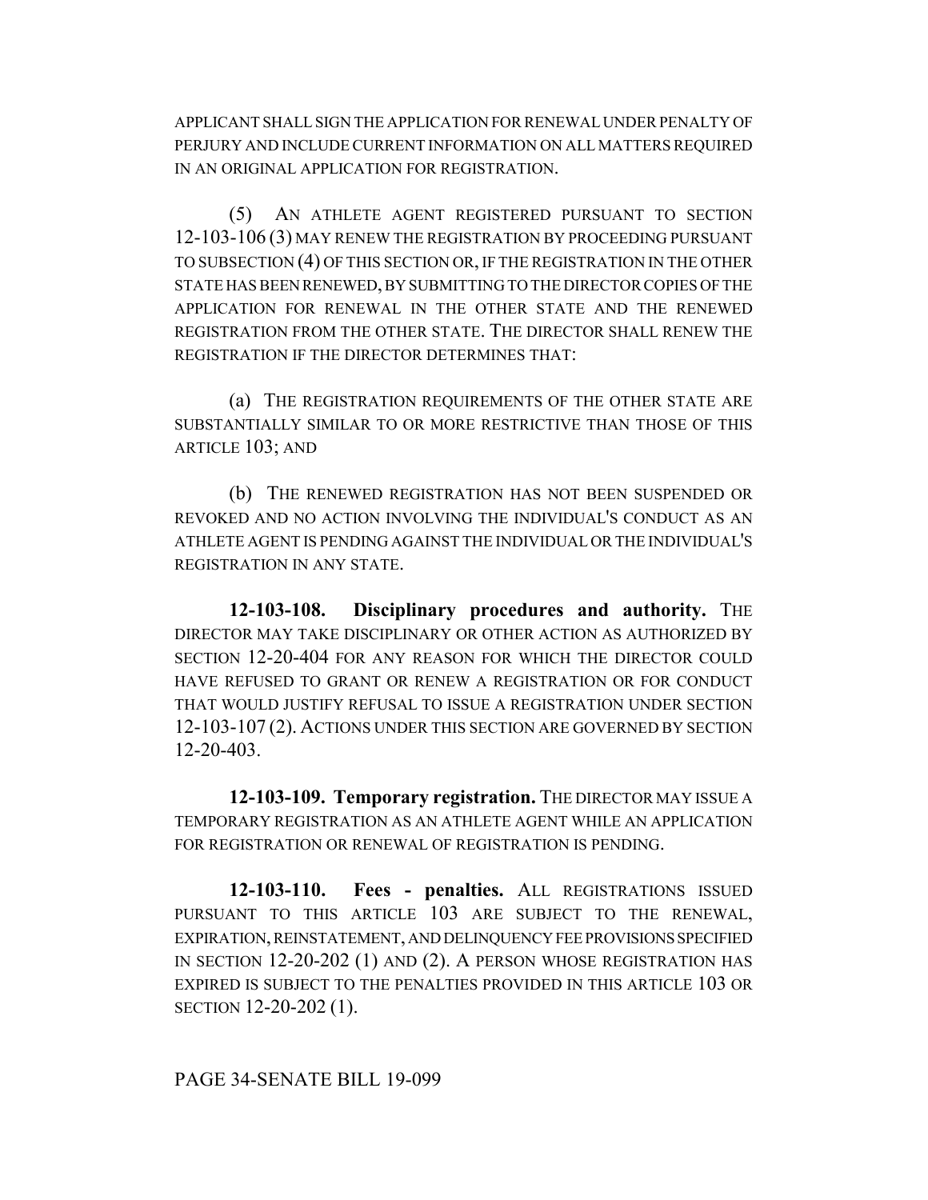APPLICANT SHALL SIGN THE APPLICATION FOR RENEWAL UNDER PENALTY OF PERJURY AND INCLUDE CURRENT INFORMATION ON ALL MATTERS REQUIRED IN AN ORIGINAL APPLICATION FOR REGISTRATION.

(5) AN ATHLETE AGENT REGISTERED PURSUANT TO SECTION 12-103-106 (3) MAY RENEW THE REGISTRATION BY PROCEEDING PURSUANT TO SUBSECTION (4) OF THIS SECTION OR, IF THE REGISTRATION IN THE OTHER STATE HAS BEEN RENEWED, BY SUBMITTING TO THE DIRECTOR COPIES OF THE APPLICATION FOR RENEWAL IN THE OTHER STATE AND THE RENEWED REGISTRATION FROM THE OTHER STATE. THE DIRECTOR SHALL RENEW THE REGISTRATION IF THE DIRECTOR DETERMINES THAT:

(a) THE REGISTRATION REQUIREMENTS OF THE OTHER STATE ARE SUBSTANTIALLY SIMILAR TO OR MORE RESTRICTIVE THAN THOSE OF THIS ARTICLE 103; AND

(b) THE RENEWED REGISTRATION HAS NOT BEEN SUSPENDED OR REVOKED AND NO ACTION INVOLVING THE INDIVIDUAL'S CONDUCT AS AN ATHLETE AGENT IS PENDING AGAINST THE INDIVIDUAL OR THE INDIVIDUAL'S REGISTRATION IN ANY STATE.

**12-103-108. Disciplinary procedures and authority.** THE DIRECTOR MAY TAKE DISCIPLINARY OR OTHER ACTION AS AUTHORIZED BY SECTION 12-20-404 FOR ANY REASON FOR WHICH THE DIRECTOR COULD HAVE REFUSED TO GRANT OR RENEW A REGISTRATION OR FOR CONDUCT THAT WOULD JUSTIFY REFUSAL TO ISSUE A REGISTRATION UNDER SECTION 12-103-107 (2). ACTIONS UNDER THIS SECTION ARE GOVERNED BY SECTION 12-20-403.

**12-103-109. Temporary registration.** THE DIRECTOR MAY ISSUE A TEMPORARY REGISTRATION AS AN ATHLETE AGENT WHILE AN APPLICATION FOR REGISTRATION OR RENEWAL OF REGISTRATION IS PENDING.

**12-103-110. Fees - penalties.** ALL REGISTRATIONS ISSUED PURSUANT TO THIS ARTICLE 103 ARE SUBJECT TO THE RENEWAL, EXPIRATION, REINSTATEMENT, AND DELINQUENCY FEE PROVISIONS SPECIFIED IN SECTION 12-20-202 (1) AND (2). A PERSON WHOSE REGISTRATION HAS EXPIRED IS SUBJECT TO THE PENALTIES PROVIDED IN THIS ARTICLE 103 OR SECTION 12-20-202 (1).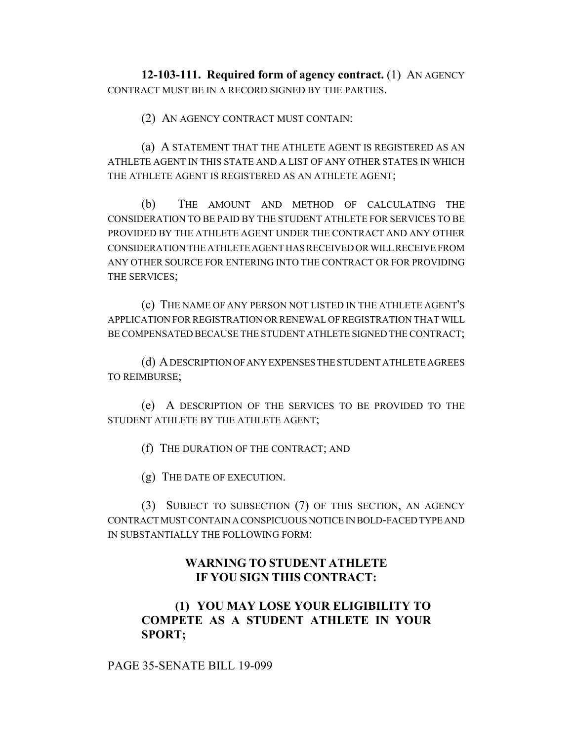**12-103-111. Required form of agency contract.** (1) AN AGENCY CONTRACT MUST BE IN A RECORD SIGNED BY THE PARTIES.

(2) AN AGENCY CONTRACT MUST CONTAIN:

(a) A STATEMENT THAT THE ATHLETE AGENT IS REGISTERED AS AN ATHLETE AGENT IN THIS STATE AND A LIST OF ANY OTHER STATES IN WHICH THE ATHLETE AGENT IS REGISTERED AS AN ATHLETE AGENT;

(b) THE AMOUNT AND METHOD OF CALCULATING THE CONSIDERATION TO BE PAID BY THE STUDENT ATHLETE FOR SERVICES TO BE PROVIDED BY THE ATHLETE AGENT UNDER THE CONTRACT AND ANY OTHER CONSIDERATION THE ATHLETE AGENT HAS RECEIVED OR WILL RECEIVE FROM ANY OTHER SOURCE FOR ENTERING INTO THE CONTRACT OR FOR PROVIDING THE SERVICES;

(c) THE NAME OF ANY PERSON NOT LISTED IN THE ATHLETE AGENT'S APPLICATION FOR REGISTRATION OR RENEWAL OF REGISTRATION THAT WILL BE COMPENSATED BECAUSE THE STUDENT ATHLETE SIGNED THE CONTRACT;

(d) A DESCRIPTION OF ANY EXPENSES THE STUDENT ATHLETE AGREES TO REIMBURSE;

(e) A DESCRIPTION OF THE SERVICES TO BE PROVIDED TO THE STUDENT ATHLETE BY THE ATHLETE AGENT;

(f) THE DURATION OF THE CONTRACT; AND

(g) THE DATE OF EXECUTION.

(3) SUBJECT TO SUBSECTION (7) OF THIS SECTION, AN AGENCY CONTRACT MUST CONTAIN A CONSPICUOUS NOTICE IN BOLD-FACED TYPE AND IN SUBSTANTIALLY THE FOLLOWING FORM:

**WARNING TO STUDENT ATHLETE**
**IF YOU SIGN THIS CONTRACT:**

**(1) YOU MAY LOSE YOUR ELIGIBILITY TO COMPETE AS A STUDENT ATHLETE IN YOUR SPORT;**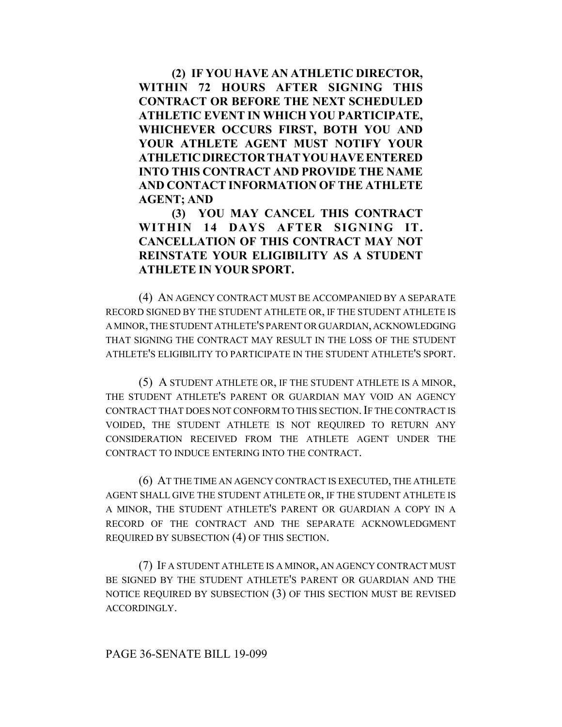**(2) IF YOU HAVE AN ATHLETIC DIRECTOR, WITHIN 72 HOURS AFTER SIGNING THIS CONTRACT OR BEFORE THE NEXT SCHEDULED ATHLETIC EVENT IN WHICH YOU PARTICIPATE, WHICHEVER OCCURS FIRST, BOTH YOU AND YOUR ATHLETE AGENT MUST NOTIFY YOUR ATHLETIC DIRECTOR THAT YOU HAVE ENTERED INTO THIS CONTRACT AND PROVIDE THE NAME AND CONTACT INFORMATION OF THE ATHLETE AGENT; AND**

**(3) YOU MAY CANCEL THIS CONTRACT WITHIN 14 DAYS AFTER SIGNING IT. CANCELLATION OF THIS CONTRACT MAY NOT REINSTATE YOUR ELIGIBILITY AS A STUDENT ATHLETE IN YOUR SPORT.**

(4) AN AGENCY CONTRACT MUST BE ACCOMPANIED BY A SEPARATE RECORD SIGNED BY THE STUDENT ATHLETE OR, IF THE STUDENT ATHLETE IS A MINOR, THE STUDENT ATHLETE'S PARENT OR GUARDIAN, ACKNOWLEDGING THAT SIGNING THE CONTRACT MAY RESULT IN THE LOSS OF THE STUDENT ATHLETE'S ELIGIBILITY TO PARTICIPATE IN THE STUDENT ATHLETE'S SPORT.

(5) A STUDENT ATHLETE OR, IF THE STUDENT ATHLETE IS A MINOR, THE STUDENT ATHLETE'S PARENT OR GUARDIAN MAY VOID AN AGENCY CONTRACT THAT DOES NOT CONFORM TO THIS SECTION. IF THE CONTRACT IS VOIDED, THE STUDENT ATHLETE IS NOT REQUIRED TO RETURN ANY CONSIDERATION RECEIVED FROM THE ATHLETE AGENT UNDER THE CONTRACT TO INDUCE ENTERING INTO THE CONTRACT.

(6) AT THE TIME AN AGENCY CONTRACT IS EXECUTED, THE ATHLETE AGENT SHALL GIVE THE STUDENT ATHLETE OR, IF THE STUDENT ATHLETE IS A MINOR, THE STUDENT ATHLETE'S PARENT OR GUARDIAN A COPY IN A RECORD OF THE CONTRACT AND THE SEPARATE ACKNOWLEDGMENT REQUIRED BY SUBSECTION (4) OF THIS SECTION.

(7) IF A STUDENT ATHLETE IS A MINOR, AN AGENCY CONTRACT MUST BE SIGNED BY THE STUDENT ATHLETE'S PARENT OR GUARDIAN AND THE NOTICE REQUIRED BY SUBSECTION (3) OF THIS SECTION MUST BE REVISED ACCORDINGLY.

PAGE 36-SENATE BILL 19-099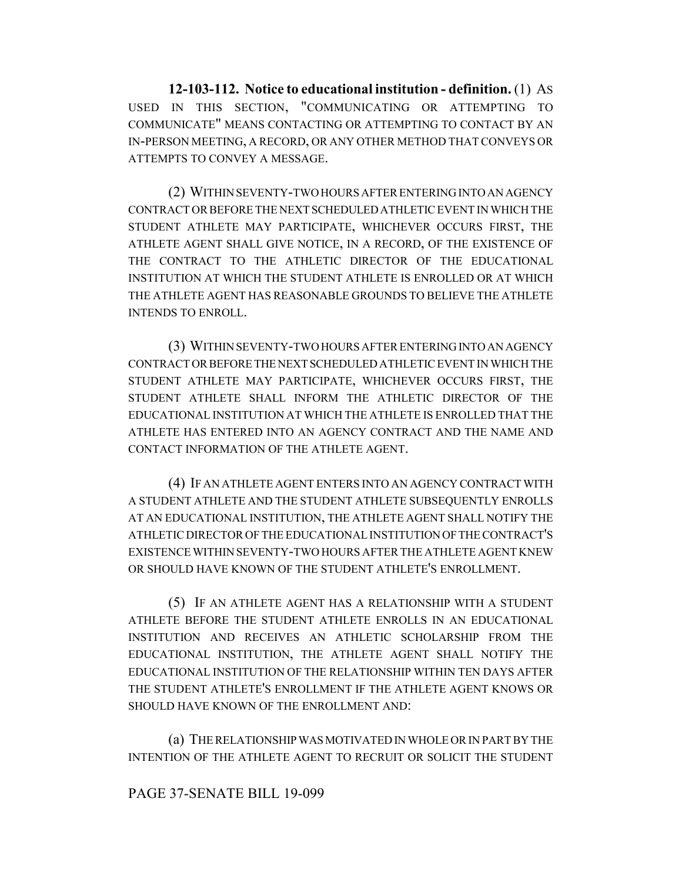**12-103-112. Notice to educational institution - definition.** (1) AS USED IN THIS SECTION, "COMMUNICATING OR ATTEMPTING TO COMMUNICATE" MEANS CONTACTING OR ATTEMPTING TO CONTACT BY AN IN-PERSON MEETING, A RECORD, OR ANY OTHER METHOD THAT CONVEYS OR ATTEMPTS TO CONVEY A MESSAGE.

(2) WITHIN SEVENTY-TWO HOURS AFTER ENTERING INTO AN AGENCY CONTRACT OR BEFORE THE NEXT SCHEDULED ATHLETIC EVENT IN WHICH THE STUDENT ATHLETE MAY PARTICIPATE, WHICHEVER OCCURS FIRST, THE ATHLETE AGENT SHALL GIVE NOTICE, IN A RECORD, OF THE EXISTENCE OF THE CONTRACT TO THE ATHLETIC DIRECTOR OF THE EDUCATIONAL INSTITUTION AT WHICH THE STUDENT ATHLETE IS ENROLLED OR AT WHICH THE ATHLETE AGENT HAS REASONABLE GROUNDS TO BELIEVE THE ATHLETE INTENDS TO ENROLL.

(3) WITHIN SEVENTY-TWO HOURS AFTER ENTERING INTO AN AGENCY CONTRACT OR BEFORE THE NEXT SCHEDULED ATHLETIC EVENT IN WHICH THE STUDENT ATHLETE MAY PARTICIPATE, WHICHEVER OCCURS FIRST, THE STUDENT ATHLETE SHALL INFORM THE ATHLETIC DIRECTOR OF THE EDUCATIONAL INSTITUTION AT WHICH THE ATHLETE IS ENROLLED THAT THE ATHLETE HAS ENTERED INTO AN AGENCY CONTRACT AND THE NAME AND CONTACT INFORMATION OF THE ATHLETE AGENT.

(4) IF AN ATHLETE AGENT ENTERS INTO AN AGENCY CONTRACT WITH A STUDENT ATHLETE AND THE STUDENT ATHLETE SUBSEQUENTLY ENROLLS AT AN EDUCATIONAL INSTITUTION, THE ATHLETE AGENT SHALL NOTIFY THE ATHLETIC DIRECTOR OF THE EDUCATIONAL INSTITUTION OF THE CONTRACT'S EXISTENCE WITHIN SEVENTY-TWO HOURS AFTER THE ATHLETE AGENT KNEW OR SHOULD HAVE KNOWN OF THE STUDENT ATHLETE'S ENROLLMENT.

(5) IF AN ATHLETE AGENT HAS A RELATIONSHIP WITH A STUDENT ATHLETE BEFORE THE STUDENT ATHLETE ENROLLS IN AN EDUCATIONAL INSTITUTION AND RECEIVES AN ATHLETIC SCHOLARSHIP FROM THE EDUCATIONAL INSTITUTION, THE ATHLETE AGENT SHALL NOTIFY THE EDUCATIONAL INSTITUTION OF THE RELATIONSHIP WITHIN TEN DAYS AFTER THE STUDENT ATHLETE'S ENROLLMENT IF THE ATHLETE AGENT KNOWS OR SHOULD HAVE KNOWN OF THE ENROLLMENT AND:

(a) THE RELATIONSHIP WAS MOTIVATED IN WHOLE OR IN PART BY THE INTENTION OF THE ATHLETE AGENT TO RECRUIT OR SOLICIT THE STUDENT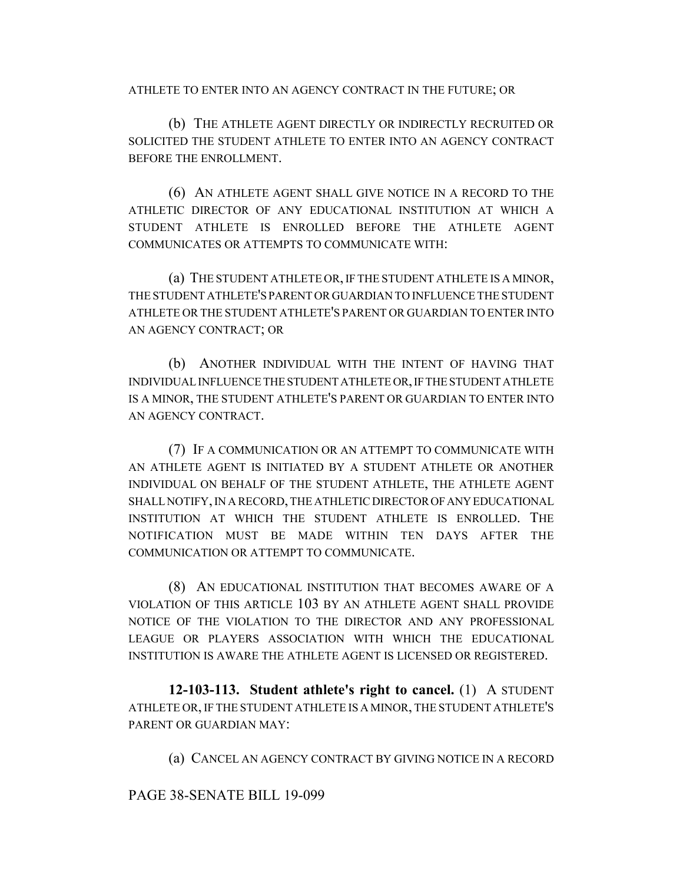ATHLETE TO ENTER INTO AN AGENCY CONTRACT IN THE FUTURE; OR

(b) THE ATHLETE AGENT DIRECTLY OR INDIRECTLY RECRUITED OR SOLICITED THE STUDENT ATHLETE TO ENTER INTO AN AGENCY CONTRACT BEFORE THE ENROLLMENT.

(6) AN ATHLETE AGENT SHALL GIVE NOTICE IN A RECORD TO THE ATHLETIC DIRECTOR OF ANY EDUCATIONAL INSTITUTION AT WHICH A STUDENT ATHLETE IS ENROLLED BEFORE THE ATHLETE AGENT COMMUNICATES OR ATTEMPTS TO COMMUNICATE WITH:

(a) THE STUDENT ATHLETE OR, IF THE STUDENT ATHLETE IS A MINOR, THE STUDENT ATHLETE'S PARENT OR GUARDIAN TO INFLUENCE THE STUDENT ATHLETE OR THE STUDENT ATHLETE'S PARENT OR GUARDIAN TO ENTER INTO AN AGENCY CONTRACT; OR

(b) ANOTHER INDIVIDUAL WITH THE INTENT OF HAVING THAT INDIVIDUAL INFLUENCE THE STUDENT ATHLETE OR, IF THE STUDENT ATHLETE IS A MINOR, THE STUDENT ATHLETE'S PARENT OR GUARDIAN TO ENTER INTO AN AGENCY CONTRACT.

(7) IF A COMMUNICATION OR AN ATTEMPT TO COMMUNICATE WITH AN ATHLETE AGENT IS INITIATED BY A STUDENT ATHLETE OR ANOTHER INDIVIDUAL ON BEHALF OF THE STUDENT ATHLETE, THE ATHLETE AGENT SHALL NOTIFY, IN A RECORD, THE ATHLETIC DIRECTOR OF ANY EDUCATIONAL INSTITUTION AT WHICH THE STUDENT ATHLETE IS ENROLLED. THE NOTIFICATION MUST BE MADE WITHIN TEN DAYS AFTER THE COMMUNICATION OR ATTEMPT TO COMMUNICATE.

(8) AN EDUCATIONAL INSTITUTION THAT BECOMES AWARE OF A VIOLATION OF THIS ARTICLE 103 BY AN ATHLETE AGENT SHALL PROVIDE NOTICE OF THE VIOLATION TO THE DIRECTOR AND ANY PROFESSIONAL LEAGUE OR PLAYERS ASSOCIATION WITH WHICH THE EDUCATIONAL INSTITUTION IS AWARE THE ATHLETE AGENT IS LICENSED OR REGISTERED.

**12-103-113. Student athlete's right to cancel.** (1) A STUDENT ATHLETE OR, IF THE STUDENT ATHLETE IS A MINOR, THE STUDENT ATHLETE'S PARENT OR GUARDIAN MAY:

(a) CANCEL AN AGENCY CONTRACT BY GIVING NOTICE IN A RECORD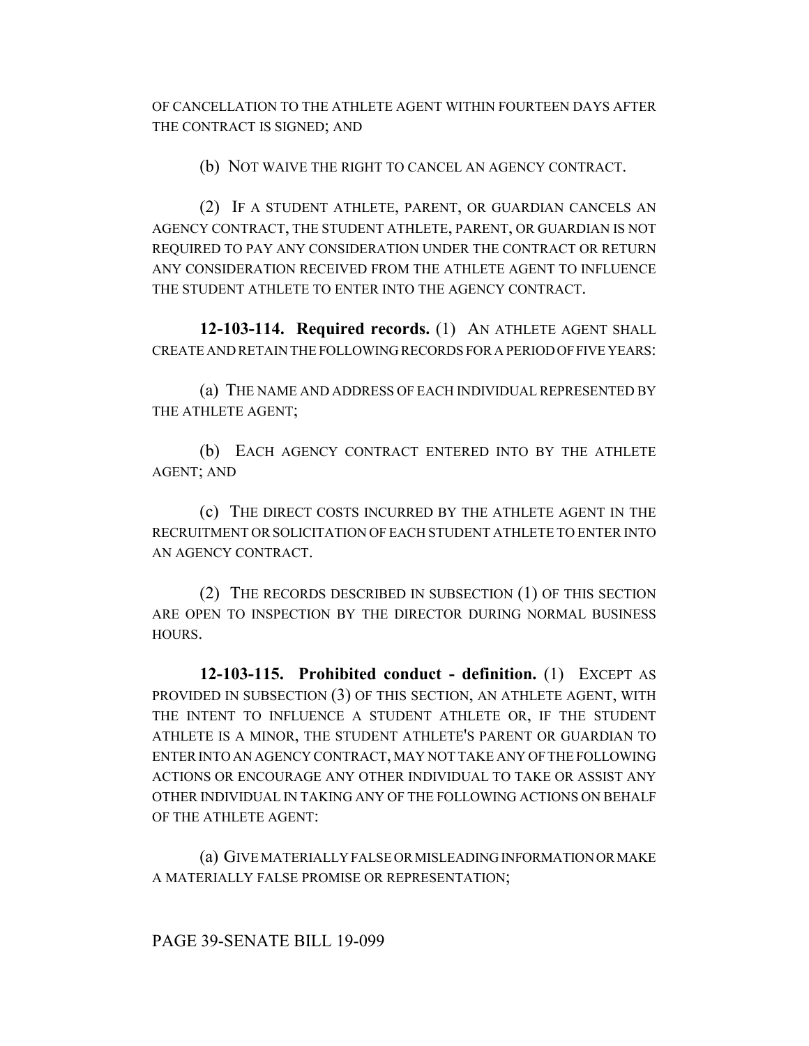OF CANCELLATION TO THE ATHLETE AGENT WITHIN FOURTEEN DAYS AFTER THE CONTRACT IS SIGNED; AND

(b) NOT WAIVE THE RIGHT TO CANCEL AN AGENCY CONTRACT.

(2) IF A STUDENT ATHLETE, PARENT, OR GUARDIAN CANCELS AN AGENCY CONTRACT, THE STUDENT ATHLETE, PARENT, OR GUARDIAN IS NOT REQUIRED TO PAY ANY CONSIDERATION UNDER THE CONTRACT OR RETURN ANY CONSIDERATION RECEIVED FROM THE ATHLETE AGENT TO INFLUENCE THE STUDENT ATHLETE TO ENTER INTO THE AGENCY CONTRACT.

**12-103-114. Required records.** (1) AN ATHLETE AGENT SHALL CREATE AND RETAIN THE FOLLOWING RECORDS FOR A PERIOD OF FIVE YEARS:

(a) THE NAME AND ADDRESS OF EACH INDIVIDUAL REPRESENTED BY THE ATHLETE AGENT;

(b) EACH AGENCY CONTRACT ENTERED INTO BY THE ATHLETE AGENT; AND

(c) THE DIRECT COSTS INCURRED BY THE ATHLETE AGENT IN THE RECRUITMENT OR SOLICITATION OF EACH STUDENT ATHLETE TO ENTER INTO AN AGENCY CONTRACT.

(2) THE RECORDS DESCRIBED IN SUBSECTION (1) OF THIS SECTION ARE OPEN TO INSPECTION BY THE DIRECTOR DURING NORMAL BUSINESS HOURS.

**12-103-115. Prohibited conduct - definition.** (1) EXCEPT AS PROVIDED IN SUBSECTION (3) OF THIS SECTION, AN ATHLETE AGENT, WITH THE INTENT TO INFLUENCE A STUDENT ATHLETE OR, IF THE STUDENT ATHLETE IS A MINOR, THE STUDENT ATHLETE'S PARENT OR GUARDIAN TO ENTER INTO AN AGENCY CONTRACT, MAY NOT TAKE ANY OF THE FOLLOWING ACTIONS OR ENCOURAGE ANY OTHER INDIVIDUAL TO TAKE OR ASSIST ANY OTHER INDIVIDUAL IN TAKING ANY OF THE FOLLOWING ACTIONS ON BEHALF OF THE ATHLETE AGENT:

(a) GIVE MATERIALLY FALSE OR MISLEADING INFORMATION OR MAKE A MATERIALLY FALSE PROMISE OR REPRESENTATION;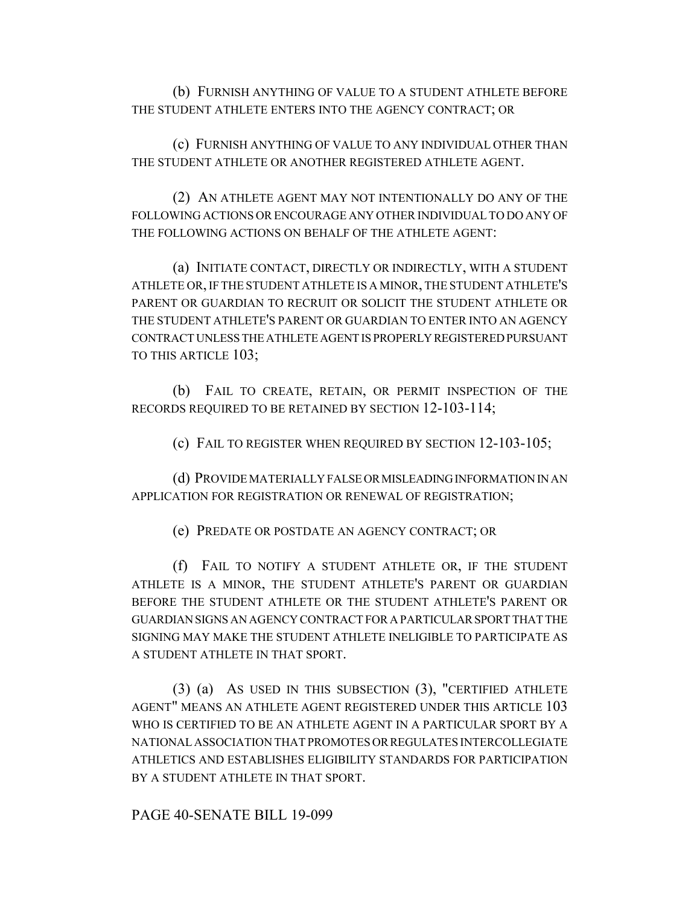(b) FURNISH ANYTHING OF VALUE TO A STUDENT ATHLETE BEFORE THE STUDENT ATHLETE ENTERS INTO THE AGENCY CONTRACT; OR

(c) FURNISH ANYTHING OF VALUE TO ANY INDIVIDUAL OTHER THAN THE STUDENT ATHLETE OR ANOTHER REGISTERED ATHLETE AGENT.

(2) AN ATHLETE AGENT MAY NOT INTENTIONALLY DO ANY OF THE FOLLOWING ACTIONS OR ENCOURAGE ANY OTHER INDIVIDUAL TO DO ANY OF THE FOLLOWING ACTIONS ON BEHALF OF THE ATHLETE AGENT:

(a) INITIATE CONTACT, DIRECTLY OR INDIRECTLY, WITH A STUDENT ATHLETE OR, IF THE STUDENT ATHLETE IS A MINOR, THE STUDENT ATHLETE'S PARENT OR GUARDIAN TO RECRUIT OR SOLICIT THE STUDENT ATHLETE OR THE STUDENT ATHLETE'S PARENT OR GUARDIAN TO ENTER INTO AN AGENCY CONTRACT UNLESS THE ATHLETE AGENT IS PROPERLY REGISTERED PURSUANT TO THIS ARTICLE 103;

(b) FAIL TO CREATE, RETAIN, OR PERMIT INSPECTION OF THE RECORDS REQUIRED TO BE RETAINED BY SECTION 12-103-114;

(c) FAIL TO REGISTER WHEN REQUIRED BY SECTION 12-103-105;

(d) PROVIDE MATERIALLY FALSE OR MISLEADING INFORMATION IN AN APPLICATION FOR REGISTRATION OR RENEWAL OF REGISTRATION;

(e) PREDATE OR POSTDATE AN AGENCY CONTRACT; OR

(f) FAIL TO NOTIFY A STUDENT ATHLETE OR, IF THE STUDENT ATHLETE IS A MINOR, THE STUDENT ATHLETE'S PARENT OR GUARDIAN BEFORE THE STUDENT ATHLETE OR THE STUDENT ATHLETE'S PARENT OR GUARDIAN SIGNS AN AGENCY CONTRACT FOR A PARTICULAR SPORT THAT THE SIGNING MAY MAKE THE STUDENT ATHLETE INELIGIBLE TO PARTICIPATE AS A STUDENT ATHLETE IN THAT SPORT.

(3) (a) AS USED IN THIS SUBSECTION (3), "CERTIFIED ATHLETE AGENT" MEANS AN ATHLETE AGENT REGISTERED UNDER THIS ARTICLE 103 WHO IS CERTIFIED TO BE AN ATHLETE AGENT IN A PARTICULAR SPORT BY A NATIONAL ASSOCIATION THAT PROMOTES OR REGULATES INTERCOLLEGIATE ATHLETICS AND ESTABLISHES ELIGIBILITY STANDARDS FOR PARTICIPATION BY A STUDENT ATHLETE IN THAT SPORT.

PAGE 40-SENATE BILL 19-099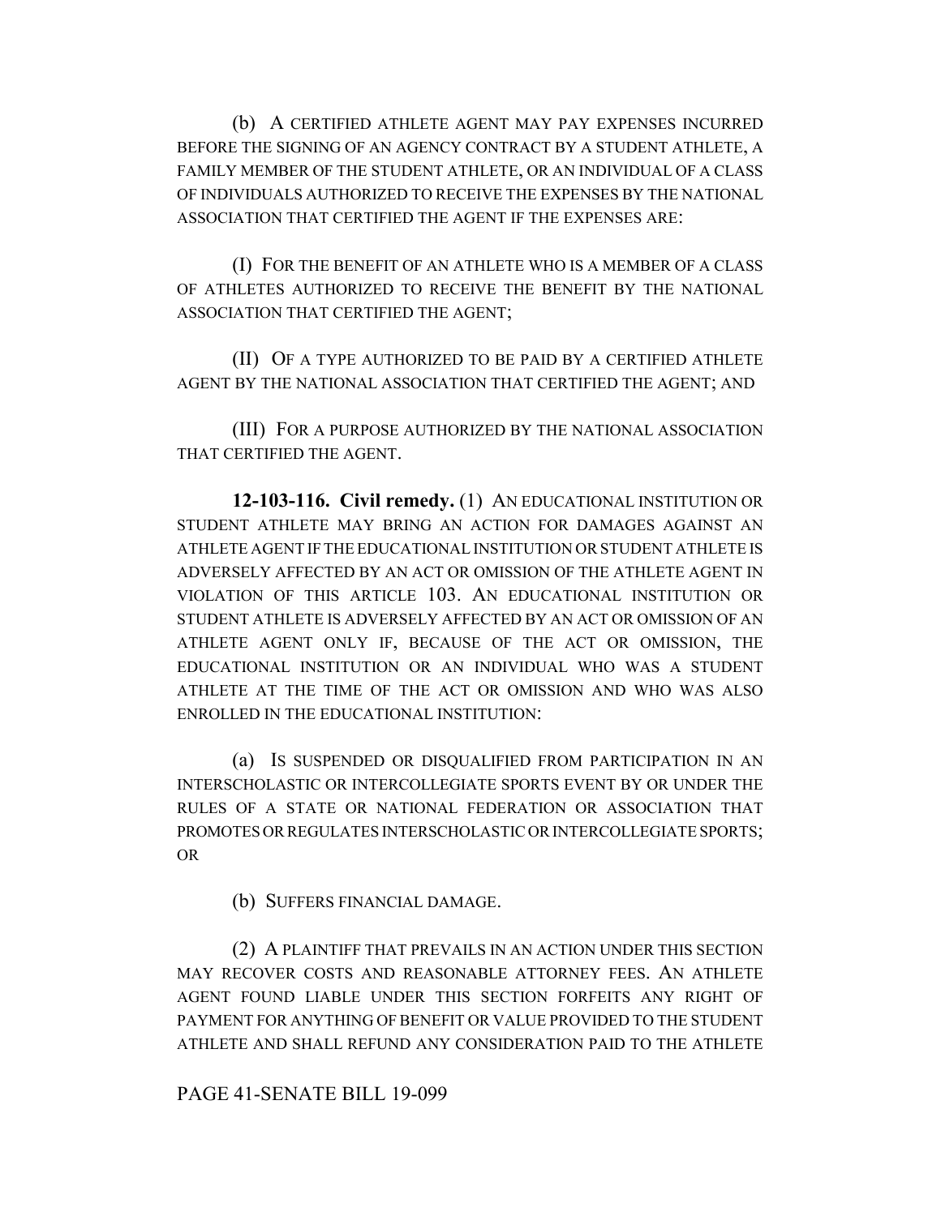(b) A CERTIFIED ATHLETE AGENT MAY PAY EXPENSES INCURRED BEFORE THE SIGNING OF AN AGENCY CONTRACT BY A STUDENT ATHLETE, A FAMILY MEMBER OF THE STUDENT ATHLETE, OR AN INDIVIDUAL OF A CLASS OF INDIVIDUALS AUTHORIZED TO RECEIVE THE EXPENSES BY THE NATIONAL ASSOCIATION THAT CERTIFIED THE AGENT IF THE EXPENSES ARE:

(I) FOR THE BENEFIT OF AN ATHLETE WHO IS A MEMBER OF A CLASS OF ATHLETES AUTHORIZED TO RECEIVE THE BENEFIT BY THE NATIONAL ASSOCIATION THAT CERTIFIED THE AGENT;

(II) OF A TYPE AUTHORIZED TO BE PAID BY A CERTIFIED ATHLETE AGENT BY THE NATIONAL ASSOCIATION THAT CERTIFIED THE AGENT; AND

(III) FOR A PURPOSE AUTHORIZED BY THE NATIONAL ASSOCIATION THAT CERTIFIED THE AGENT.

**12-103-116. Civil remedy.** (1) AN EDUCATIONAL INSTITUTION OR STUDENT ATHLETE MAY BRING AN ACTION FOR DAMAGES AGAINST AN ATHLETE AGENT IF THE EDUCATIONAL INSTITUTION OR STUDENT ATHLETE IS ADVERSELY AFFECTED BY AN ACT OR OMISSION OF THE ATHLETE AGENT IN VIOLATION OF THIS ARTICLE 103. AN EDUCATIONAL INSTITUTION OR STUDENT ATHLETE IS ADVERSELY AFFECTED BY AN ACT OR OMISSION OF AN ATHLETE AGENT ONLY IF, BECAUSE OF THE ACT OR OMISSION, THE EDUCATIONAL INSTITUTION OR AN INDIVIDUAL WHO WAS A STUDENT ATHLETE AT THE TIME OF THE ACT OR OMISSION AND WHO WAS ALSO ENROLLED IN THE EDUCATIONAL INSTITUTION:

(a) IS SUSPENDED OR DISQUALIFIED FROM PARTICIPATION IN AN INTERSCHOLASTIC OR INTERCOLLEGIATE SPORTS EVENT BY OR UNDER THE RULES OF A STATE OR NATIONAL FEDERATION OR ASSOCIATION THAT PROMOTES OR REGULATES INTERSCHOLASTIC OR INTERCOLLEGIATE SPORTS; OR

(b) SUFFERS FINANCIAL DAMAGE.

(2) A PLAINTIFF THAT PREVAILS IN AN ACTION UNDER THIS SECTION MAY RECOVER COSTS AND REASONABLE ATTORNEY FEES. AN ATHLETE AGENT FOUND LIABLE UNDER THIS SECTION FORFEITS ANY RIGHT OF PAYMENT FOR ANYTHING OF BENEFIT OR VALUE PROVIDED TO THE STUDENT ATHLETE AND SHALL REFUND ANY CONSIDERATION PAID TO THE ATHLETE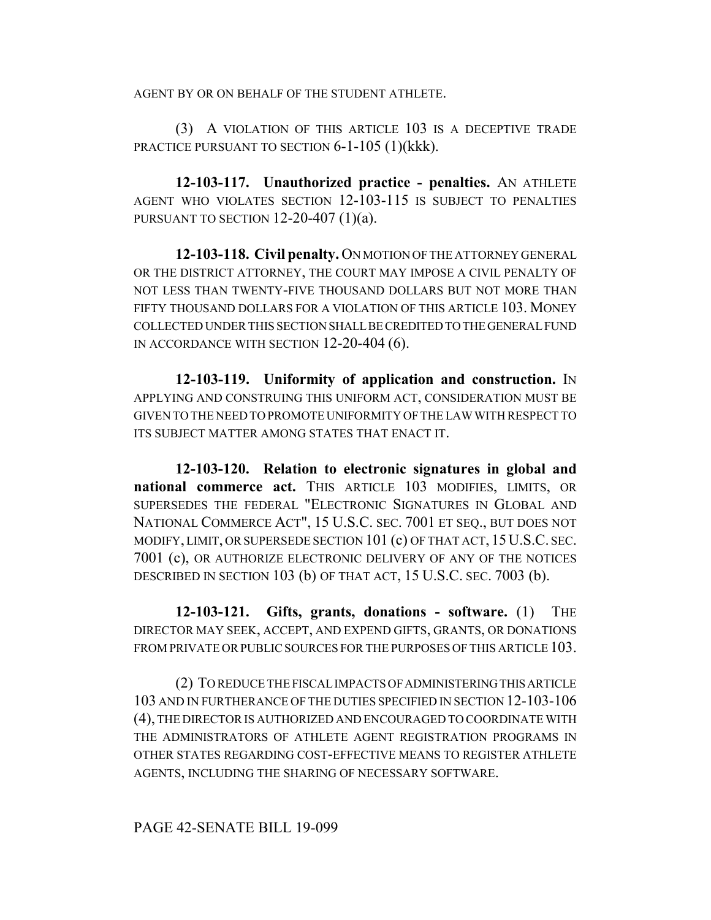AGENT BY OR ON BEHALF OF THE STUDENT ATHLETE.

(3) A VIOLATION OF THIS ARTICLE 103 IS A DECEPTIVE TRADE PRACTICE PURSUANT TO SECTION 6-1-105 (1)(kkk).

**12-103-117. Unauthorized practice - penalties.** AN ATHLETE AGENT WHO VIOLATES SECTION 12-103-115 IS SUBJECT TO PENALTIES PURSUANT TO SECTION 12-20-407 (1)(a).

**12-103-118. Civil penalty.** ON MOTION OF THE ATTORNEY GENERAL OR THE DISTRICT ATTORNEY, THE COURT MAY IMPOSE A CIVIL PENALTY OF NOT LESS THAN TWENTY-FIVE THOUSAND DOLLARS BUT NOT MORE THAN FIFTY THOUSAND DOLLARS FOR A VIOLATION OF THIS ARTICLE 103. MONEY COLLECTED UNDER THIS SECTION SHALL BE CREDITED TO THE GENERAL FUND IN ACCORDANCE WITH SECTION 12-20-404 (6).

**12-103-119. Uniformity of application and construction.** IN APPLYING AND CONSTRUING THIS UNIFORM ACT, CONSIDERATION MUST BE GIVEN TO THE NEED TO PROMOTE UNIFORMITY OF THE LAW WITH RESPECT TO ITS SUBJECT MATTER AMONG STATES THAT ENACT IT.

**12-103-120. Relation to electronic signatures in global and national commerce act.** THIS ARTICLE 103 MODIFIES, LIMITS, OR SUPERSEDES THE FEDERAL "ELECTRONIC SIGNATURES IN GLOBAL AND NATIONAL COMMERCE ACT", 15 U.S.C. SEC. 7001 ET SEQ., BUT DOES NOT MODIFY, LIMIT, OR SUPERSEDE SECTION 101 (c) OF THAT ACT, 15 U.S.C. SEC. 7001 (c), OR AUTHORIZE ELECTRONIC DELIVERY OF ANY OF THE NOTICES DESCRIBED IN SECTION 103 (b) OF THAT ACT, 15 U.S.C. SEC. 7003 (b).

**12-103-121. Gifts, grants, donations - software.** (1) THE DIRECTOR MAY SEEK, ACCEPT, AND EXPEND GIFTS, GRANTS, OR DONATIONS FROM PRIVATE OR PUBLIC SOURCES FOR THE PURPOSES OF THIS ARTICLE 103.

(2) TO REDUCE THE FISCAL IMPACTS OF ADMINISTERING THIS ARTICLE 103 AND IN FURTHERANCE OF THE DUTIES SPECIFIED IN SECTION 12-103-106 (4), THE DIRECTOR IS AUTHORIZED AND ENCOURAGED TO COORDINATE WITH THE ADMINISTRATORS OF ATHLETE AGENT REGISTRATION PROGRAMS IN OTHER STATES REGARDING COST-EFFECTIVE MEANS TO REGISTER ATHLETE AGENTS, INCLUDING THE SHARING OF NECESSARY SOFTWARE.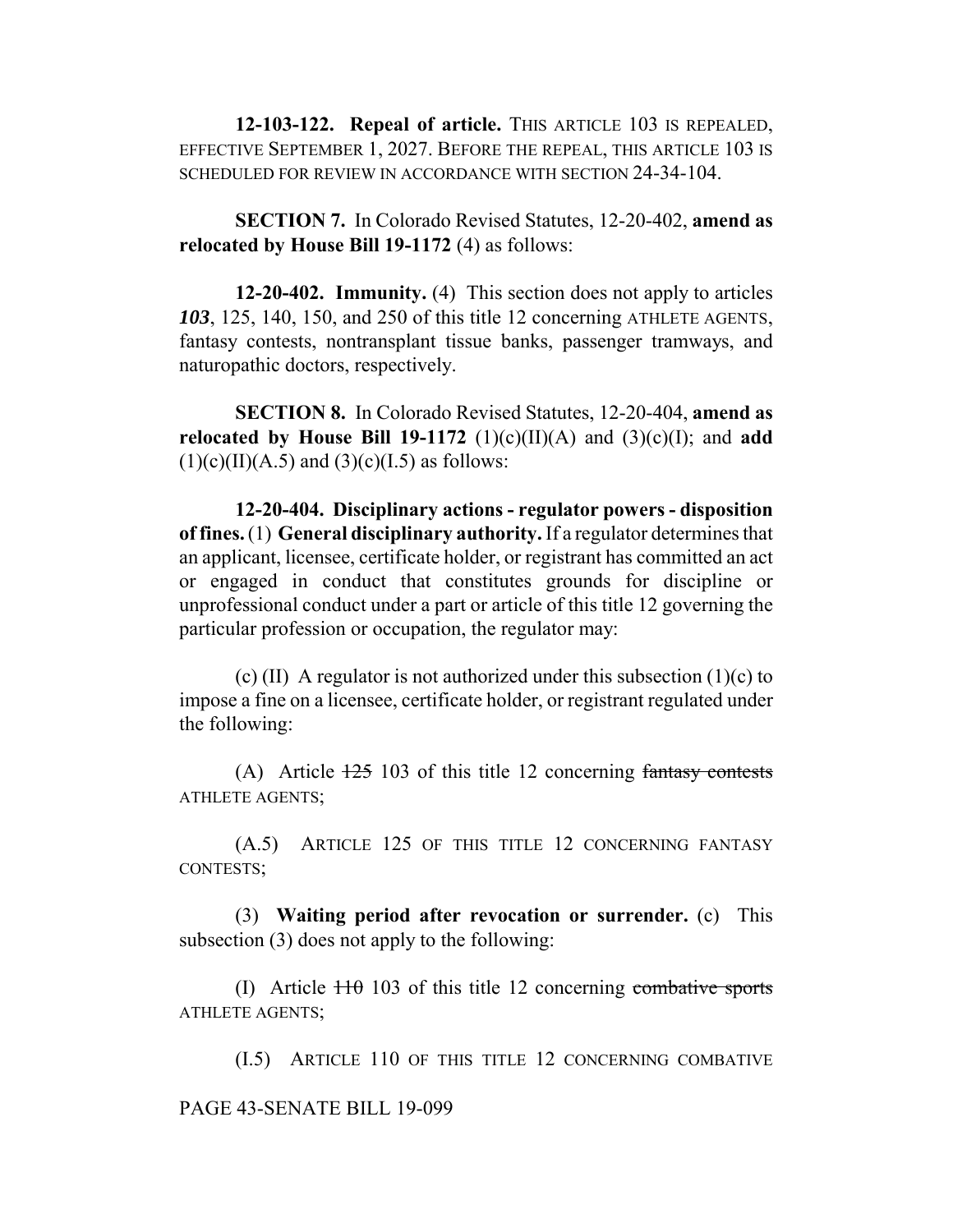**12-103-122. Repeal of article.** THIS ARTICLE 103 IS REPEALED, EFFECTIVE SEPTEMBER 1, 2027. BEFORE THE REPEAL, THIS ARTICLE 103 IS SCHEDULED FOR REVIEW IN ACCORDANCE WITH SECTION 24-34-104.

**SECTION 7.** In Colorado Revised Statutes, 12-20-402, **amend as relocated by House Bill 19-1172** (4) as follows:

**12-20-402. Immunity.** (4) This section does not apply to articles ***103***, 125, 140, 150, and 250 of this title 12 concerning ATHLETE AGENTS, fantasy contests, nontransplant tissue banks, passenger tramways, and naturopathic doctors, respectively.

**SECTION 8.** In Colorado Revised Statutes, 12-20-404, **amend as relocated by House Bill 19-1172** (1)(c)(II)(A) and (3)(c)(I); and **add** (1)(c)(II)(A.5) and (3)(c)(I.5) as follows:

**12-20-404. Disciplinary actions - regulator powers - disposition of fines.** (1) **General disciplinary authority.** If a regulator determines that an applicant, licensee, certificate holder, or registrant has committed an act or engaged in conduct that constitutes grounds for discipline or unprofessional conduct under a part or article of this title 12 governing the particular profession or occupation, the regulator may:

(c) (II) A regulator is not authorized under this subsection (1)(c) to impose a fine on a licensee, certificate holder, or registrant regulated under the following:

(A) Article ~~125~~ 103 of this title 12 concerning ~~fantasy contests~~ ATHLETE AGENTS;

(A.5) ARTICLE 125 OF THIS TITLE 12 CONCERNING FANTASY CONTESTS;

(3) **Waiting period after revocation or surrender.** (c) This subsection (3) does not apply to the following:

(I) Article ~~110~~ 103 of this title 12 concerning ~~combative sports~~ ATHLETE AGENTS;

(I.5) ARTICLE 110 OF THIS TITLE 12 CONCERNING COMBATIVE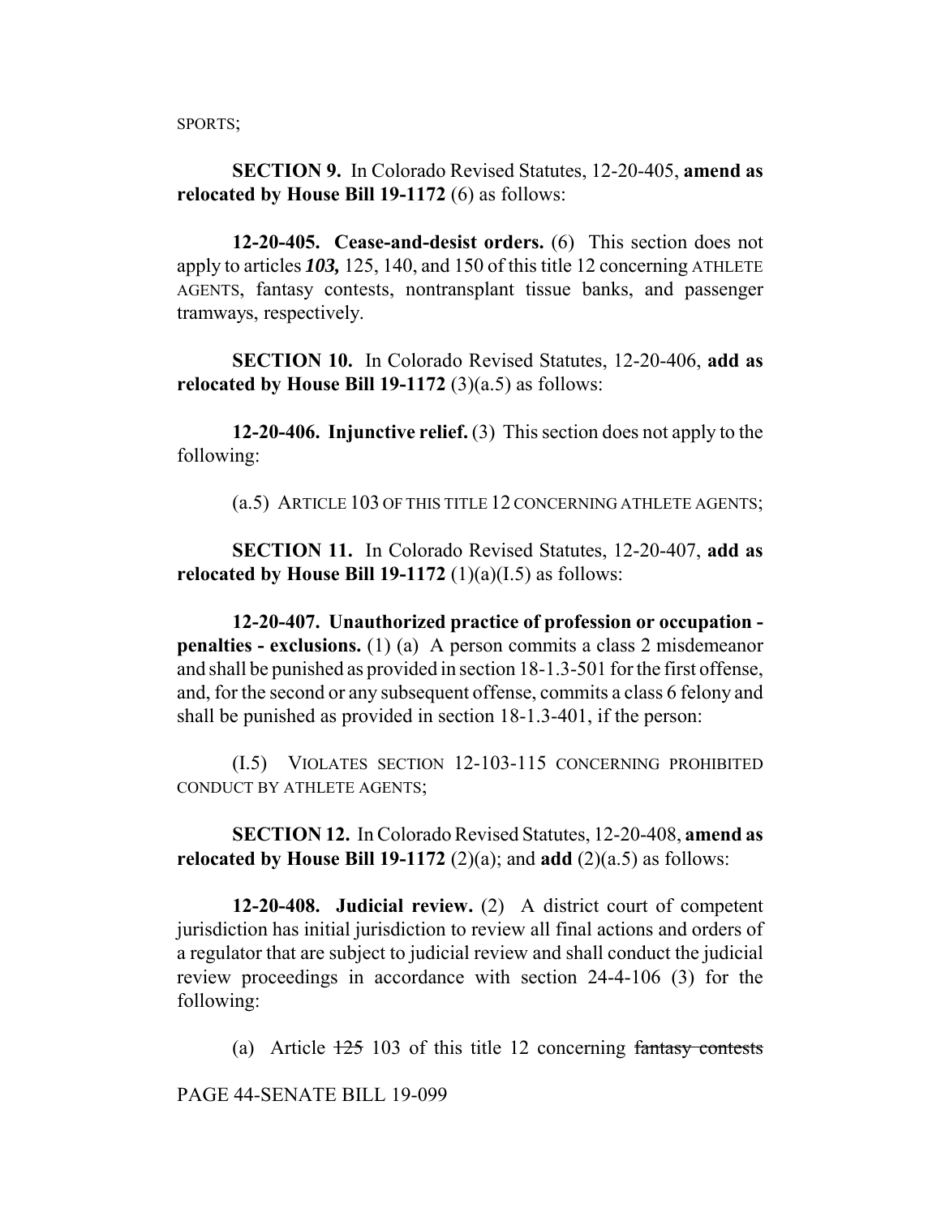SPORTS;

**SECTION 9.** In Colorado Revised Statutes, 12-20-405, **amend as relocated by House Bill 19-1172** (6) as follows:

**12-20-405. Cease-and-desist orders.** (6) This section does not apply to articles ***103,*** 125, 140, and 150 of this title 12 concerning ATHLETE AGENTS, fantasy contests, nontransplant tissue banks, and passenger tramways, respectively.

**SECTION 10.** In Colorado Revised Statutes, 12-20-406, **add as relocated by House Bill 19-1172** (3)(a.5) as follows:

**12-20-406. Injunctive relief.** (3) This section does not apply to the following:

(a.5) ARTICLE 103 OF THIS TITLE 12 CONCERNING ATHLETE AGENTS;

**SECTION 11.** In Colorado Revised Statutes, 12-20-407, **add as relocated by House Bill 19-1172** (1)(a)(I.5) as follows:

**12-20-407. Unauthorized practice of profession or occupation - penalties - exclusions.** (1) (a) A person commits a class 2 misdemeanor and shall be punished as provided in section 18-1.3-501 for the first offense, and, for the second or any subsequent offense, commits a class 6 felony and shall be punished as provided in section 18-1.3-401, if the person:

(I.5) VIOLATES SECTION 12-103-115 CONCERNING PROHIBITED CONDUCT BY ATHLETE AGENTS;

**SECTION 12.** In Colorado Revised Statutes, 12-20-408, **amend as relocated by House Bill 19-1172** (2)(a); and **add** (2)(a.5) as follows:

**12-20-408. Judicial review.** (2) A district court of competent jurisdiction has initial jurisdiction to review all final actions and orders of a regulator that are subject to judicial review and shall conduct the judicial review proceedings in accordance with section 24-4-106 (3) for the following:

(a) Article ~~125~~ 103 of this title 12 concerning ~~fantasy contests~~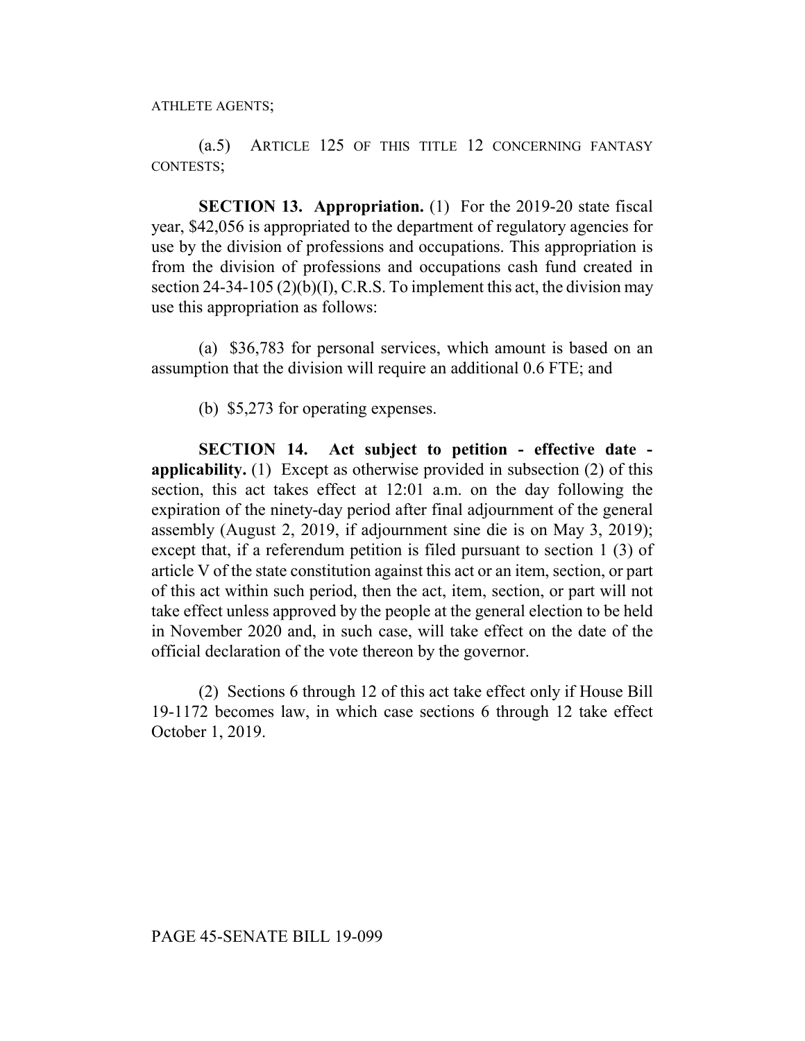ATHLETE AGENTS;

(a.5) ARTICLE 125 OF THIS TITLE 12 CONCERNING FANTASY CONTESTS;

**SECTION 13. Appropriation.** (1) For the 2019-20 state fiscal year, $42,056 is appropriated to the department of regulatory agencies for use by the division of professions and occupations. This appropriation is from the division of professions and occupations cash fund created in section 24-34-105 (2)(b)(I), C.R.S. To implement this act, the division may use this appropriation as follows:

(a) $36,783 for personal services, which amount is based on an assumption that the division will require an additional 0.6 FTE; and

(b) $5,273 for operating expenses.

**SECTION 14. Act subject to petition - effective date - applicability.** (1) Except as otherwise provided in subsection (2) of this section, this act takes effect at 12:01 a.m. on the day following the expiration of the ninety-day period after final adjournment of the general assembly (August 2, 2019, if adjournment sine die is on May 3, 2019); except that, if a referendum petition is filed pursuant to section 1 (3) of article V of the state constitution against this act or an item, section, or part of this act within such period, then the act, item, section, or part will not take effect unless approved by the people at the general election to be held in November 2020 and, in such case, will take effect on the date of the official declaration of the vote thereon by the governor.

(2) Sections 6 through 12 of this act take effect only if House Bill 19-1172 becomes law, in which case sections 6 through 12 take effect October 1, 2019.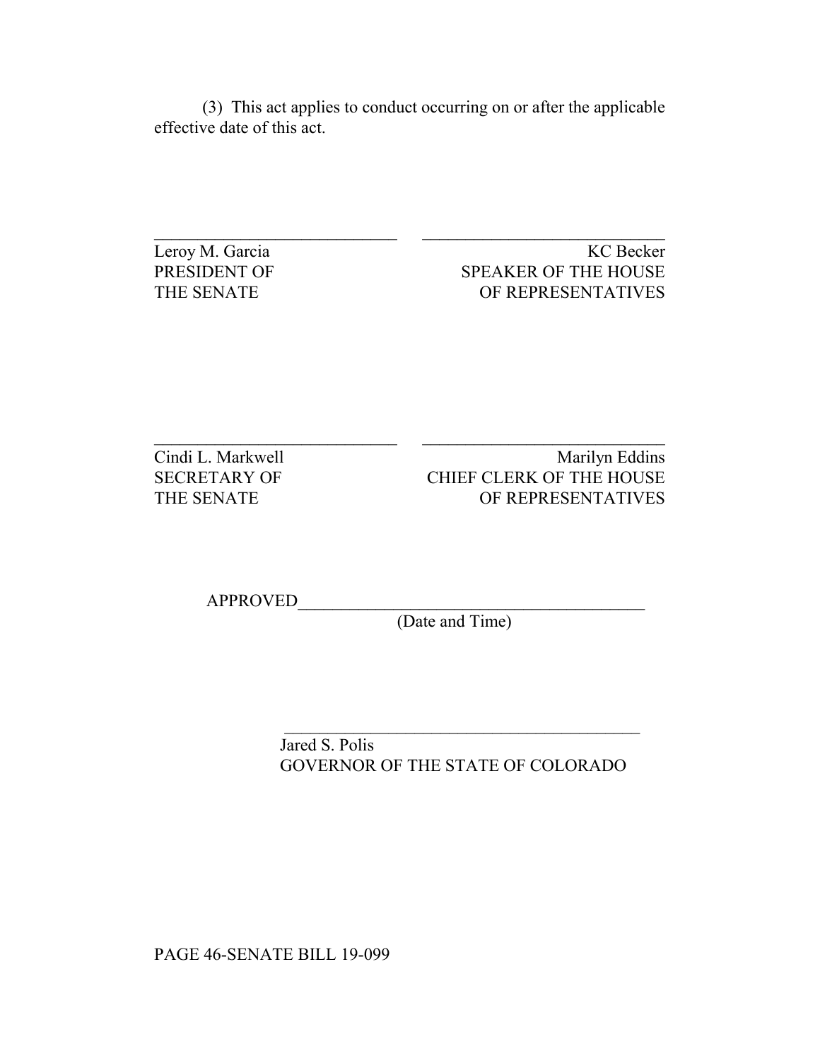(3) This act applies to conduct occurring on or after the applicable effective date of this act.

| | |
|---|---|
| \_\_\_\_\_\_\_\_\_\_\_\_\_\_\_\_\_\_\_\_\_\_\_\_\_\_\_\_ | \_\_\_\_\_\_\_\_\_\_\_\_\_\_\_\_\_\_\_\_\_\_\_\_\_\_\_\_ |
| Leroy M. Garcia | KC Becker |
| PRESIDENT OF THE SENATE | SPEAKER OF THE HOUSE OF REPRESENTATIVES |
| \_\_\_\_\_\_\_\_\_\_\_\_\_\_\_\_\_\_\_\_\_\_\_\_\_\_\_\_ | \_\_\_\_\_\_\_\_\_\_\_\_\_\_\_\_\_\_\_\_\_\_\_\_\_\_\_\_ |
| Cindi L. Markwell | Marilyn Eddins |
| SECRETARY OF THE SENATE | CHIEF CLERK OF THE HOUSE OF REPRESENTATIVES |

APPROVED\_\_\_\_\_\_\_\_\_\_\_\_\_\_\_\_\_\_\_\_\_\_\_\_\_\_\_\_\_\_\_\_\_\_\_\_\_\_\_\_

(Date and Time)

\_\_\_\_\_\_\_\_\_\_\_\_\_\_\_\_\_\_\_\_\_\_\_\_\_\_\_\_\_\_\_\_\_\_\_\_\_\_\_\_\_\_

Jared S. Polis

GOVERNOR OF THE STATE OF COLORADO